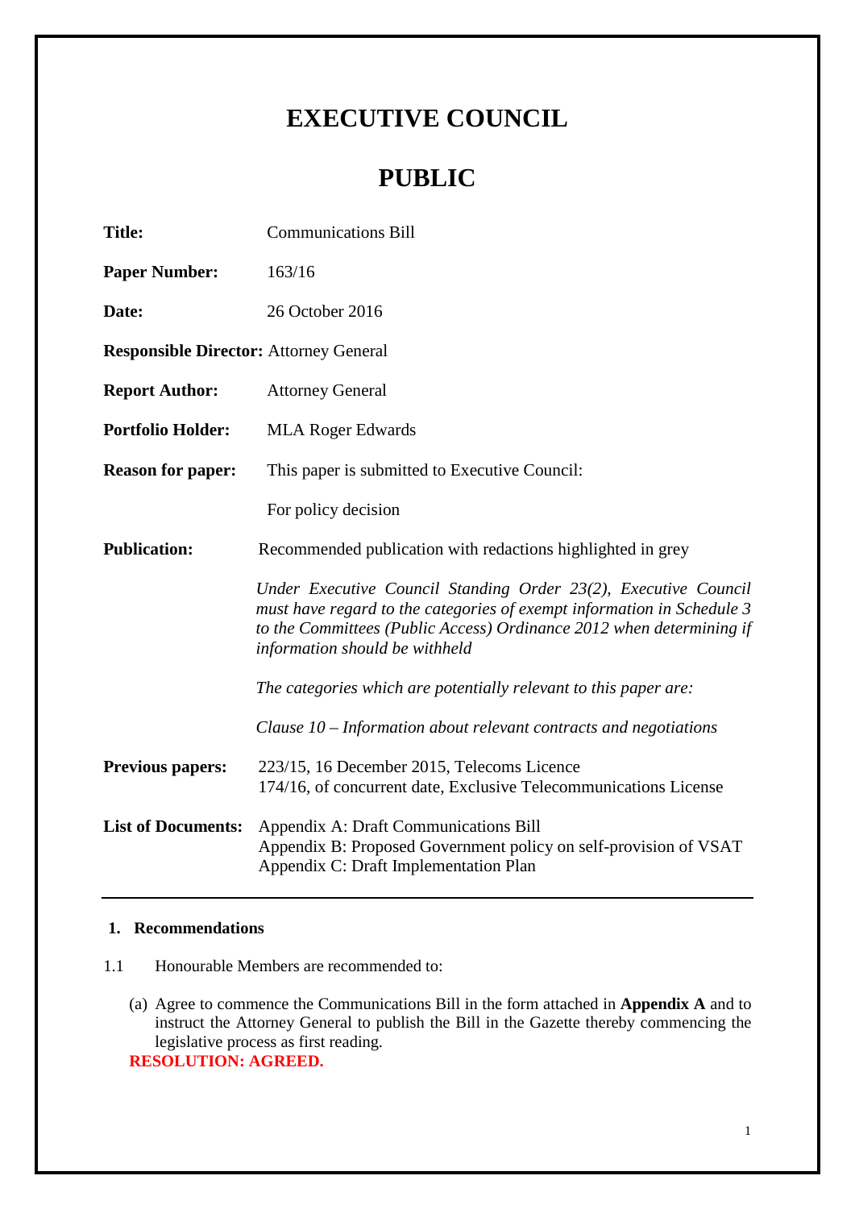# EXECUTIVE COUNCIL

# PUBLIC

| | |
|---|---|
| **Title:** | Communications Bill |
| **Paper Number:** | 163/16 |
| **Date:** | 26 October 2016 |
| **Responsible Director:** | Attorney General |
| **Report Author:** | Attorney General |
| **Portfolio Holder:** | MLA Roger Edwards |
| **Reason for paper:** | This paper is submitted to Executive Council:<br><br>For policy decision |
| **Publication:** | Recommended publication with redactions highlighted in grey<br><br>*Under Executive Council Standing Order 23(2), Executive Council must have regard to the categories of exempt information in Schedule 3 to the Committees (Public Access) Ordinance 2012 when determining if information should be withheld*<br><br>*The categories which are potentially relevant to this paper are:*<br><br>*Clause 10 – Information about relevant contracts and negotiations* |
| **Previous papers:** | 223/15, 16 December 2015, Telecoms Licence<br>174/16, of concurrent date, Exclusive Telecommunications License |
| **List of Documents:** | Appendix A: Draft Communications Bill<br>Appendix B: Proposed Government policy on self-provision of VSAT<br>Appendix C: Draft Implementation Plan |

## 1. Recommendations

1.1 Honourable Members are recommended to:

(a) Agree to commence the Communications Bill in the form attached in **Appendix A** and to instruct the Attorney General to publish the Bill in the Gazette thereby commencing the legislative process as first reading.
**RESOLUTION: AGREED.**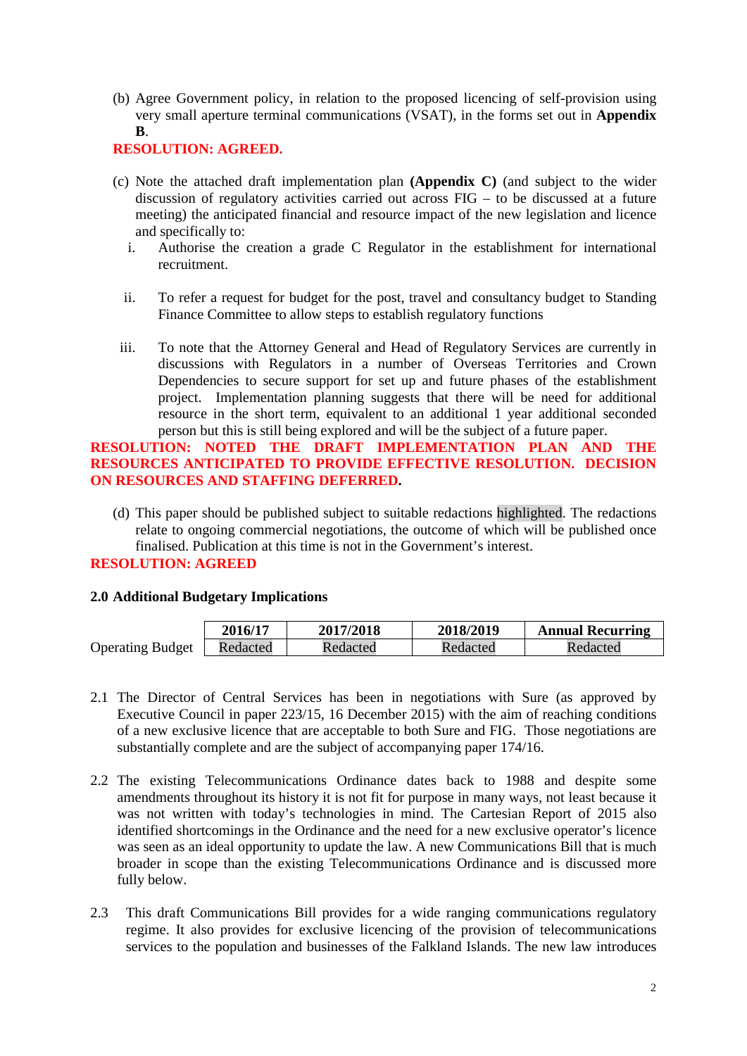(b) Agree Government policy, in relation to the proposed licencing of self-provision using very small aperture terminal communications (VSAT), in the forms set out in **Appendix B**.

**RESOLUTION: AGREED.**

(c) Note the attached draft implementation plan **(Appendix C)** (and subject to the wider discussion of regulatory activities carried out across FIG – to be discussed at a future meeting) the anticipated financial and resource impact of the new legislation and licence and specifically to:

i. Authorise the creation a grade C Regulator in the establishment for international recruitment.

ii. To refer a request for budget for the post, travel and consultancy budget to Standing Finance Committee to allow steps to establish regulatory functions

iii. To note that the Attorney General and Head of Regulatory Services are currently in discussions with Regulators in a number of Overseas Territories and Crown Dependencies to secure support for set up and future phases of the establishment project. Implementation planning suggests that there will be need for additional resource in the short term, equivalent to an additional 1 year additional seconded person but this is still being explored and will be the subject of a future paper.

**RESOLUTION: NOTED THE DRAFT IMPLEMENTATION PLAN AND THE RESOURCES ANTICIPATED TO PROVIDE EFFECTIVE RESOLUTION. DECISION ON RESOURCES AND STAFFING DEFERRED.**

(d) This paper should be published subject to suitable redactions highlighted. The redactions relate to ongoing commercial negotiations, the outcome of which will be published once finalised. Publication at this time is not in the Government's interest.

**RESOLUTION: AGREED**

### 2.0 Additional Budgetary Implications

| | 2016/17 | 2017/2018 | 2018/2019 | Annual Recurring |
|---|---|---|---|---|
| Operating Budget | Redacted | Redacted | Redacted | Redacted |

2.1 The Director of Central Services has been in negotiations with Sure (as approved by Executive Council in paper 223/15, 16 December 2015) with the aim of reaching conditions of a new exclusive licence that are acceptable to both Sure and FIG. Those negotiations are substantially complete and are the subject of accompanying paper 174/16.

2.2 The existing Telecommunications Ordinance dates back to 1988 and despite some amendments throughout its history it is not fit for purpose in many ways, not least because it was not written with today's technologies in mind. The Cartesian Report of 2015 also identified shortcomings in the Ordinance and the need for a new exclusive operator's licence was seen as an ideal opportunity to update the law. A new Communications Bill that is much broader in scope than the existing Telecommunications Ordinance and is discussed more fully below.

2.3 This draft Communications Bill provides for a wide ranging communications regulatory regime. It also provides for exclusive licencing of the provision of telecommunications services to the population and businesses of the Falkland Islands. The new law introduces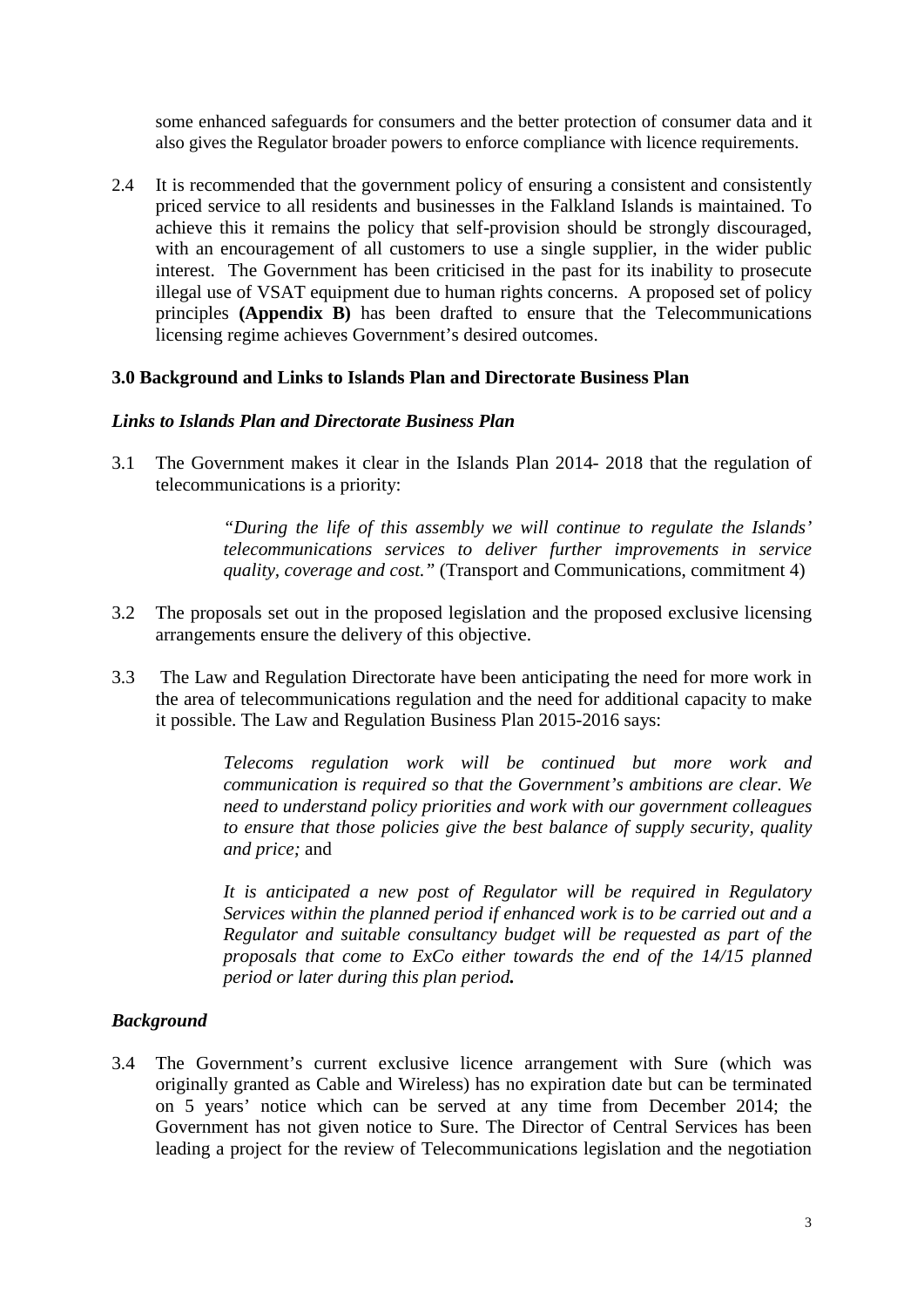some enhanced safeguards for consumers and the better protection of consumer data and it also gives the Regulator broader powers to enforce compliance with licence requirements.

2.4 It is recommended that the government policy of ensuring a consistent and consistently priced service to all residents and businesses in the Falkland Islands is maintained. To achieve this it remains the policy that self-provision should be strongly discouraged, with an encouragement of all customers to use a single supplier, in the wider public interest. The Government has been criticised in the past for its inability to prosecute illegal use of VSAT equipment due to human rights concerns. A proposed set of policy principles **(Appendix B)** has been drafted to ensure that the Telecommunications licensing regime achieves Government's desired outcomes.

## 3.0 Background and Links to Islands Plan and Directorate Business Plan

### *Links to Islands Plan and Directorate Business Plan*

3.1 The Government makes it clear in the Islands Plan 2014- 2018 that the regulation of telecommunications is a priority:

> *"During the life of this assembly we will continue to regulate the Islands' telecommunications services to deliver further improvements in service quality, coverage and cost."* (Transport and Communications, commitment 4)

3.2 The proposals set out in the proposed legislation and the proposed exclusive licensing arrangements ensure the delivery of this objective.

3.3 The Law and Regulation Directorate have been anticipating the need for more work in the area of telecommunications regulation and the need for additional capacity to make it possible. The Law and Regulation Business Plan 2015-2016 says:

> *Telecoms regulation work will be continued but more work and communication is required so that the Government's ambitions are clear. We need to understand policy priorities and work with our government colleagues to ensure that those policies give the best balance of supply security, quality and price;* and
>
> *It is anticipated a new post of Regulator will be required in Regulatory Services within the planned period if enhanced work is to be carried out and a Regulator and suitable consultancy budget will be requested as part of the proposals that come to ExCo either towards the end of the 14/15 planned period or later during this plan period.*

### *Background*

3.4 The Government's current exclusive licence arrangement with Sure (which was originally granted as Cable and Wireless) has no expiration date but can be terminated on 5 years' notice which can be served at any time from December 2014; the Government has not given notice to Sure. The Director of Central Services has been leading a project for the review of Telecommunications legislation and the negotiation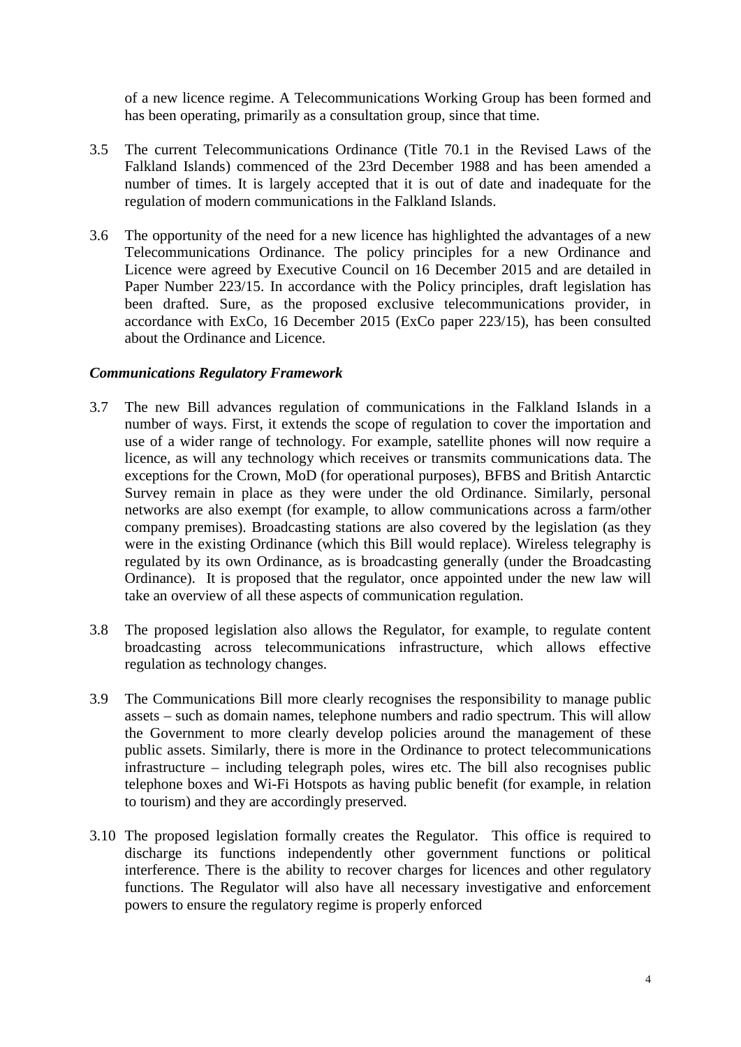of a new licence regime. A Telecommunications Working Group has been formed and has been operating, primarily as a consultation group, since that time.

3.5 The current Telecommunications Ordinance (Title 70.1 in the Revised Laws of the Falkland Islands) commenced of the 23rd December 1988 and has been amended a number of times. It is largely accepted that it is out of date and inadequate for the regulation of modern communications in the Falkland Islands.

3.6 The opportunity of the need for a new licence has highlighted the advantages of a new Telecommunications Ordinance. The policy principles for a new Ordinance and Licence were agreed by Executive Council on 16 December 2015 and are detailed in Paper Number 223/15. In accordance with the Policy principles, draft legislation has been drafted. Sure, as the proposed exclusive telecommunications provider, in accordance with ExCo, 16 December 2015 (ExCo paper 223/15), has been consulted about the Ordinance and Licence.

***Communications Regulatory Framework***

3.7 The new Bill advances regulation of communications in the Falkland Islands in a number of ways. First, it extends the scope of regulation to cover the importation and use of a wider range of technology. For example, satellite phones will now require a licence, as will any technology which receives or transmits communications data. The exceptions for the Crown, MoD (for operational purposes), BFBS and British Antarctic Survey remain in place as they were under the old Ordinance. Similarly, personal networks are also exempt (for example, to allow communications across a farm/other company premises). Broadcasting stations are also covered by the legislation (as they were in the existing Ordinance (which this Bill would replace). Wireless telegraphy is regulated by its own Ordinance, as is broadcasting generally (under the Broadcasting Ordinance). It is proposed that the regulator, once appointed under the new law will take an overview of all these aspects of communication regulation.

3.8 The proposed legislation also allows the Regulator, for example, to regulate content broadcasting across telecommunications infrastructure, which allows effective regulation as technology changes.

3.9 The Communications Bill more clearly recognises the responsibility to manage public assets – such as domain names, telephone numbers and radio spectrum. This will allow the Government to more clearly develop policies around the management of these public assets. Similarly, there is more in the Ordinance to protect telecommunications infrastructure – including telegraph poles, wires etc. The bill also recognises public telephone boxes and Wi-Fi Hotspots as having public benefit (for example, in relation to tourism) and they are accordingly preserved.

3.10 The proposed legislation formally creates the Regulator. This office is required to discharge its functions independently other government functions or political interference. There is the ability to recover charges for licences and other regulatory functions. The Regulator will also have all necessary investigative and enforcement powers to ensure the regulatory regime is properly enforced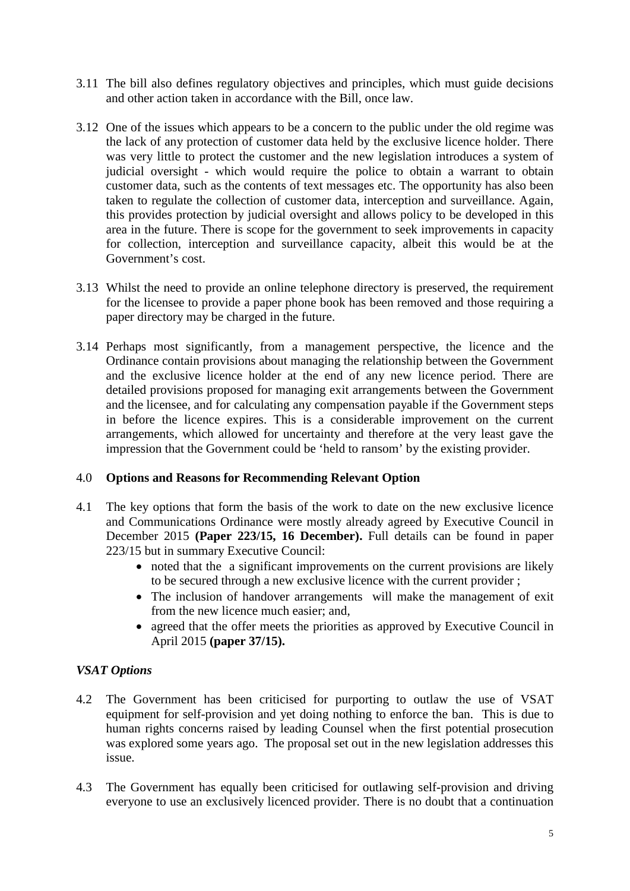3.11 The bill also defines regulatory objectives and principles, which must guide decisions and other action taken in accordance with the Bill, once law.

3.12 One of the issues which appears to be a concern to the public under the old regime was the lack of any protection of customer data held by the exclusive licence holder. There was very little to protect the customer and the new legislation introduces a system of judicial oversight - which would require the police to obtain a warrant to obtain customer data, such as the contents of text messages etc. The opportunity has also been taken to regulate the collection of customer data, interception and surveillance. Again, this provides protection by judicial oversight and allows policy to be developed in this area in the future. There is scope for the government to seek improvements in capacity for collection, interception and surveillance capacity, albeit this would be at the Government's cost.

3.13 Whilst the need to provide an online telephone directory is preserved, the requirement for the licensee to provide a paper phone book has been removed and those requiring a paper directory may be charged in the future.

3.14 Perhaps most significantly, from a management perspective, the licence and the Ordinance contain provisions about managing the relationship between the Government and the exclusive licence holder at the end of any new licence period. There are detailed provisions proposed for managing exit arrangements between the Government and the licensee, and for calculating any compensation payable if the Government steps in before the licence expires. This is a considerable improvement on the current arrangements, which allowed for uncertainty and therefore at the very least gave the impression that the Government could be 'held to ransom' by the existing provider.

## 4.0 Options and Reasons for Recommending Relevant Option

4.1 The key options that form the basis of the work to date on the new exclusive licence and Communications Ordinance were mostly already agreed by Executive Council in December 2015 **(Paper 223/15, 16 December).** Full details can be found in paper 223/15 but in summary Executive Council:

- noted that the a significant improvements on the current provisions are likely to be secured through a new exclusive licence with the current provider ;
- The inclusion of handover arrangements will make the management of exit from the new licence much easier; and,
- agreed that the offer meets the priorities as approved by Executive Council in April 2015 **(paper 37/15).**

### *VSAT Options*

4.2 The Government has been criticised for purporting to outlaw the use of VSAT equipment for self-provision and yet doing nothing to enforce the ban. This is due to human rights concerns raised by leading Counsel when the first potential prosecution was explored some years ago. The proposal set out in the new legislation addresses this issue.

4.3 The Government has equally been criticised for outlawing self-provision and driving everyone to use an exclusively licenced provider. There is no doubt that a continuation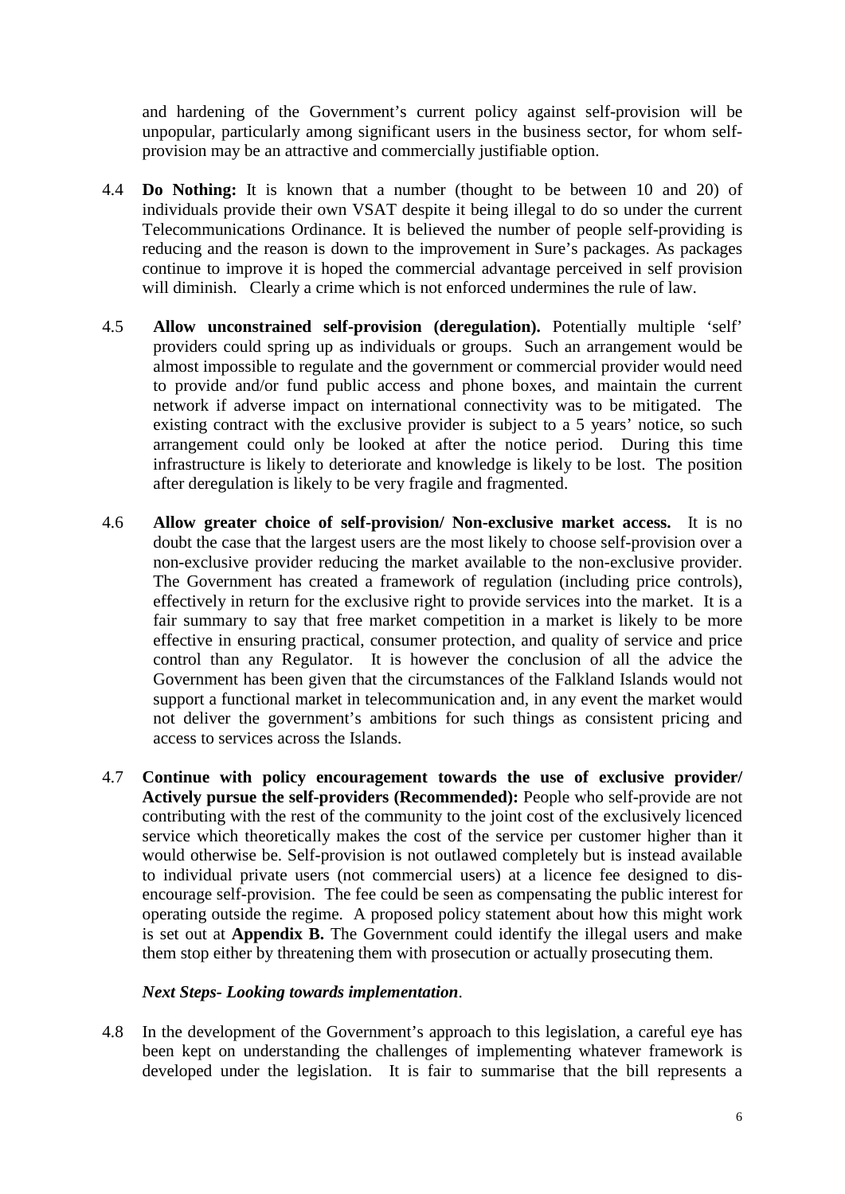and hardening of the Government's current policy against self-provision will be unpopular, particularly among significant users in the business sector, for whom self-provision may be an attractive and commercially justifiable option.

4.4 **Do Nothing:** It is known that a number (thought to be between 10 and 20) of individuals provide their own VSAT despite it being illegal to do so under the current Telecommunications Ordinance. It is believed the number of people self-providing is reducing and the reason is down to the improvement in Sure's packages. As packages continue to improve it is hoped the commercial advantage perceived in self provision will diminish. Clearly a crime which is not enforced undermines the rule of law.

4.5 **Allow unconstrained self-provision (deregulation).** Potentially multiple 'self' providers could spring up as individuals or groups. Such an arrangement would be almost impossible to regulate and the government or commercial provider would need to provide and/or fund public access and phone boxes, and maintain the current network if adverse impact on international connectivity was to be mitigated. The existing contract with the exclusive provider is subject to a 5 years' notice, so such arrangement could only be looked at after the notice period. During this time infrastructure is likely to deteriorate and knowledge is likely to be lost. The position after deregulation is likely to be very fragile and fragmented.

4.6 **Allow greater choice of self-provision/ Non-exclusive market access.** It is no doubt the case that the largest users are the most likely to choose self-provision over a non-exclusive provider reducing the market available to the non-exclusive provider. The Government has created a framework of regulation (including price controls), effectively in return for the exclusive right to provide services into the market. It is a fair summary to say that free market competition in a market is likely to be more effective in ensuring practical, consumer protection, and quality of service and price control than any Regulator. It is however the conclusion of all the advice the Government has been given that the circumstances of the Falkland Islands would not support a functional market in telecommunication and, in any event the market would not deliver the government's ambitions for such things as consistent pricing and access to services across the Islands.

4.7 **Continue with policy encouragement towards the use of exclusive provider/ Actively pursue the self-providers (Recommended):** People who self-provide are not contributing with the rest of the community to the joint cost of the exclusively licenced service which theoretically makes the cost of the service per customer higher than it would otherwise be. Self-provision is not outlawed completely but is instead available to individual private users (not commercial users) at a licence fee designed to dis-encourage self-provision. The fee could be seen as compensating the public interest for operating outside the regime. A proposed policy statement about how this might work is set out at **Appendix B.** The Government could identify the illegal users and make them stop either by threatening them with prosecution or actually prosecuting them.

***Next Steps- Looking towards implementation***.

4.8 In the development of the Government's approach to this legislation, a careful eye has been kept on understanding the challenges of implementing whatever framework is developed under the legislation. It is fair to summarise that the bill represents a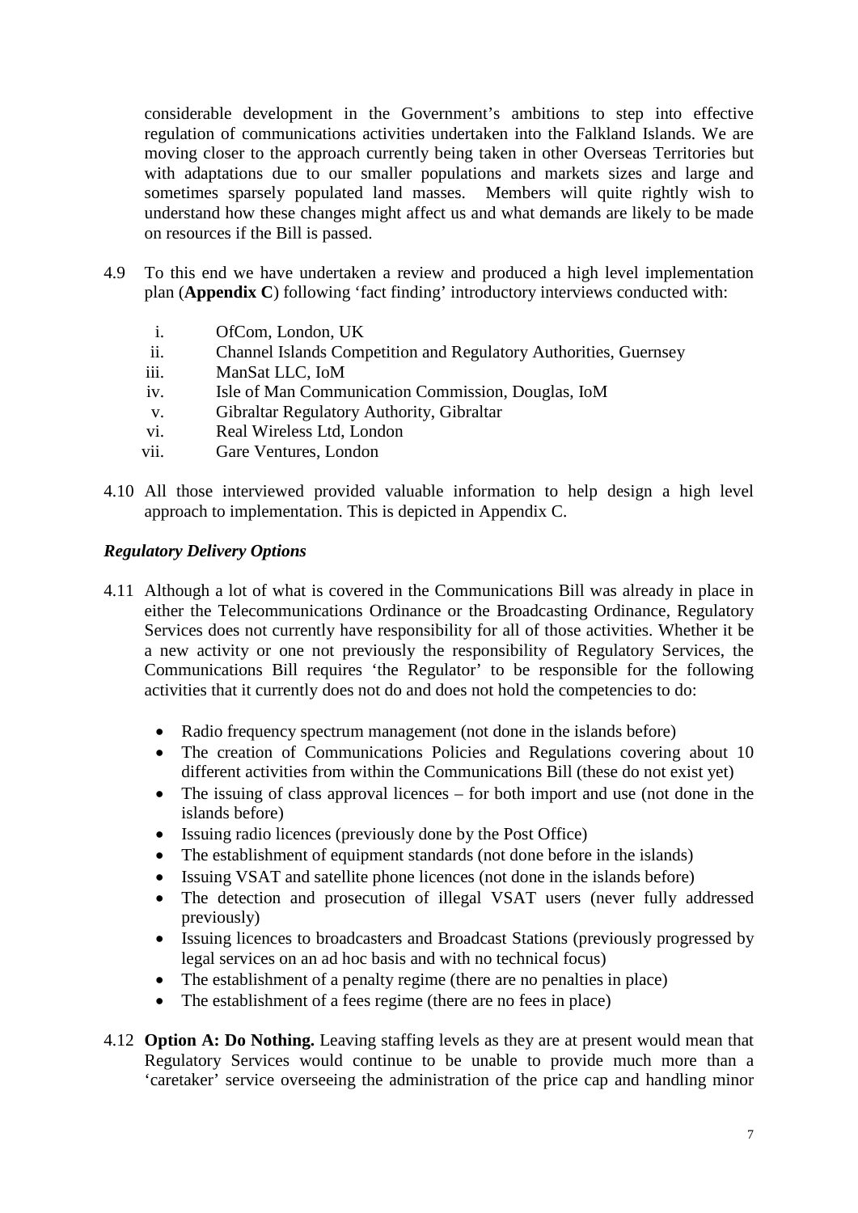considerable development in the Government's ambitions to step into effective regulation of communications activities undertaken into the Falkland Islands. We are moving closer to the approach currently being taken in other Overseas Territories but with adaptations due to our smaller populations and markets sizes and large and sometimes sparsely populated land masses. Members will quite rightly wish to understand how these changes might affect us and what demands are likely to be made on resources if the Bill is passed.

4.9 To this end we have undertaken a review and produced a high level implementation plan (**Appendix C**) following 'fact finding' introductory interviews conducted with:

i. OfCom, London, UK
ii. Channel Islands Competition and Regulatory Authorities, Guernsey
iii. ManSat LLC, IoM
iv. Isle of Man Communication Commission, Douglas, IoM
v. Gibraltar Regulatory Authority, Gibraltar
vi. Real Wireless Ltd, London
vii. Gare Ventures, London

4.10 All those interviewed provided valuable information to help design a high level approach to implementation. This is depicted in Appendix C.

***Regulatory Delivery Options***

4.11 Although a lot of what is covered in the Communications Bill was already in place in either the Telecommunications Ordinance or the Broadcasting Ordinance, Regulatory Services does not currently have responsibility for all of those activities. Whether it be a new activity or one not previously the responsibility of Regulatory Services, the Communications Bill requires 'the Regulator' to be responsible for the following activities that it currently does not do and does not hold the competencies to do:

- Radio frequency spectrum management (not done in the islands before)
- The creation of Communications Policies and Regulations covering about 10 different activities from within the Communications Bill (these do not exist yet)
- The issuing of class approval licences – for both import and use (not done in the islands before)
- Issuing radio licences (previously done by the Post Office)
- The establishment of equipment standards (not done before in the islands)
- Issuing VSAT and satellite phone licences (not done in the islands before)
- The detection and prosecution of illegal VSAT users (never fully addressed previously)
- Issuing licences to broadcasters and Broadcast Stations (previously progressed by legal services on an ad hoc basis and with no technical focus)
- The establishment of a penalty regime (there are no penalties in place)
- The establishment of a fees regime (there are no fees in place)

4.12 **Option A: Do Nothing.** Leaving staffing levels as they are at present would mean that Regulatory Services would continue to be unable to provide much more than a 'caretaker' service overseeing the administration of the price cap and handling minor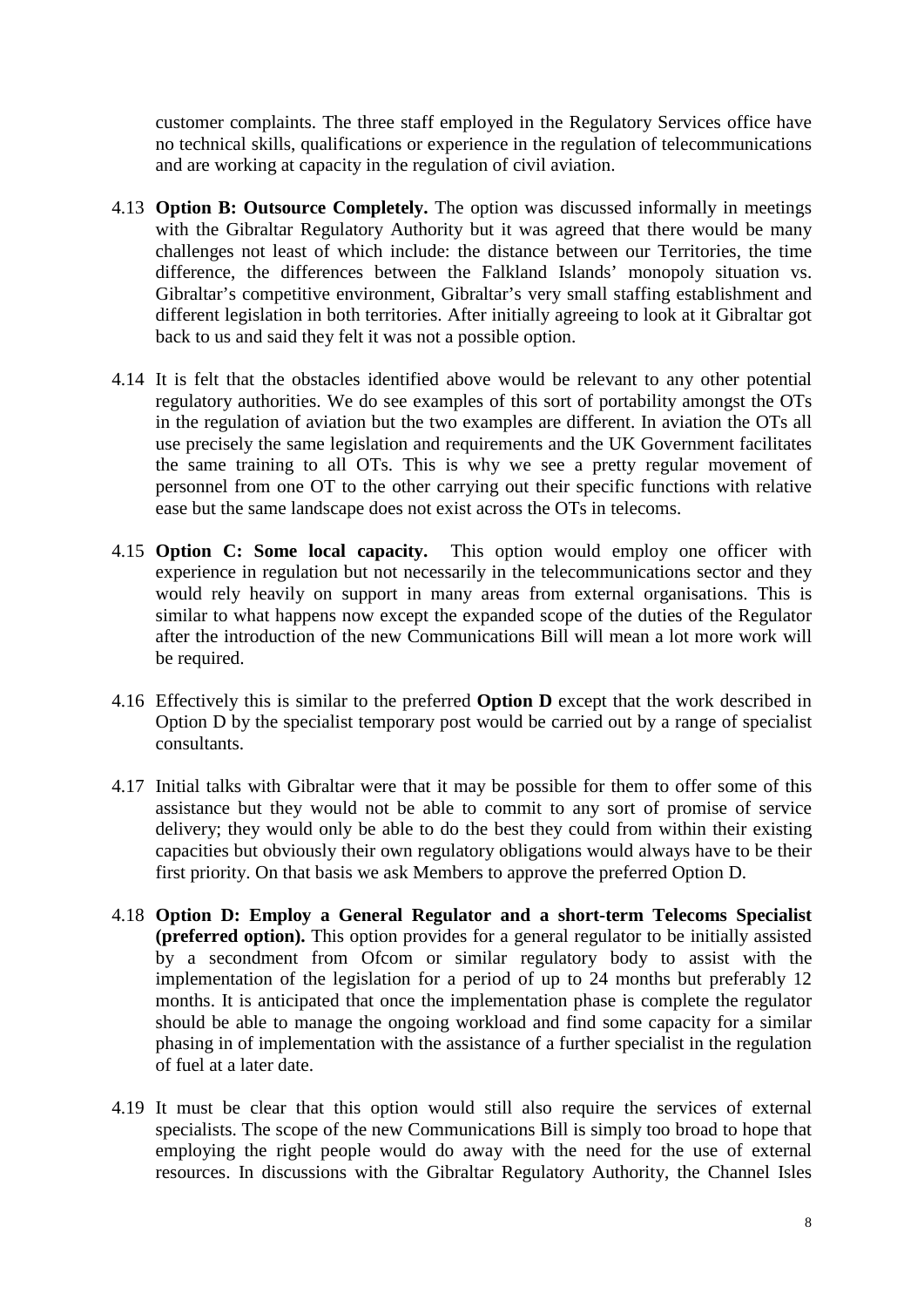customer complaints. The three staff employed in the Regulatory Services office have no technical skills, qualifications or experience in the regulation of telecommunications and are working at capacity in the regulation of civil aviation.

4.13 **Option B: Outsource Completely.** The option was discussed informally in meetings with the Gibraltar Regulatory Authority but it was agreed that there would be many challenges not least of which include: the distance between our Territories, the time difference, the differences between the Falkland Islands' monopoly situation vs. Gibraltar's competitive environment, Gibraltar's very small staffing establishment and different legislation in both territories. After initially agreeing to look at it Gibraltar got back to us and said they felt it was not a possible option.

4.14 It is felt that the obstacles identified above would be relevant to any other potential regulatory authorities. We do see examples of this sort of portability amongst the OTs in the regulation of aviation but the two examples are different. In aviation the OTs all use precisely the same legislation and requirements and the UK Government facilitates the same training to all OTs. This is why we see a pretty regular movement of personnel from one OT to the other carrying out their specific functions with relative ease but the same landscape does not exist across the OTs in telecoms.

4.15 **Option C: Some local capacity.** This option would employ one officer with experience in regulation but not necessarily in the telecommunications sector and they would rely heavily on support in many areas from external organisations. This is similar to what happens now except the expanded scope of the duties of the Regulator after the introduction of the new Communications Bill will mean a lot more work will be required.

4.16 Effectively this is similar to the preferred **Option D** except that the work described in Option D by the specialist temporary post would be carried out by a range of specialist consultants.

4.17 Initial talks with Gibraltar were that it may be possible for them to offer some of this assistance but they would not be able to commit to any sort of promise of service delivery; they would only be able to do the best they could from within their existing capacities but obviously their own regulatory obligations would always have to be their first priority. On that basis we ask Members to approve the preferred Option D.

4.18 **Option D: Employ a General Regulator and a short-term Telecoms Specialist (preferred option).** This option provides for a general regulator to be initially assisted by a secondment from Ofcom or similar regulatory body to assist with the implementation of the legislation for a period of up to 24 months but preferably 12 months. It is anticipated that once the implementation phase is complete the regulator should be able to manage the ongoing workload and find some capacity for a similar phasing in of implementation with the assistance of a further specialist in the regulation of fuel at a later date.

4.19 It must be clear that this option would still also require the services of external specialists. The scope of the new Communications Bill is simply too broad to hope that employing the right people would do away with the need for the use of external resources. In discussions with the Gibraltar Regulatory Authority, the Channel Isles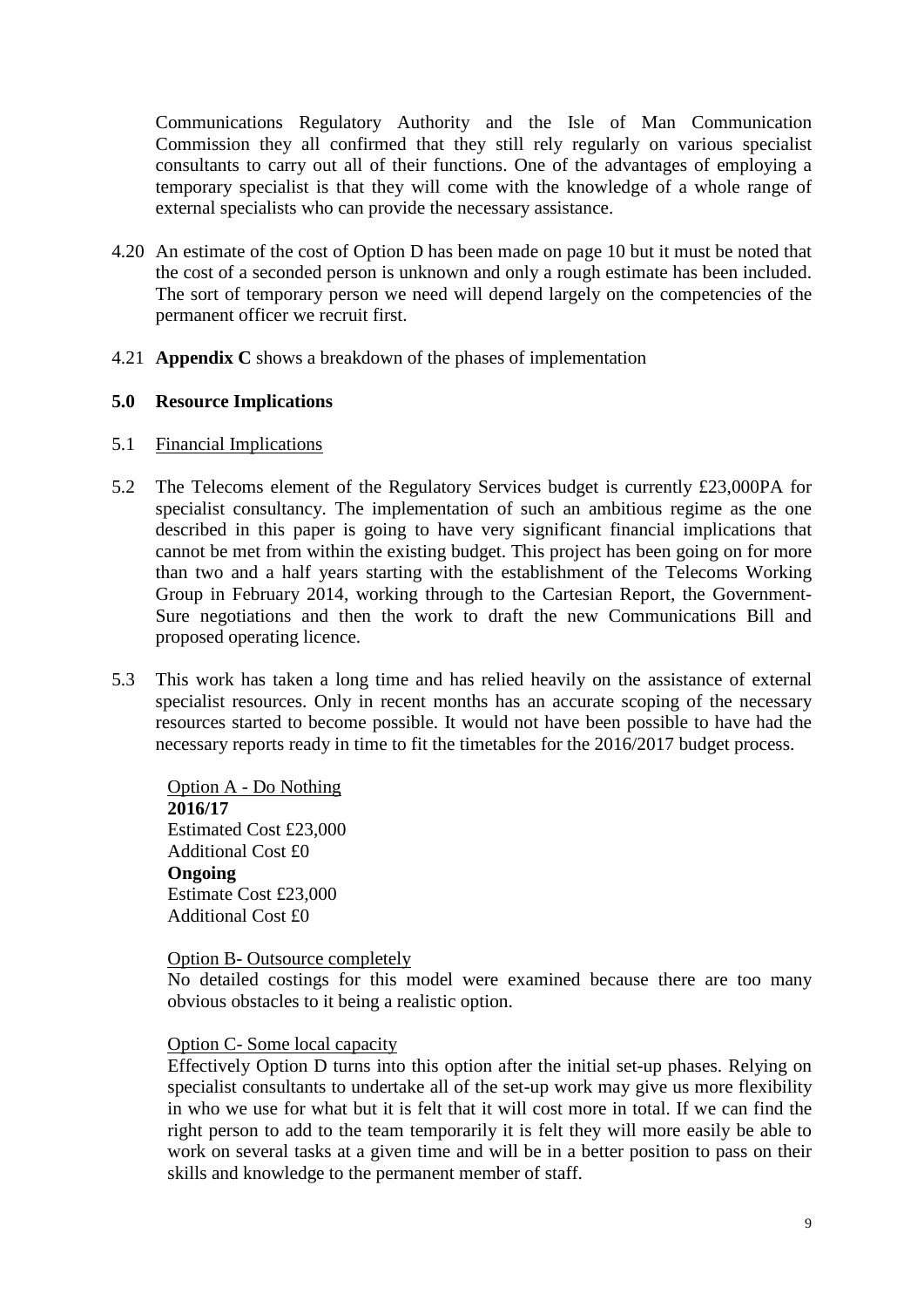Communications Regulatory Authority and the Isle of Man Communication Commission they all confirmed that they still rely regularly on various specialist consultants to carry out all of their functions. One of the advantages of employing a temporary specialist is that they will come with the knowledge of a whole range of external specialists who can provide the necessary assistance.

4.20 An estimate of the cost of Option D has been made on page 10 but it must be noted that the cost of a seconded person is unknown and only a rough estimate has been included. The sort of temporary person we need will depend largely on the competencies of the permanent officer we recruit first.

4.21 **Appendix C** shows a breakdown of the phases of implementation

## 5.0 Resource Implications

5.1 Financial Implications

5.2 The Telecoms element of the Regulatory Services budget is currently £23,000PA for specialist consultancy. The implementation of such an ambitious regime as the one described in this paper is going to have very significant financial implications that cannot be met from within the existing budget. This project has been going on for more than two and a half years starting with the establishment of the Telecoms Working Group in February 2014, working through to the Cartesian Report, the Government-Sure negotiations and then the work to draft the new Communications Bill and proposed operating licence.

5.3 This work has taken a long time and has relied heavily on the assistance of external specialist resources. Only in recent months has an accurate scoping of the necessary resources started to become possible. It would not have been possible to have had the necessary reports ready in time to fit the timetables for the 2016/2017 budget process.

Option A - Do Nothing
**2016/17**
Estimated Cost £23,000
Additional Cost £0
**Ongoing**
Estimate Cost £23,000
Additional Cost £0

Option B- Outsource completely
No detailed costings for this model were examined because there are too many obvious obstacles to it being a realistic option.

Option C- Some local capacity
Effectively Option D turns into this option after the initial set-up phases. Relying on specialist consultants to undertake all of the set-up work may give us more flexibility in who we use for what but it is felt that it will cost more in total. If we can find the right person to add to the team temporarily it is felt they will more easily be able to work on several tasks at a given time and will be in a better position to pass on their skills and knowledge to the permanent member of staff.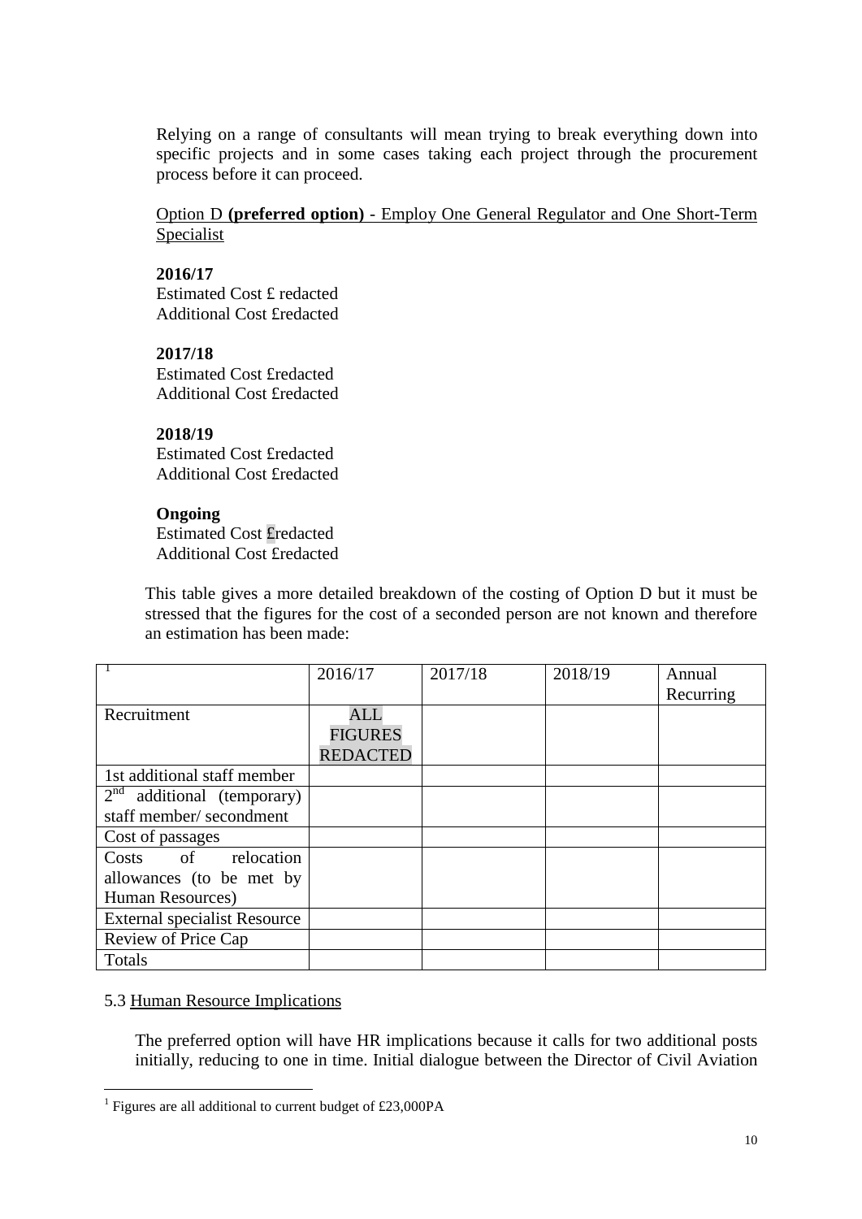Relying on a range of consultants will mean trying to break everything down into specific projects and in some cases taking each project through the procurement process before it can proceed.

Option D **(preferred option)** - Employ One General Regulator and One Short-Term Specialist

**2016/17**
Estimated Cost £ redacted
Additional Cost £redacted

**2017/18**
Estimated Cost £redacted
Additional Cost £redacted

**2018/19**
Estimated Cost £redacted
Additional Cost £redacted

**Ongoing**
Estimated Cost £redacted
Additional Cost £redacted

This table gives a more detailed breakdown of the costing of Option D but it must be stressed that the figures for the cost of a seconded person are not known and therefore an estimation has been made:

| [1] | 2016/17 | 2017/18 | 2018/19 | Annual Recurring |
|---|---|---|---|---|
| Recruitment | ALL FIGURES REDACTED | | | |
| 1st additional staff member | | | | |
| 2nd additional (temporary) staff member/ secondment | | | | |
| Cost of passages | | | | |
| Costs of relocation allowances (to be met by Human Resources) | | | | |
| External specialist Resource | | | | |
| Review of Price Cap | | | | |
| Totals | | | | |

5.3 Human Resource Implications

The preferred option will have HR implications because it calls for two additional posts initially, reducing to one in time. Initial dialogue between the Director of Civil Aviation

[1] Figures are all additional to current budget of £23,000PA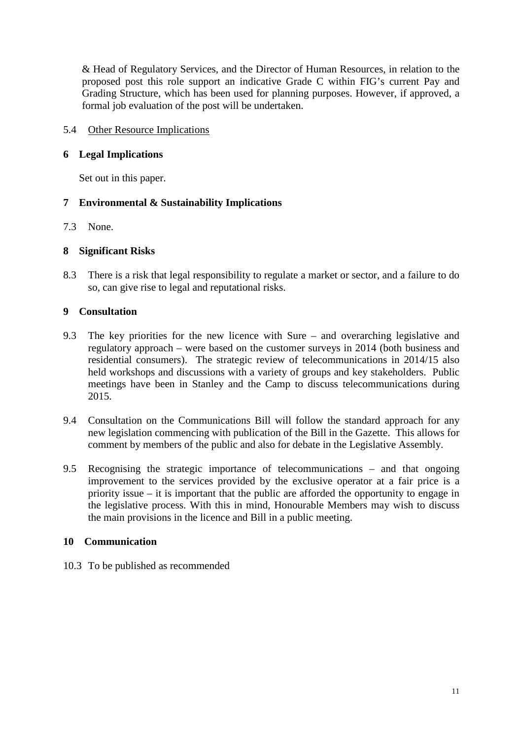& Head of Regulatory Services, and the Director of Human Resources, in relation to the proposed post this role support an indicative Grade C within FIG's current Pay and Grading Structure, which has been used for planning purposes. However, if approved, a formal job evaluation of the post will be undertaken.

5.4 Other Resource Implications

## 6 Legal Implications

Set out in this paper.

## 7 Environmental & Sustainability Implications

7.3 None.

## 8 Significant Risks

8.3 There is a risk that legal responsibility to regulate a market or sector, and a failure to do so, can give rise to legal and reputational risks.

## 9 Consultation

9.3 The key priorities for the new licence with Sure – and overarching legislative and regulatory approach – were based on the customer surveys in 2014 (both business and residential consumers). The strategic review of telecommunications in 2014/15 also held workshops and discussions with a variety of groups and key stakeholders. Public meetings have been in Stanley and the Camp to discuss telecommunications during 2015.

9.4 Consultation on the Communications Bill will follow the standard approach for any new legislation commencing with publication of the Bill in the Gazette. This allows for comment by members of the public and also for debate in the Legislative Assembly.

9.5 Recognising the strategic importance of telecommunications – and that ongoing improvement to the services provided by the exclusive operator at a fair price is a priority issue – it is important that the public are afforded the opportunity to engage in the legislative process. With this in mind, Honourable Members may wish to discuss the main provisions in the licence and Bill in a public meeting.

## 10 Communication

10.3 To be published as recommended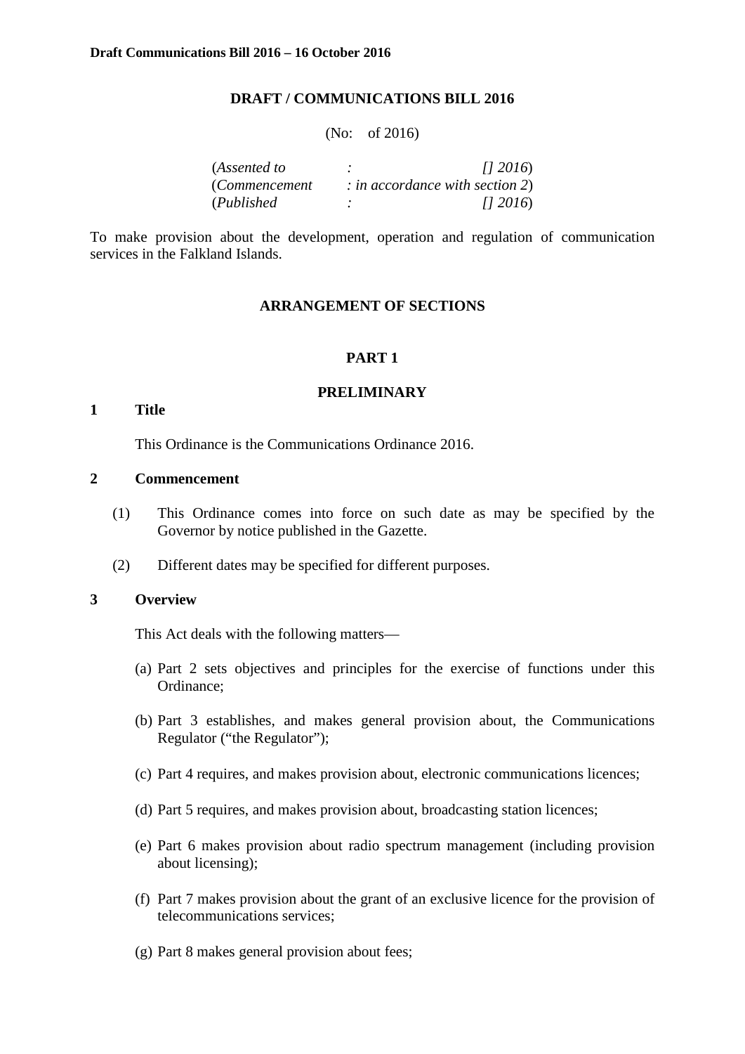**DRAFT / COMMUNICATIONS BILL 2016**

(No: of 2016)

(*Assented to* : *[] 2016*)
(*Commencement* : *in accordance with section 2*)
(*Published* : *[] 2016*)

To make provision about the development, operation and regulation of communication services in the Falkland Islands.

## ARRANGEMENT OF SECTIONS

## PART 1

## PRELIMINARY

**1 Title**

This Ordinance is the Communications Ordinance 2016.

**2 Commencement**

(1) This Ordinance comes into force on such date as may be specified by the Governor by notice published in the Gazette.

(2) Different dates may be specified for different purposes.

**3 Overview**

This Act deals with the following matters—

(a) Part 2 sets objectives and principles for the exercise of functions under this Ordinance;

(b) Part 3 establishes, and makes general provision about, the Communications Regulator ("the Regulator");

(c) Part 4 requires, and makes provision about, electronic communications licences;

(d) Part 5 requires, and makes provision about, broadcasting station licences;

(e) Part 6 makes provision about radio spectrum management (including provision about licensing);

(f) Part 7 makes provision about the grant of an exclusive licence for the provision of telecommunications services;

(g) Part 8 makes general provision about fees;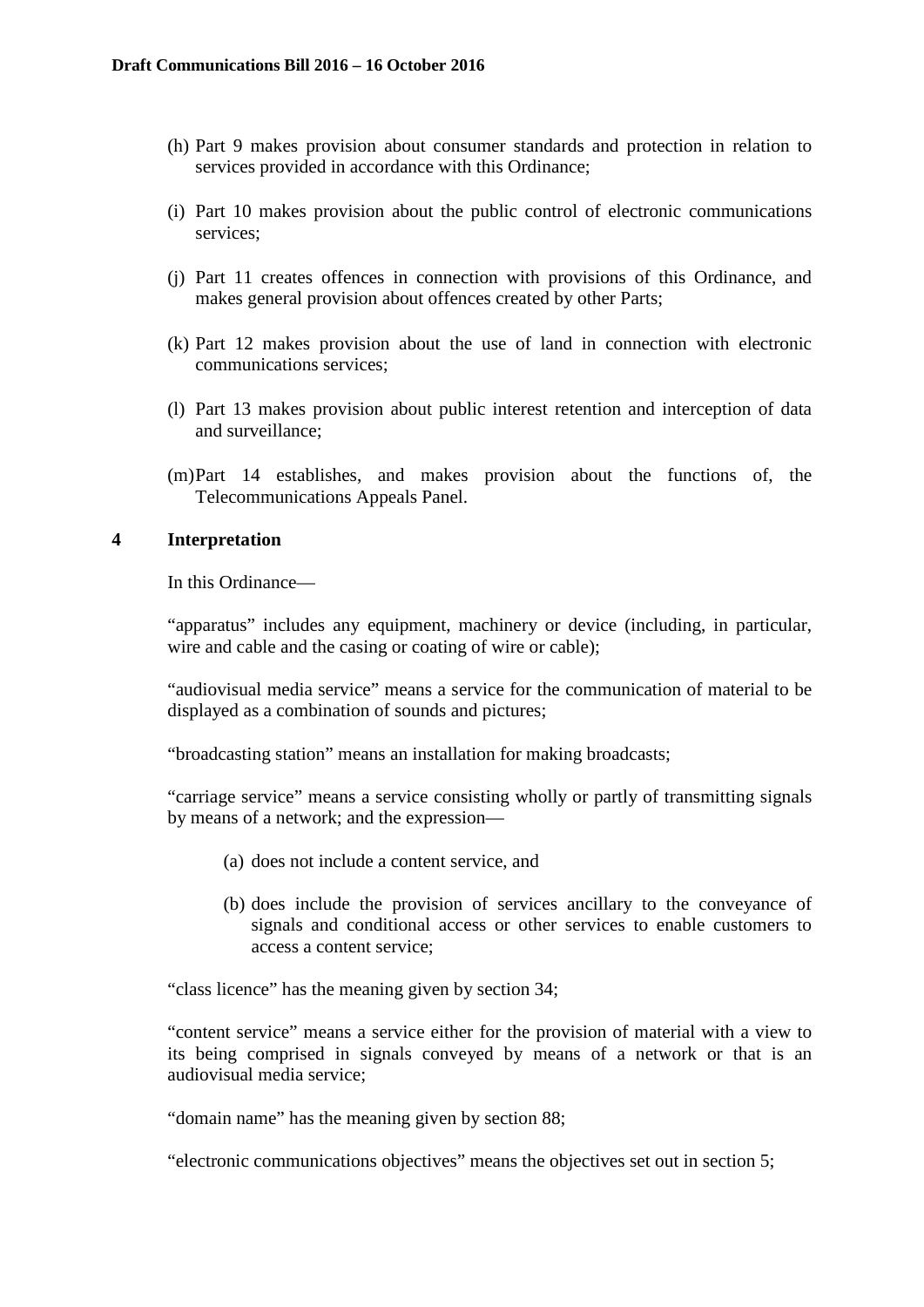(h) Part 9 makes provision about consumer standards and protection in relation to services provided in accordance with this Ordinance;

(i) Part 10 makes provision about the public control of electronic communications services;

(j) Part 11 creates offences in connection with provisions of this Ordinance, and makes general provision about offences created by other Parts;

(k) Part 12 makes provision about the use of land in connection with electronic communications services;

(l) Part 13 makes provision about public interest retention and interception of data and surveillance;

(m) Part 14 establishes, and makes provision about the functions of, the Telecommunications Appeals Panel.

## 4 Interpretation

In this Ordinance—

"apparatus" includes any equipment, machinery or device (including, in particular, wire and cable and the casing or coating of wire or cable);

"audiovisual media service" means a service for the communication of material to be displayed as a combination of sounds and pictures;

"broadcasting station" means an installation for making broadcasts;

"carriage service" means a service consisting wholly or partly of transmitting signals by means of a network; and the expression—

(a) does not include a content service, and

(b) does include the provision of services ancillary to the conveyance of signals and conditional access or other services to enable customers to access a content service;

"class licence" has the meaning given by section 34;

"content service" means a service either for the provision of material with a view to its being comprised in signals conveyed by means of a network or that is an audiovisual media service;

"domain name" has the meaning given by section 88;

"electronic communications objectives" means the objectives set out in section 5;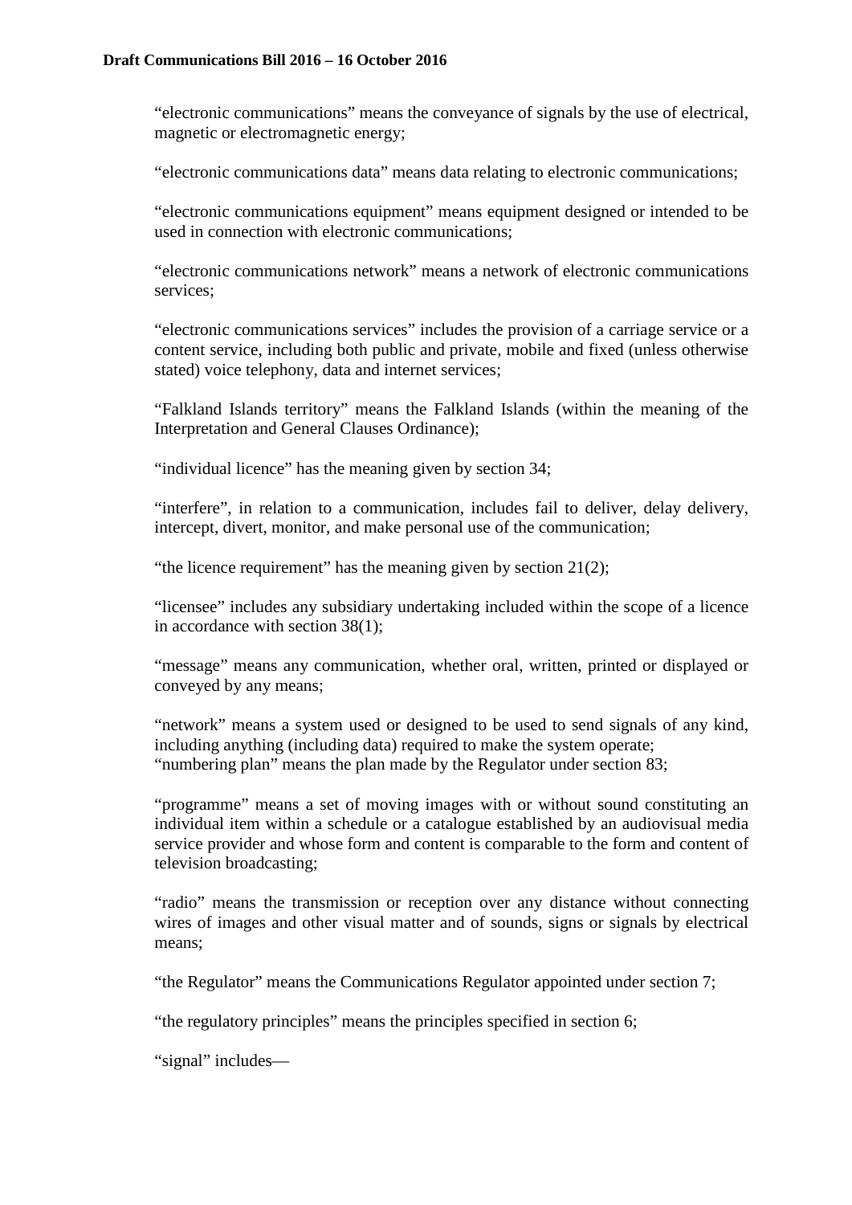"electronic communications" means the conveyance of signals by the use of electrical, magnetic or electromagnetic energy;

"electronic communications data" means data relating to electronic communications;

"electronic communications equipment" means equipment designed or intended to be used in connection with electronic communications;

"electronic communications network" means a network of electronic communications services;

"electronic communications services" includes the provision of a carriage service or a content service, including both public and private, mobile and fixed (unless otherwise stated) voice telephony, data and internet services;

"Falkland Islands territory" means the Falkland Islands (within the meaning of the Interpretation and General Clauses Ordinance);

"individual licence" has the meaning given by section 34;

"interfere", in relation to a communication, includes fail to deliver, delay delivery, intercept, divert, monitor, and make personal use of the communication;

"the licence requirement" has the meaning given by section 21(2);

"licensee" includes any subsidiary undertaking included within the scope of a licence in accordance with section 38(1);

"message" means any communication, whether oral, written, printed or displayed or conveyed by any means;

"network" means a system used or designed to be used to send signals of any kind, including anything (including data) required to make the system operate;

"numbering plan" means the plan made by the Regulator under section 83;

"programme" means a set of moving images with or without sound constituting an individual item within a schedule or a catalogue established by an audiovisual media service provider and whose form and content is comparable to the form and content of television broadcasting;

"radio" means the transmission or reception over any distance without connecting wires of images and other visual matter and of sounds, signs or signals by electrical means;

"the Regulator" means the Communications Regulator appointed under section 7;

"the regulatory principles" means the principles specified in section 6;

"signal" includes—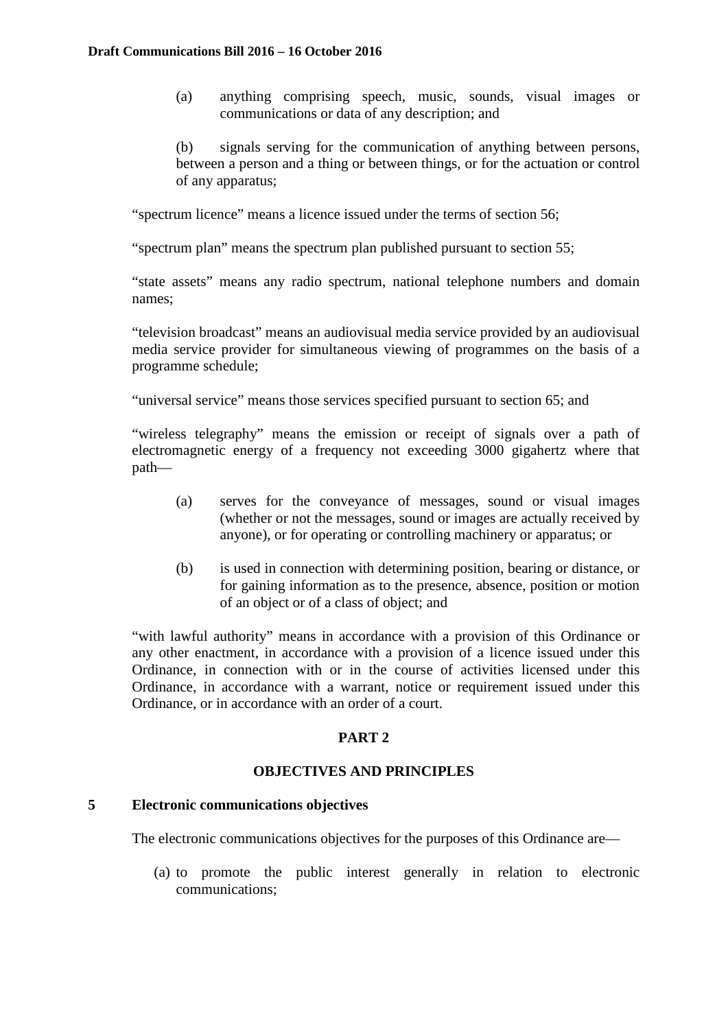(a) anything comprising speech, music, sounds, visual images or communications or data of any description; and

(b) signals serving for the communication of anything between persons, between a person and a thing or between things, or for the actuation or control of any apparatus;

"spectrum licence" means a licence issued under the terms of section 56;

"spectrum plan" means the spectrum plan published pursuant to section 55;

"state assets" means any radio spectrum, national telephone numbers and domain names;

"television broadcast" means an audiovisual media service provided by an audiovisual media service provider for simultaneous viewing of programmes on the basis of a programme schedule;

"universal service" means those services specified pursuant to section 65; and

"wireless telegraphy" means the emission or receipt of signals over a path of electromagnetic energy of a frequency not exceeding 3000 gigahertz where that path—

(a) serves for the conveyance of messages, sound or visual images (whether or not the messages, sound or images are actually received by anyone), or for operating or controlling machinery or apparatus; or

(b) is used in connection with determining position, bearing or distance, or for gaining information as to the presence, absence, position or motion of an object or of a class of object; and

"with lawful authority" means in accordance with a provision of this Ordinance or any other enactment, in accordance with a provision of a licence issued under this Ordinance, in connection with or in the course of activities licensed under this Ordinance, in accordance with a warrant, notice or requirement issued under this Ordinance, or in accordance with an order of a court.

## PART 2

## OBJECTIVES AND PRINCIPLES

### 5 Electronic communications objectives

The electronic communications objectives for the purposes of this Ordinance are—

(a) to promote the public interest generally in relation to electronic communications;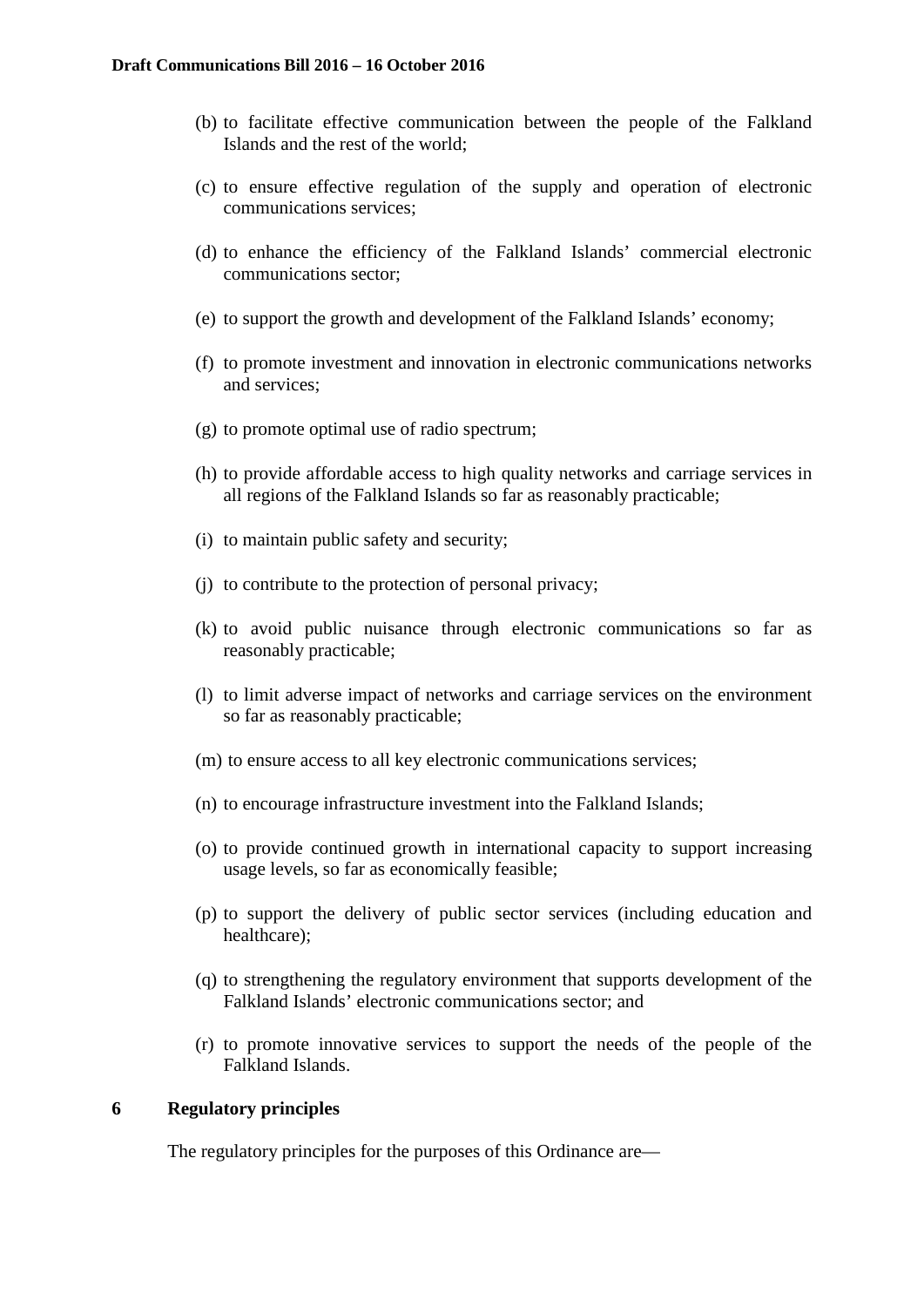(b) to facilitate effective communication between the people of the Falkland Islands and the rest of the world;

(c) to ensure effective regulation of the supply and operation of electronic communications services;

(d) to enhance the efficiency of the Falkland Islands' commercial electronic communications sector;

(e) to support the growth and development of the Falkland Islands' economy;

(f) to promote investment and innovation in electronic communications networks and services;

(g) to promote optimal use of radio spectrum;

(h) to provide affordable access to high quality networks and carriage services in all regions of the Falkland Islands so far as reasonably practicable;

(i) to maintain public safety and security;

(j) to contribute to the protection of personal privacy;

(k) to avoid public nuisance through electronic communications so far as reasonably practicable;

(l) to limit adverse impact of networks and carriage services on the environment so far as reasonably practicable;

(m) to ensure access to all key electronic communications services;

(n) to encourage infrastructure investment into the Falkland Islands;

(o) to provide continued growth in international capacity to support increasing usage levels, so far as economically feasible;

(p) to support the delivery of public sector services (including education and healthcare);

(q) to strengthening the regulatory environment that supports development of the Falkland Islands' electronic communications sector; and

(r) to promote innovative services to support the needs of the people of the Falkland Islands.

## 6 Regulatory principles

The regulatory principles for the purposes of this Ordinance are—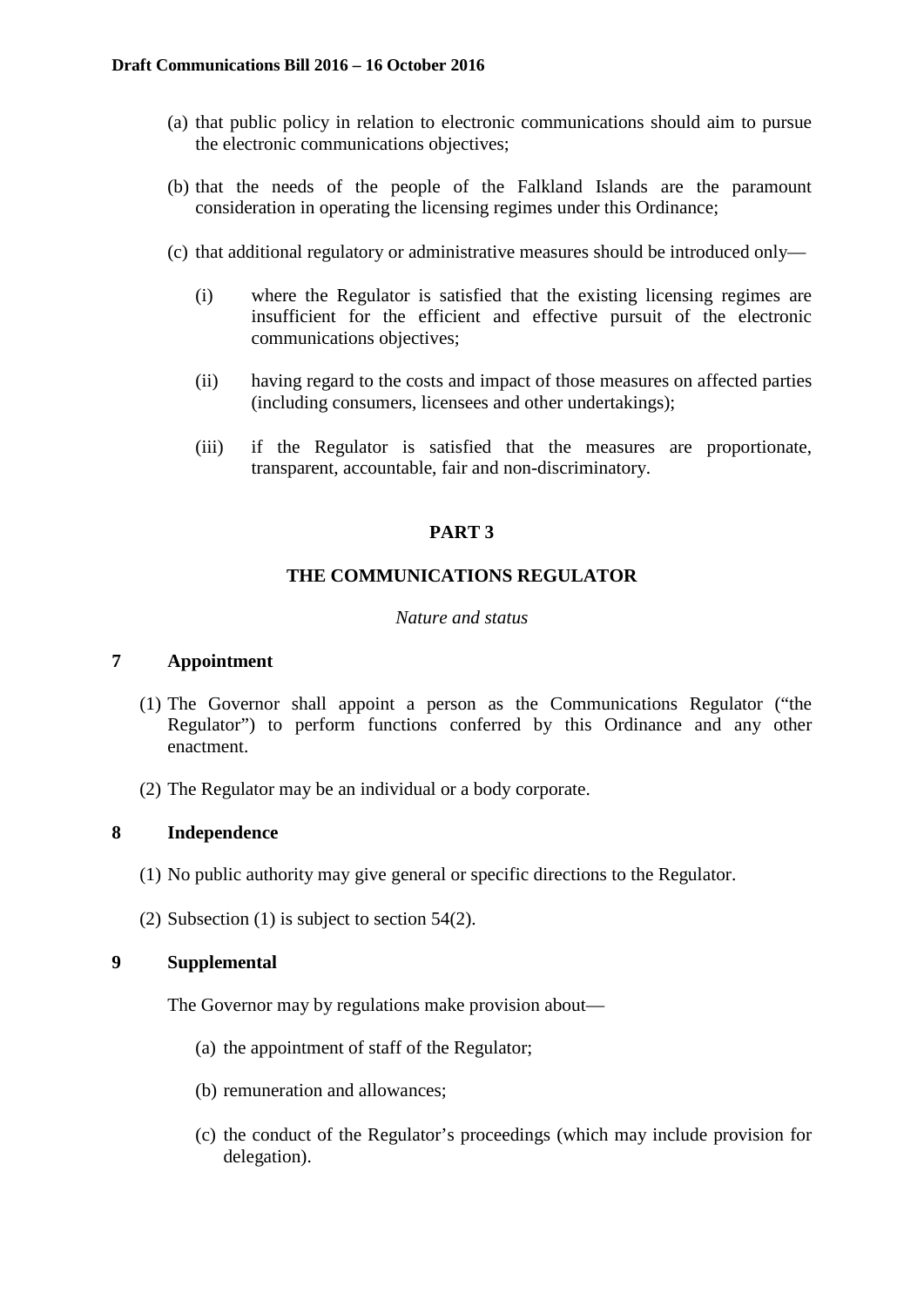(a) that public policy in relation to electronic communications should aim to pursue the electronic communications objectives;

(b) that the needs of the people of the Falkland Islands are the paramount consideration in operating the licensing regimes under this Ordinance;

(c) that additional regulatory or administrative measures should be introduced only—

  (i) where the Regulator is satisfied that the existing licensing regimes are insufficient for the efficient and effective pursuit of the electronic communications objectives;

  (ii) having regard to the costs and impact of those measures on affected parties (including consumers, licensees and other undertakings);

  (iii) if the Regulator is satisfied that the measures are proportionate, transparent, accountable, fair and non-discriminatory.

## PART 3

## THE COMMUNICATIONS REGULATOR

*Nature and status*

### 7 Appointment

(1) The Governor shall appoint a person as the Communications Regulator ("the Regulator") to perform functions conferred by this Ordinance and any other enactment.

(2) The Regulator may be an individual or a body corporate.

### 8 Independence

(1) No public authority may give general or specific directions to the Regulator.

(2) Subsection (1) is subject to section 54(2).

### 9 Supplemental

The Governor may by regulations make provision about—

(a) the appointment of staff of the Regulator;

(b) remuneration and allowances;

(c) the conduct of the Regulator's proceedings (which may include provision for delegation).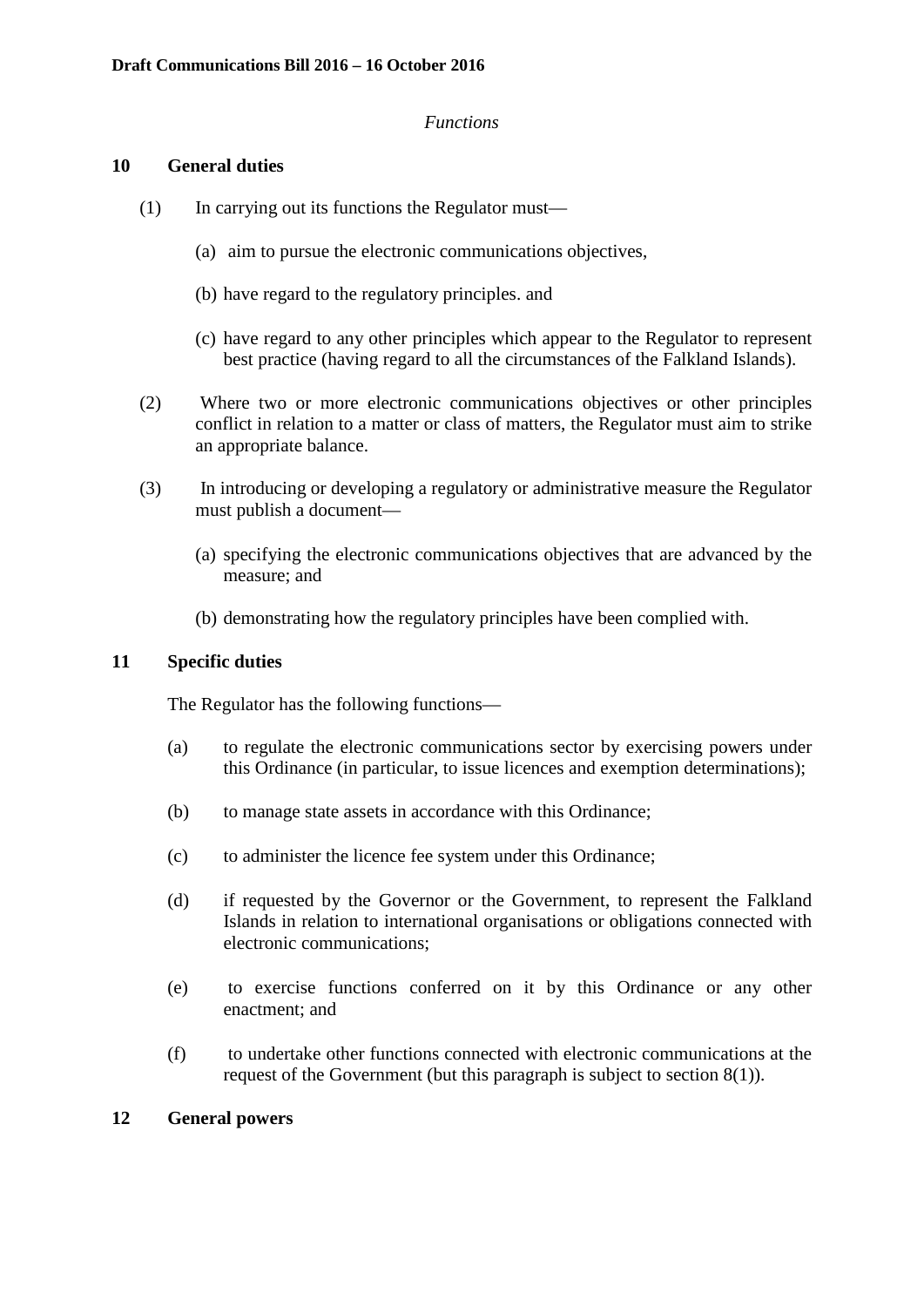*Functions*

**10 General duties**

(1) In carrying out its functions the Regulator must—

(a) aim to pursue the electronic communications objectives,

(b) have regard to the regulatory principles. and

(c) have regard to any other principles which appear to the Regulator to represent best practice (having regard to all the circumstances of the Falkland Islands).

(2) Where two or more electronic communications objectives or other principles conflict in relation to a matter or class of matters, the Regulator must aim to strike an appropriate balance.

(3) In introducing or developing a regulatory or administrative measure the Regulator must publish a document—

(a) specifying the electronic communications objectives that are advanced by the measure; and

(b) demonstrating how the regulatory principles have been complied with.

**11 Specific duties**

The Regulator has the following functions—

(a) to regulate the electronic communications sector by exercising powers under this Ordinance (in particular, to issue licences and exemption determinations);

(b) to manage state assets in accordance with this Ordinance;

(c) to administer the licence fee system under this Ordinance;

(d) if requested by the Governor or the Government, to represent the Falkland Islands in relation to international organisations or obligations connected with electronic communications;

(e) to exercise functions conferred on it by this Ordinance or any other enactment; and

(f) to undertake other functions connected with electronic communications at the request of the Government (but this paragraph is subject to section 8(1)).

**12 General powers**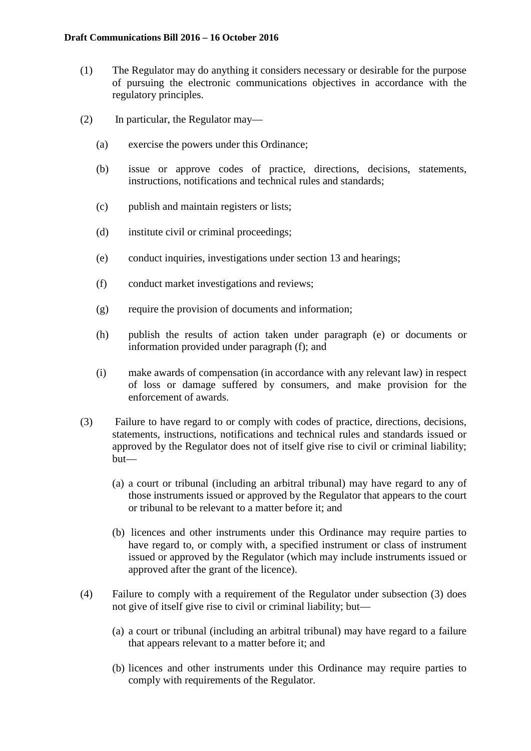(1) The Regulator may do anything it considers necessary or desirable for the purpose of pursuing the electronic communications objectives in accordance with the regulatory principles.

(2) In particular, the Regulator may—

(a) exercise the powers under this Ordinance;

(b) issue or approve codes of practice, directions, decisions, statements, instructions, notifications and technical rules and standards;

(c) publish and maintain registers or lists;

(d) institute civil or criminal proceedings;

(e) conduct inquiries, investigations under section 13 and hearings;

(f) conduct market investigations and reviews;

(g) require the provision of documents and information;

(h) publish the results of action taken under paragraph (e) or documents or information provided under paragraph (f); and

(i) make awards of compensation (in accordance with any relevant law) in respect of loss or damage suffered by consumers, and make provision for the enforcement of awards.

(3) Failure to have regard to or comply with codes of practice, directions, decisions, statements, instructions, notifications and technical rules and standards issued or approved by the Regulator does not of itself give rise to civil or criminal liability; but—

(a) a court or tribunal (including an arbitral tribunal) may have regard to any of those instruments issued or approved by the Regulator that appears to the court or tribunal to be relevant to a matter before it; and

(b) licences and other instruments under this Ordinance may require parties to have regard to, or comply with, a specified instrument or class of instrument issued or approved by the Regulator (which may include instruments issued or approved after the grant of the licence).

(4) Failure to comply with a requirement of the Regulator under subsection (3) does not give of itself give rise to civil or criminal liability; but—

(a) a court or tribunal (including an arbitral tribunal) may have regard to a failure that appears relevant to a matter before it; and

(b) licences and other instruments under this Ordinance may require parties to comply with requirements of the Regulator.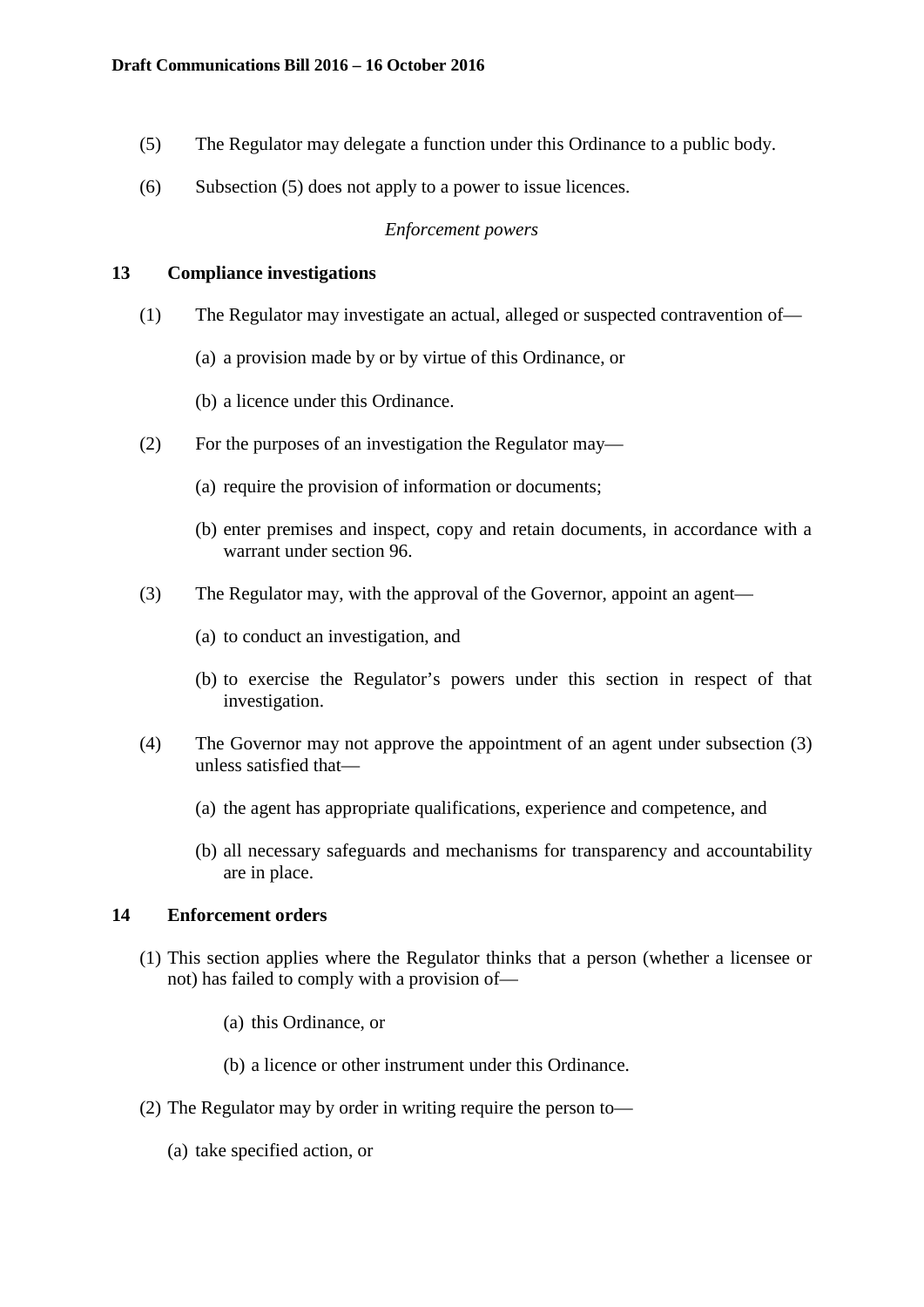(5) The Regulator may delegate a function under this Ordinance to a public body.

(6) Subsection (5) does not apply to a power to issue licences.

*Enforcement powers*

### 13 Compliance investigations

(1) The Regulator may investigate an actual, alleged or suspected contravention of—

(a) a provision made by or by virtue of this Ordinance, or

(b) a licence under this Ordinance.

(2) For the purposes of an investigation the Regulator may—

(a) require the provision of information or documents;

(b) enter premises and inspect, copy and retain documents, in accordance with a warrant under section 96.

(3) The Regulator may, with the approval of the Governor, appoint an agent—

(a) to conduct an investigation, and

(b) to exercise the Regulator's powers under this section in respect of that investigation.

(4) The Governor may not approve the appointment of an agent under subsection (3) unless satisfied that—

(a) the agent has appropriate qualifications, experience and competence, and

(b) all necessary safeguards and mechanisms for transparency and accountability are in place.

### 14 Enforcement orders

(1) This section applies where the Regulator thinks that a person (whether a licensee or not) has failed to comply with a provision of—

(a) this Ordinance, or

(b) a licence or other instrument under this Ordinance.

(2) The Regulator may by order in writing require the person to—

(a) take specified action, or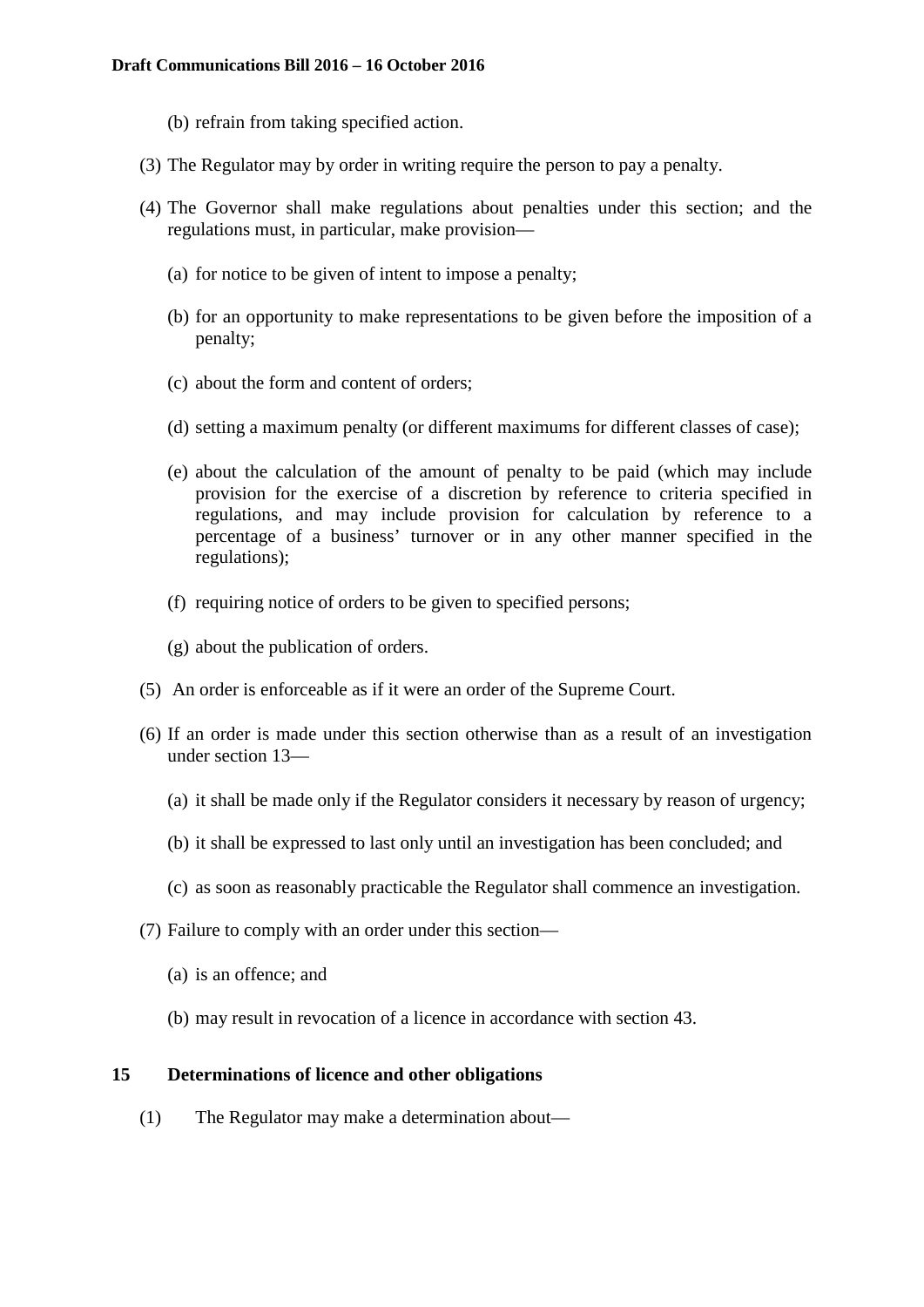(b) refrain from taking specified action.

(3) The Regulator may by order in writing require the person to pay a penalty.

(4) The Governor shall make regulations about penalties under this section; and the regulations must, in particular, make provision—

(a) for notice to be given of intent to impose a penalty;

(b) for an opportunity to make representations to be given before the imposition of a penalty;

(c) about the form and content of orders;

(d) setting a maximum penalty (or different maximums for different classes of case);

(e) about the calculation of the amount of penalty to be paid (which may include provision for the exercise of a discretion by reference to criteria specified in regulations, and may include provision for calculation by reference to a percentage of a business' turnover or in any other manner specified in the regulations);

(f) requiring notice of orders to be given to specified persons;

(g) about the publication of orders.

(5) An order is enforceable as if it were an order of the Supreme Court.

(6) If an order is made under this section otherwise than as a result of an investigation under section 13—

(a) it shall be made only if the Regulator considers it necessary by reason of urgency;

(b) it shall be expressed to last only until an investigation has been concluded; and

(c) as soon as reasonably practicable the Regulator shall commence an investigation.

(7) Failure to comply with an order under this section—

(a) is an offence; and

(b) may result in revocation of a licence in accordance with section 43.

## 15 Determinations of licence and other obligations

(1) The Regulator may make a determination about—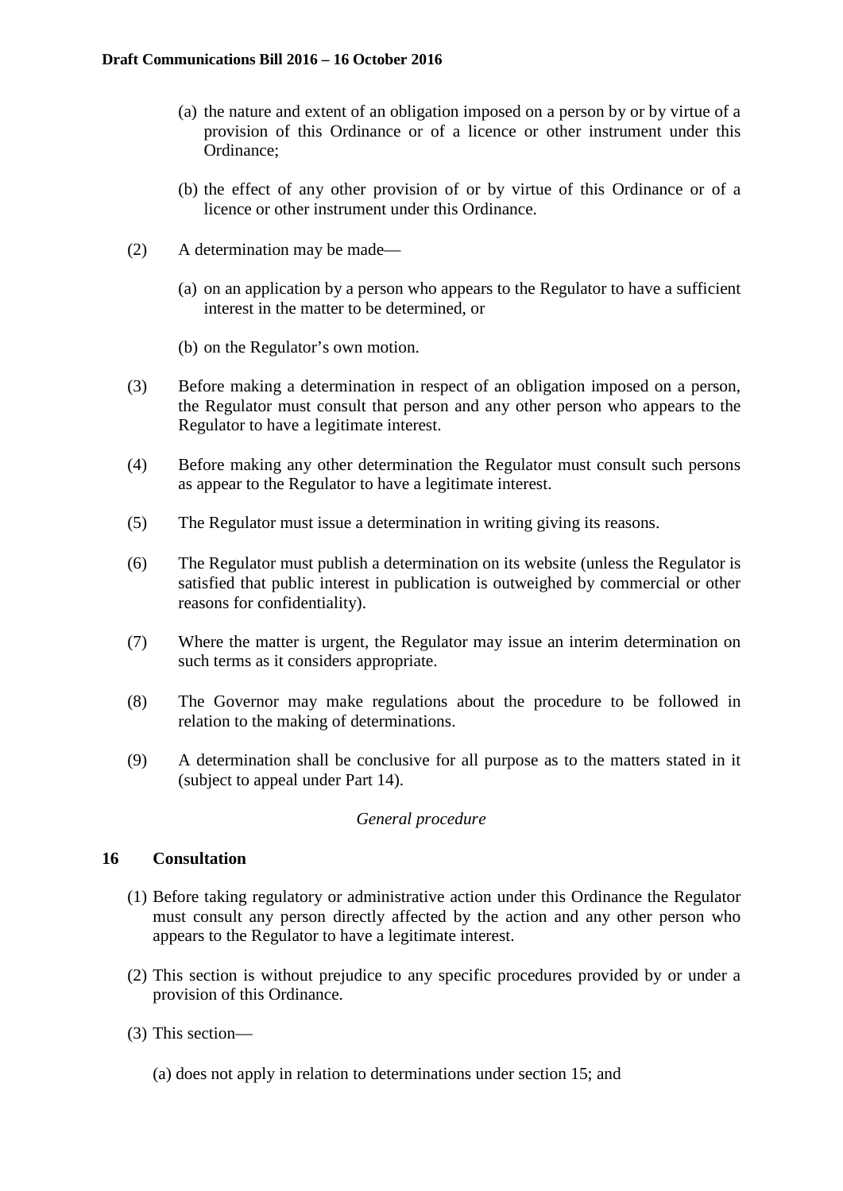(a) the nature and extent of an obligation imposed on a person by or by virtue of a provision of this Ordinance or of a licence or other instrument under this Ordinance;

(b) the effect of any other provision of or by virtue of this Ordinance or of a licence or other instrument under this Ordinance.

(2) A determination may be made—

(a) on an application by a person who appears to the Regulator to have a sufficient interest in the matter to be determined, or

(b) on the Regulator's own motion.

(3) Before making a determination in respect of an obligation imposed on a person, the Regulator must consult that person and any other person who appears to the Regulator to have a legitimate interest.

(4) Before making any other determination the Regulator must consult such persons as appear to the Regulator to have a legitimate interest.

(5) The Regulator must issue a determination in writing giving its reasons.

(6) The Regulator must publish a determination on its website (unless the Regulator is satisfied that public interest in publication is outweighed by commercial or other reasons for confidentiality).

(7) Where the matter is urgent, the Regulator may issue an interim determination on such terms as it considers appropriate.

(8) The Governor may make regulations about the procedure to be followed in relation to the making of determinations.

(9) A determination shall be conclusive for all purpose as to the matters stated in it (subject to appeal under Part 14).

*General procedure*

### 16 Consultation

(1) Before taking regulatory or administrative action under this Ordinance the Regulator must consult any person directly affected by the action and any other person who appears to the Regulator to have a legitimate interest.

(2) This section is without prejudice to any specific procedures provided by or under a provision of this Ordinance.

(3) This section—

(a) does not apply in relation to determinations under section 15; and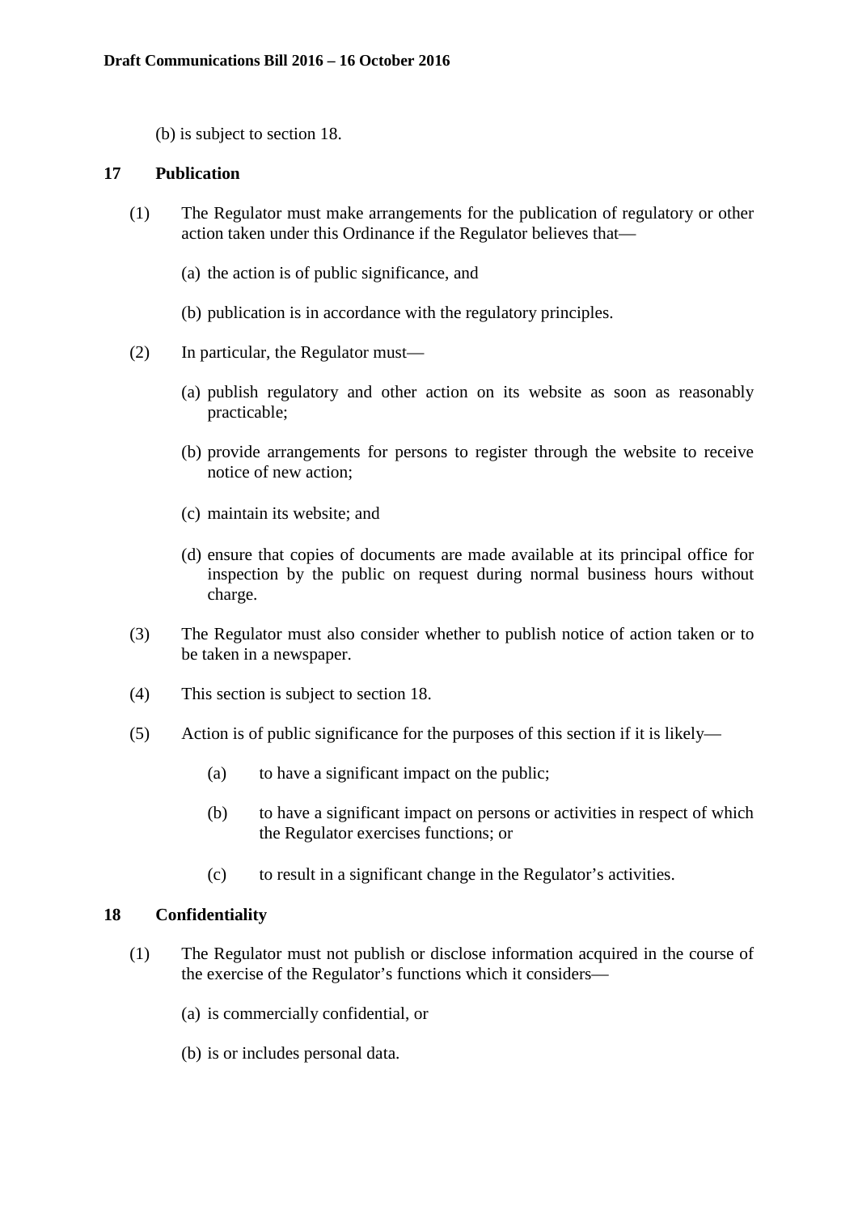(b) is subject to section 18.

## 17 Publication

(1) The Regulator must make arrangements for the publication of regulatory or other action taken under this Ordinance if the Regulator believes that—

(a) the action is of public significance, and

(b) publication is in accordance with the regulatory principles.

(2) In particular, the Regulator must—

(a) publish regulatory and other action on its website as soon as reasonably practicable;

(b) provide arrangements for persons to register through the website to receive notice of new action;

(c) maintain its website; and

(d) ensure that copies of documents are made available at its principal office for inspection by the public on request during normal business hours without charge.

(3) The Regulator must also consider whether to publish notice of action taken or to be taken in a newspaper.

(4) This section is subject to section 18.

(5) Action is of public significance for the purposes of this section if it is likely—

(a) to have a significant impact on the public;

(b) to have a significant impact on persons or activities in respect of which the Regulator exercises functions; or

(c) to result in a significant change in the Regulator's activities.

## 18 Confidentiality

(1) The Regulator must not publish or disclose information acquired in the course of the exercise of the Regulator's functions which it considers—

(a) is commercially confidential, or

(b) is or includes personal data.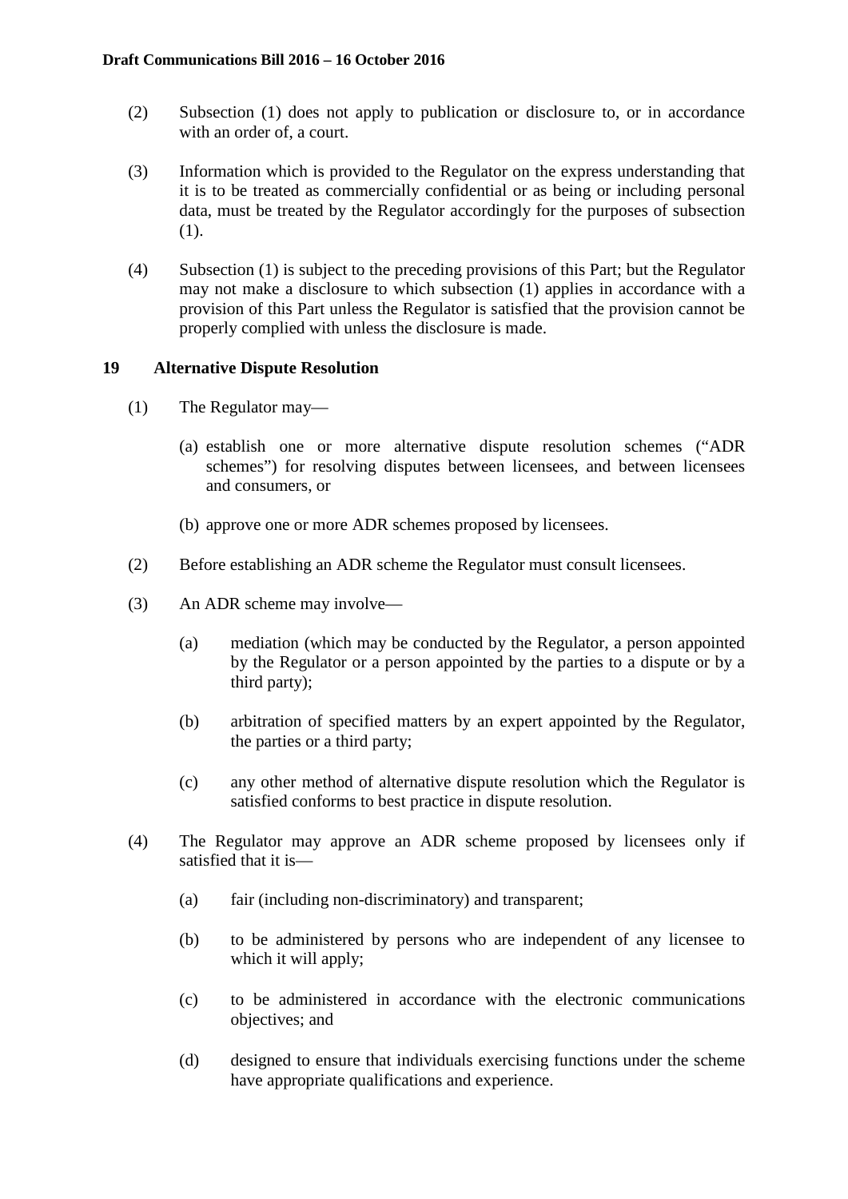(2) Subsection (1) does not apply to publication or disclosure to, or in accordance with an order of, a court.

(3) Information which is provided to the Regulator on the express understanding that it is to be treated as commercially confidential or as being or including personal data, must be treated by the Regulator accordingly for the purposes of subsection (1).

(4) Subsection (1) is subject to the preceding provisions of this Part; but the Regulator may not make a disclosure to which subsection (1) applies in accordance with a provision of this Part unless the Regulator is satisfied that the provision cannot be properly complied with unless the disclosure is made.

## 19 Alternative Dispute Resolution

(1) The Regulator may—

(a) establish one or more alternative dispute resolution schemes ("ADR schemes") for resolving disputes between licensees, and between licensees and consumers, or

(b) approve one or more ADR schemes proposed by licensees.

(2) Before establishing an ADR scheme the Regulator must consult licensees.

(3) An ADR scheme may involve—

(a) mediation (which may be conducted by the Regulator, a person appointed by the Regulator or a person appointed by the parties to a dispute or by a third party);

(b) arbitration of specified matters by an expert appointed by the Regulator, the parties or a third party;

(c) any other method of alternative dispute resolution which the Regulator is satisfied conforms to best practice in dispute resolution.

(4) The Regulator may approve an ADR scheme proposed by licensees only if satisfied that it is—

(a) fair (including non-discriminatory) and transparent;

(b) to be administered by persons who are independent of any licensee to which it will apply;

(c) to be administered in accordance with the electronic communications objectives; and

(d) designed to ensure that individuals exercising functions under the scheme have appropriate qualifications and experience.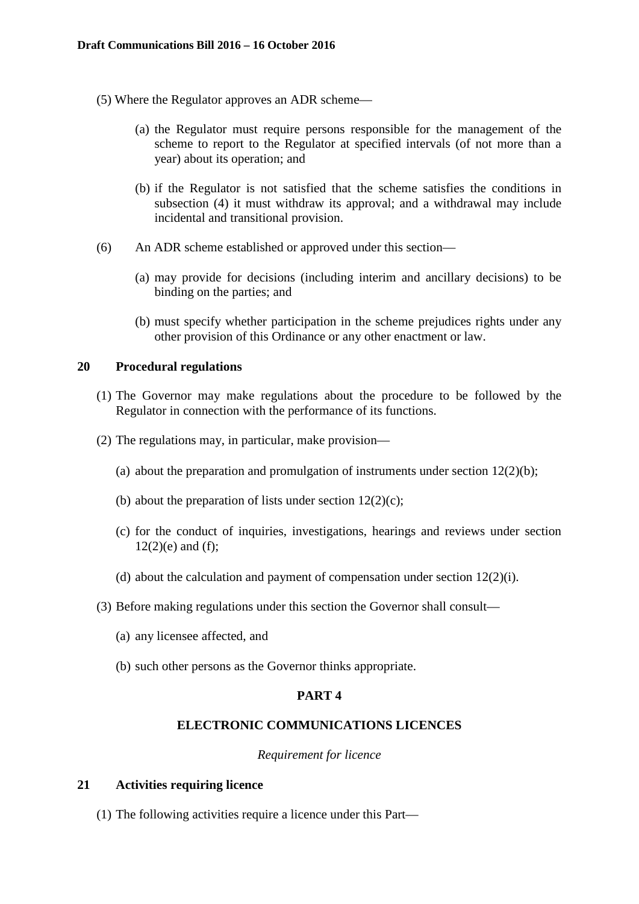(5) Where the Regulator approves an ADR scheme—

(a) the Regulator must require persons responsible for the management of the scheme to report to the Regulator at specified intervals (of not more than a year) about its operation; and

(b) if the Regulator is not satisfied that the scheme satisfies the conditions in subsection (4) it must withdraw its approval; and a withdrawal may include incidental and transitional provision.

(6) An ADR scheme established or approved under this section—

(a) may provide for decisions (including interim and ancillary decisions) to be binding on the parties; and

(b) must specify whether participation in the scheme prejudices rights under any other provision of this Ordinance or any other enactment or law.

### 20 Procedural regulations

(1) The Governor may make regulations about the procedure to be followed by the Regulator in connection with the performance of its functions.

(2) The regulations may, in particular, make provision—

(a) about the preparation and promulgation of instruments under section 12(2)(b);

(b) about the preparation of lists under section 12(2)(c);

(c) for the conduct of inquiries, investigations, hearings and reviews under section 12(2)(e) and (f);

(d) about the calculation and payment of compensation under section 12(2)(i).

(3) Before making regulations under this section the Governor shall consult—

(a) any licensee affected, and

(b) such other persons as the Governor thinks appropriate.

## PART 4

## ELECTRONIC COMMUNICATIONS LICENCES

*Requirement for licence*

### 21 Activities requiring licence

(1) The following activities require a licence under this Part—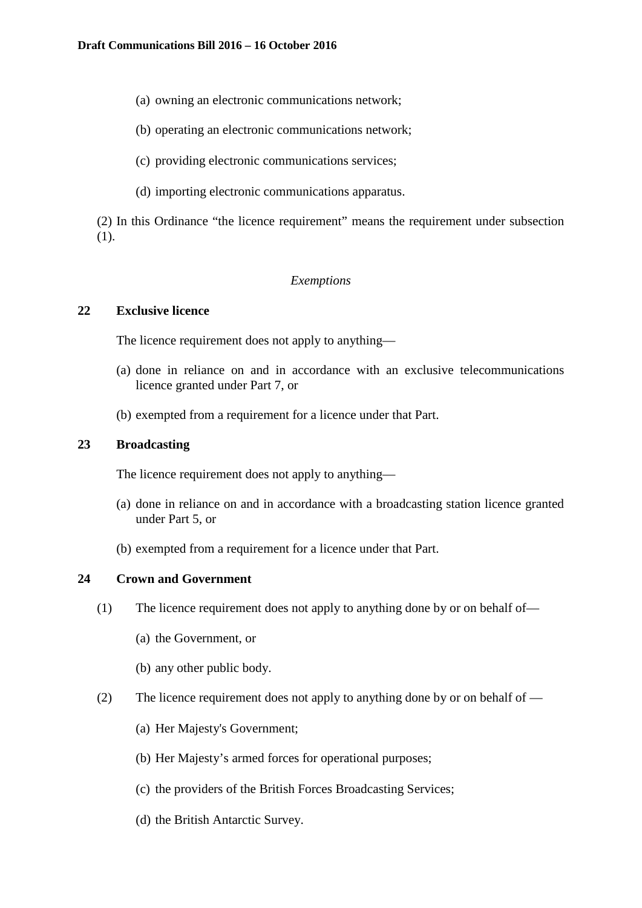(a) owning an electronic communications network;

(b) operating an electronic communications network;

(c) providing electronic communications services;

(d) importing electronic communications apparatus.

(2) In this Ordinance "the licence requirement" means the requirement under subsection (1).

*Exemptions*

**22 Exclusive licence**

The licence requirement does not apply to anything—

(a) done in reliance on and in accordance with an exclusive telecommunications licence granted under Part 7, or

(b) exempted from a requirement for a licence under that Part.

**23 Broadcasting**

The licence requirement does not apply to anything—

(a) done in reliance on and in accordance with a broadcasting station licence granted under Part 5, or

(b) exempted from a requirement for a licence under that Part.

**24 Crown and Government**

(1) The licence requirement does not apply to anything done by or on behalf of—

(a) the Government, or

(b) any other public body.

(2) The licence requirement does not apply to anything done by or on behalf of —

(a) Her Majesty's Government;

(b) Her Majesty's armed forces for operational purposes;

(c) the providers of the British Forces Broadcasting Services;

(d) the British Antarctic Survey.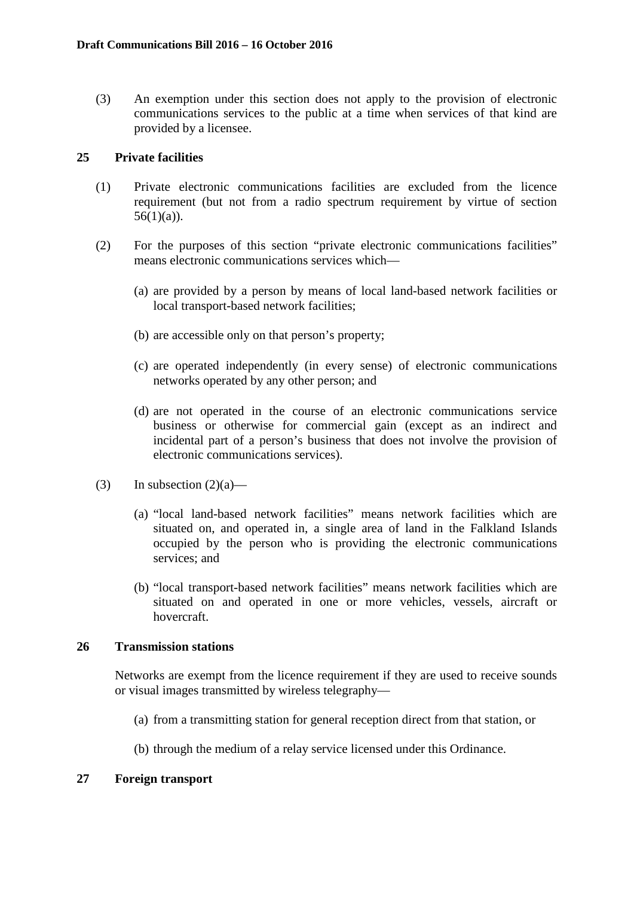(3) An exemption under this section does not apply to the provision of electronic communications services to the public at a time when services of that kind are provided by a licensee.

## 25 Private facilities

(1) Private electronic communications facilities are excluded from the licence requirement (but not from a radio spectrum requirement by virtue of section 56(1)(a)).

(2) For the purposes of this section "private electronic communications facilities" means electronic communications services which—

(a) are provided by a person by means of local land-based network facilities or local transport-based network facilities;

(b) are accessible only on that person's property;

(c) are operated independently (in every sense) of electronic communications networks operated by any other person; and

(d) are not operated in the course of an electronic communications service business or otherwise for commercial gain (except as an indirect and incidental part of a person's business that does not involve the provision of electronic communications services).

(3) In subsection (2)(a)—

(a) "local land-based network facilities" means network facilities which are situated on, and operated in, a single area of land in the Falkland Islands occupied by the person who is providing the electronic communications services; and

(b) "local transport-based network facilities" means network facilities which are situated on and operated in one or more vehicles, vessels, aircraft or hovercraft.

## 26 Transmission stations

Networks are exempt from the licence requirement if they are used to receive sounds or visual images transmitted by wireless telegraphy—

(a) from a transmitting station for general reception direct from that station, or

(b) through the medium of a relay service licensed under this Ordinance.

## 27 Foreign transport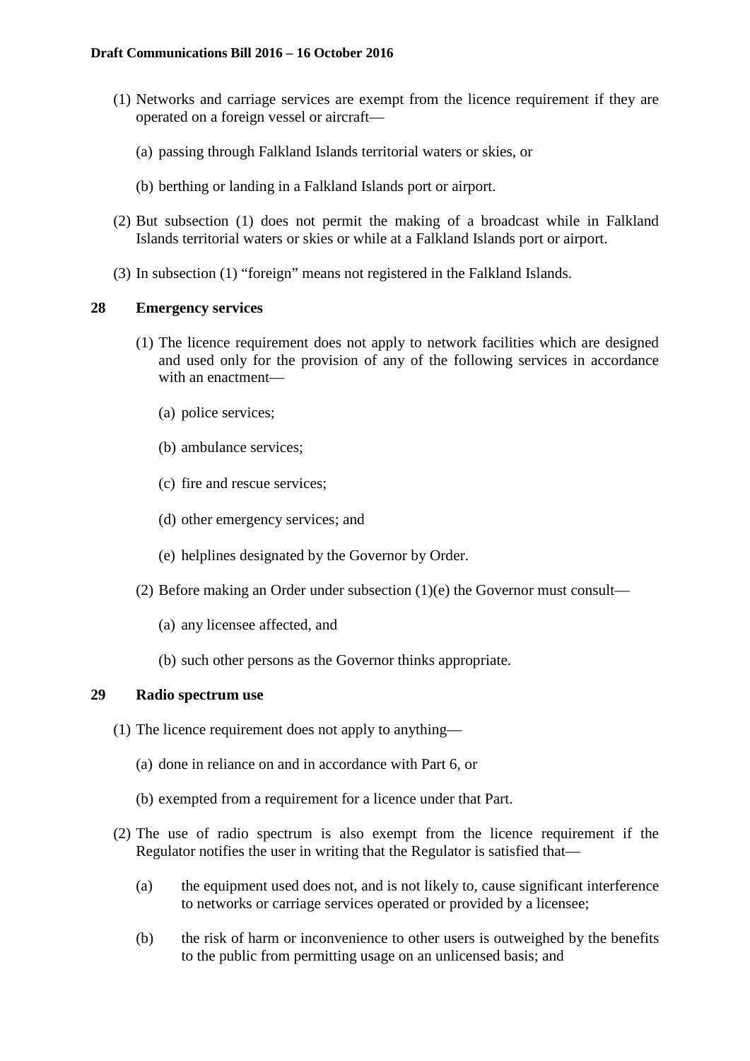(1) Networks and carriage services are exempt from the licence requirement if they are operated on a foreign vessel or aircraft—

(a) passing through Falkland Islands territorial waters or skies, or

(b) berthing or landing in a Falkland Islands port or airport.

(2) But subsection (1) does not permit the making of a broadcast while in Falkland Islands territorial waters or skies or while at a Falkland Islands port or airport.

(3) In subsection (1) "foreign" means not registered in the Falkland Islands.

### 28 Emergency services

(1) The licence requirement does not apply to network facilities which are designed and used only for the provision of any of the following services in accordance with an enactment—

(a) police services;

(b) ambulance services;

(c) fire and rescue services;

(d) other emergency services; and

(e) helplines designated by the Governor by Order.

(2) Before making an Order under subsection (1)(e) the Governor must consult—

(a) any licensee affected, and

(b) such other persons as the Governor thinks appropriate.

### 29 Radio spectrum use

(1) The licence requirement does not apply to anything—

(a) done in reliance on and in accordance with Part 6, or

(b) exempted from a requirement for a licence under that Part.

(2) The use of radio spectrum is also exempt from the licence requirement if the Regulator notifies the user in writing that the Regulator is satisfied that—

(a) the equipment used does not, and is not likely to, cause significant interference to networks or carriage services operated or provided by a licensee;

(b) the risk of harm or inconvenience to other users is outweighed by the benefits to the public from permitting usage on an unlicensed basis; and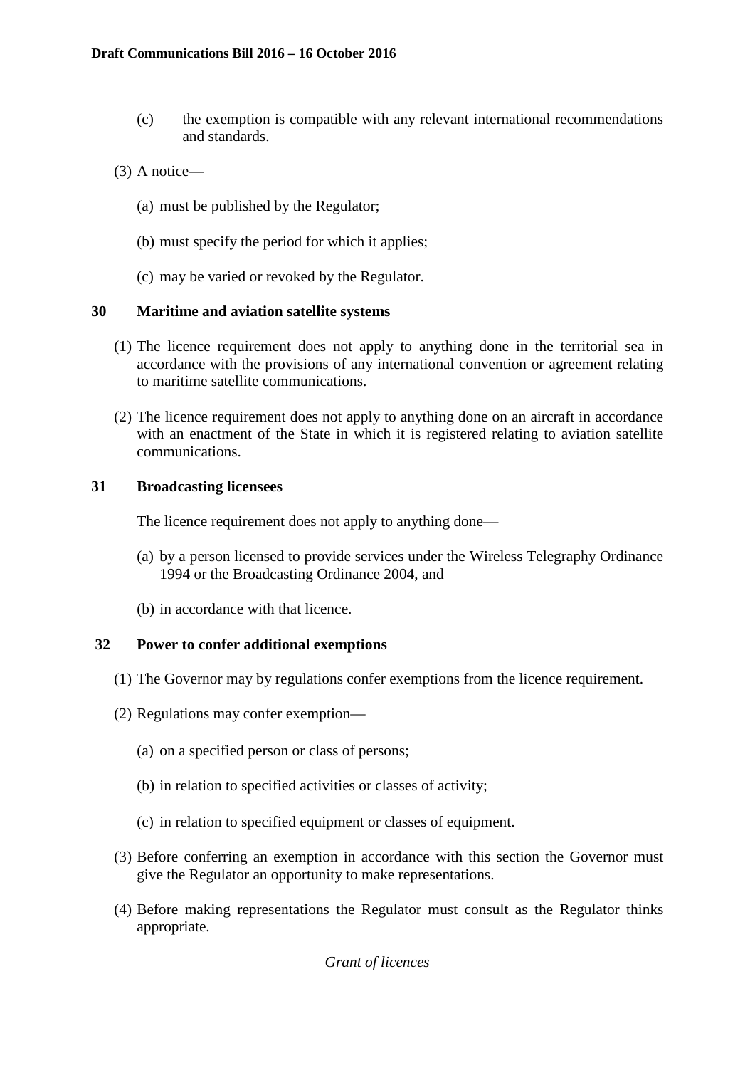(c) the exemption is compatible with any relevant international recommendations and standards.

(3) A notice—

(a) must be published by the Regulator;

(b) must specify the period for which it applies;

(c) may be varied or revoked by the Regulator.

### 30 Maritime and aviation satellite systems

(1) The licence requirement does not apply to anything done in the territorial sea in accordance with the provisions of any international convention or agreement relating to maritime satellite communications.

(2) The licence requirement does not apply to anything done on an aircraft in accordance with an enactment of the State in which it is registered relating to aviation satellite communications.

### 31 Broadcasting licensees

The licence requirement does not apply to anything done—

(a) by a person licensed to provide services under the Wireless Telegraphy Ordinance 1994 or the Broadcasting Ordinance 2004, and

(b) in accordance with that licence.

### 32 Power to confer additional exemptions

(1) The Governor may by regulations confer exemptions from the licence requirement.

(2) Regulations may confer exemption—

(a) on a specified person or class of persons;

(b) in relation to specified activities or classes of activity;

(c) in relation to specified equipment or classes of equipment.

(3) Before conferring an exemption in accordance with this section the Governor must give the Regulator an opportunity to make representations.

(4) Before making representations the Regulator must consult as the Regulator thinks appropriate.

*Grant of licences*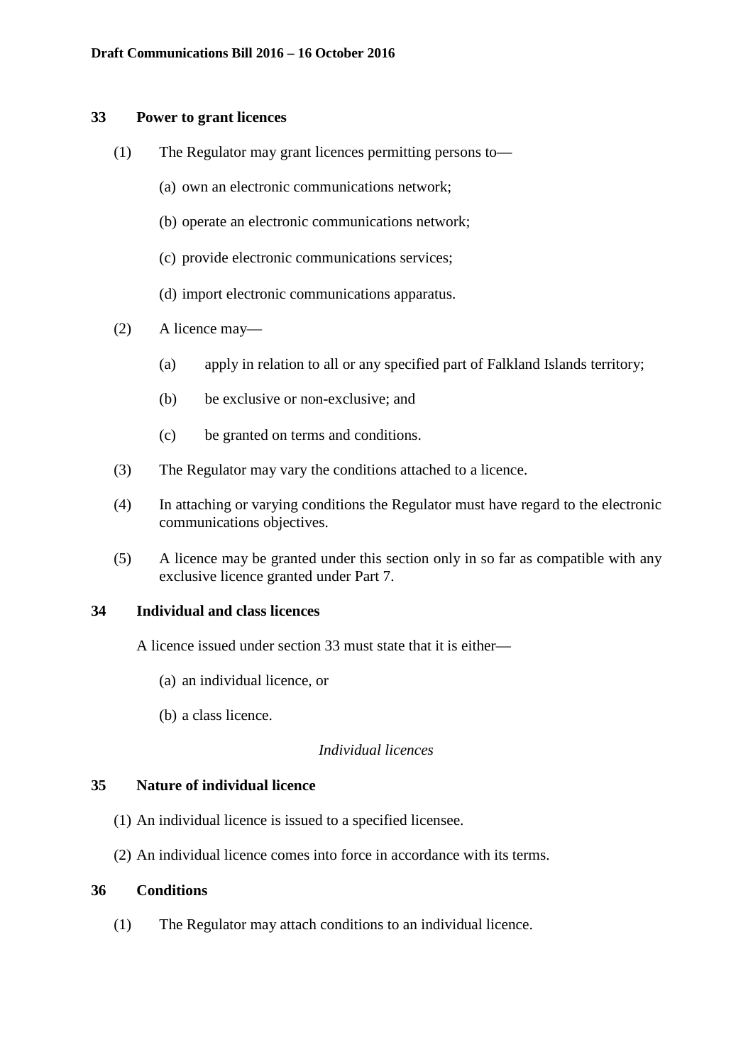### 33 Power to grant licences

(1) The Regulator may grant licences permitting persons to—

(a) own an electronic communications network;

(b) operate an electronic communications network;

(c) provide electronic communications services;

(d) import electronic communications apparatus.

(2) A licence may—

(a) apply in relation to all or any specified part of Falkland Islands territory;

(b) be exclusive or non-exclusive; and

(c) be granted on terms and conditions.

(3) The Regulator may vary the conditions attached to a licence.

(4) In attaching or varying conditions the Regulator must have regard to the electronic communications objectives.

(5) A licence may be granted under this section only in so far as compatible with any exclusive licence granted under Part 7.

### 34 Individual and class licences

A licence issued under section 33 must state that it is either—

(a) an individual licence, or

(b) a class licence.

*Individual licences*

### 35 Nature of individual licence

(1) An individual licence is issued to a specified licensee.

(2) An individual licence comes into force in accordance with its terms.

### 36 Conditions

(1) The Regulator may attach conditions to an individual licence.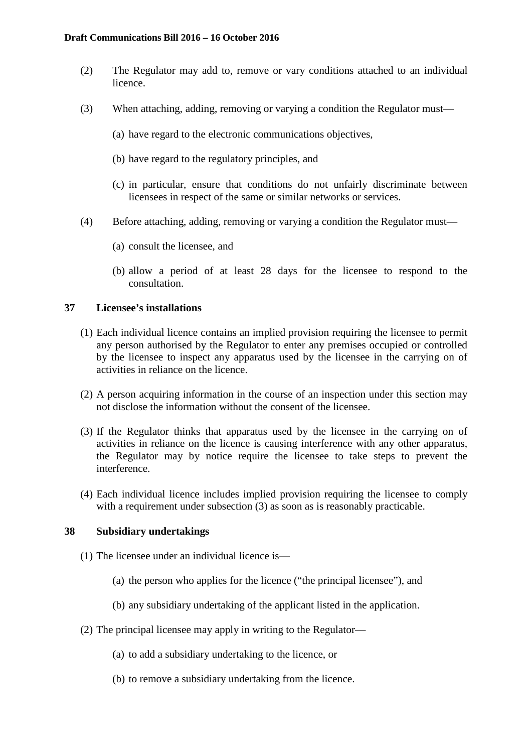(2) The Regulator may add to, remove or vary conditions attached to an individual licence.

(3) When attaching, adding, removing or varying a condition the Regulator must—

(a) have regard to the electronic communications objectives,

(b) have regard to the regulatory principles, and

(c) in particular, ensure that conditions do not unfairly discriminate between licensees in respect of the same or similar networks or services.

(4) Before attaching, adding, removing or varying a condition the Regulator must—

(a) consult the licensee, and

(b) allow a period of at least 28 days for the licensee to respond to the consultation.

### 37 Licensee's installations

(1) Each individual licence contains an implied provision requiring the licensee to permit any person authorised by the Regulator to enter any premises occupied or controlled by the licensee to inspect any apparatus used by the licensee in the carrying on of activities in reliance on the licence.

(2) A person acquiring information in the course of an inspection under this section may not disclose the information without the consent of the licensee.

(3) If the Regulator thinks that apparatus used by the licensee in the carrying on of activities in reliance on the licence is causing interference with any other apparatus, the Regulator may by notice require the licensee to take steps to prevent the interference.

(4) Each individual licence includes implied provision requiring the licensee to comply with a requirement under subsection (3) as soon as is reasonably practicable.

### 38 Subsidiary undertakings

(1) The licensee under an individual licence is—

(a) the person who applies for the licence ("the principal licensee"), and

(b) any subsidiary undertaking of the applicant listed in the application.

(2) The principal licensee may apply in writing to the Regulator—

(a) to add a subsidiary undertaking to the licence, or

(b) to remove a subsidiary undertaking from the licence.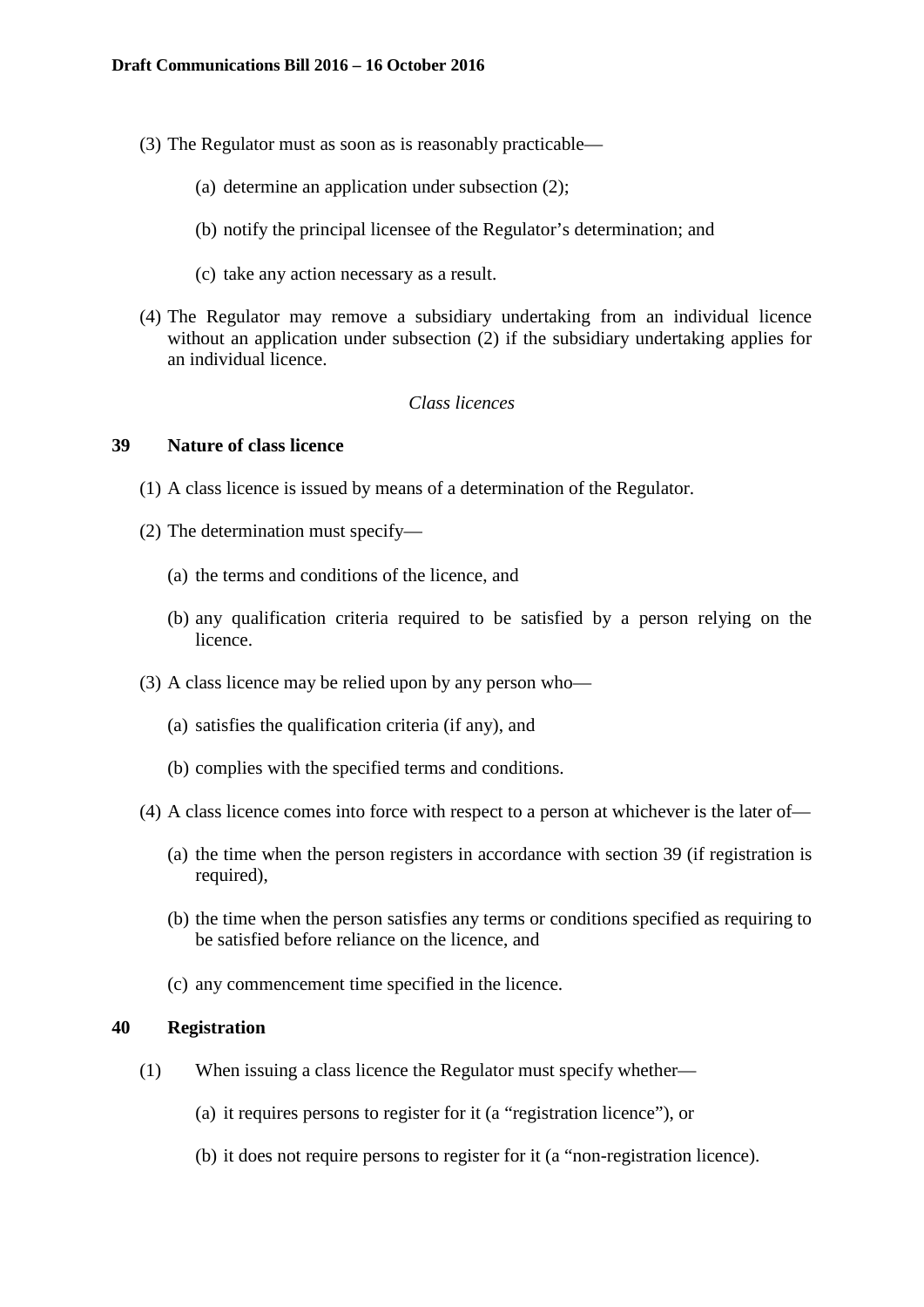(3) The Regulator must as soon as is reasonably practicable—

(a) determine an application under subsection (2);

(b) notify the principal licensee of the Regulator's determination; and

(c) take any action necessary as a result.

(4) The Regulator may remove a subsidiary undertaking from an individual licence without an application under subsection (2) if the subsidiary undertaking applies for an individual licence.

*Class licences*

**39 Nature of class licence**

(1) A class licence is issued by means of a determination of the Regulator.

(2) The determination must specify—

(a) the terms and conditions of the licence, and

(b) any qualification criteria required to be satisfied by a person relying on the licence.

(3) A class licence may be relied upon by any person who—

(a) satisfies the qualification criteria (if any), and

(b) complies with the specified terms and conditions.

(4) A class licence comes into force with respect to a person at whichever is the later of—

(a) the time when the person registers in accordance with section 39 (if registration is required),

(b) the time when the person satisfies any terms or conditions specified as requiring to be satisfied before reliance on the licence, and

(c) any commencement time specified in the licence.

**40 Registration**

(1) When issuing a class licence the Regulator must specify whether—

(a) it requires persons to register for it (a "registration licence"), or

(b) it does not require persons to register for it (a "non-registration licence).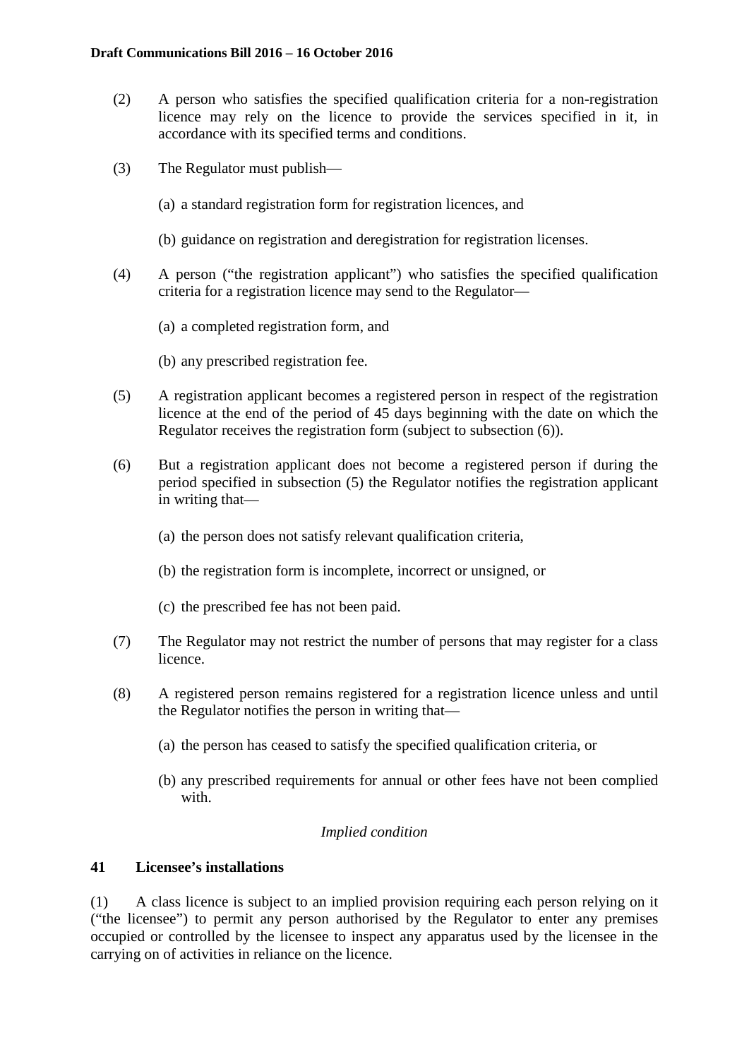(2) A person who satisfies the specified qualification criteria for a non-registration licence may rely on the licence to provide the services specified in it, in accordance with its specified terms and conditions.

(3) The Regulator must publish—

(a) a standard registration form for registration licences, and

(b) guidance on registration and deregistration for registration licenses.

(4) A person ("the registration applicant") who satisfies the specified qualification criteria for a registration licence may send to the Regulator—

(a) a completed registration form, and

(b) any prescribed registration fee.

(5) A registration applicant becomes a registered person in respect of the registration licence at the end of the period of 45 days beginning with the date on which the Regulator receives the registration form (subject to subsection (6)).

(6) But a registration applicant does not become a registered person if during the period specified in subsection (5) the Regulator notifies the registration applicant in writing that—

(a) the person does not satisfy relevant qualification criteria,

(b) the registration form is incomplete, incorrect or unsigned, or

(c) the prescribed fee has not been paid.

(7) The Regulator may not restrict the number of persons that may register for a class licence.

(8) A registered person remains registered for a registration licence unless and until the Regulator notifies the person in writing that—

(a) the person has ceased to satisfy the specified qualification criteria, or

(b) any prescribed requirements for annual or other fees have not been complied with.

*Implied condition*

### 41 Licensee's installations

(1) A class licence is subject to an implied provision requiring each person relying on it ("the licensee") to permit any person authorised by the Regulator to enter any premises occupied or controlled by the licensee to inspect any apparatus used by the licensee in the carrying on of activities in reliance on the licence.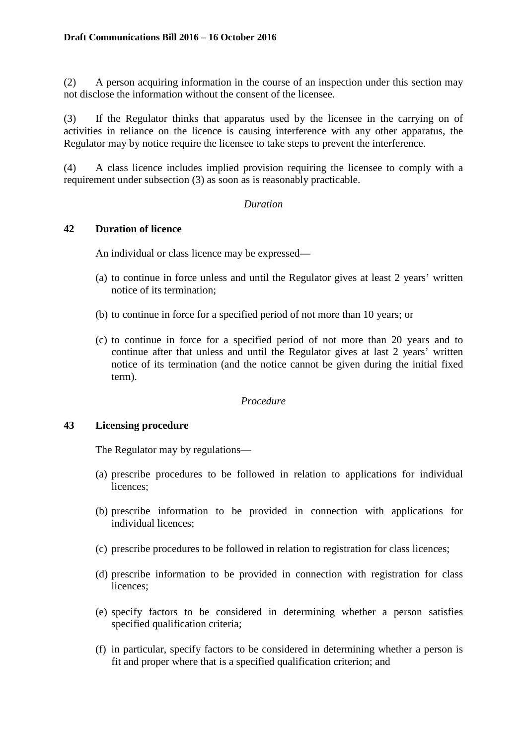(2) A person acquiring information in the course of an inspection under this section may not disclose the information without the consent of the licensee.

(3) If the Regulator thinks that apparatus used by the licensee in the carrying on of activities in reliance on the licence is causing interference with any other apparatus, the Regulator may by notice require the licensee to take steps to prevent the interference.

(4) A class licence includes implied provision requiring the licensee to comply with a requirement under subsection (3) as soon as is reasonably practicable.

*Duration*

### 42 Duration of licence

An individual or class licence may be expressed—

(a) to continue in force unless and until the Regulator gives at least 2 years' written notice of its termination;

(b) to continue in force for a specified period of not more than 10 years; or

(c) to continue in force for a specified period of not more than 20 years and to continue after that unless and until the Regulator gives at last 2 years' written notice of its termination (and the notice cannot be given during the initial fixed term).

*Procedure*

### 43 Licensing procedure

The Regulator may by regulations—

(a) prescribe procedures to be followed in relation to applications for individual licences;

(b) prescribe information to be provided in connection with applications for individual licences;

(c) prescribe procedures to be followed in relation to registration for class licences;

(d) prescribe information to be provided in connection with registration for class licences;

(e) specify factors to be considered in determining whether a person satisfies specified qualification criteria;

(f) in particular, specify factors to be considered in determining whether a person is fit and proper where that is a specified qualification criterion; and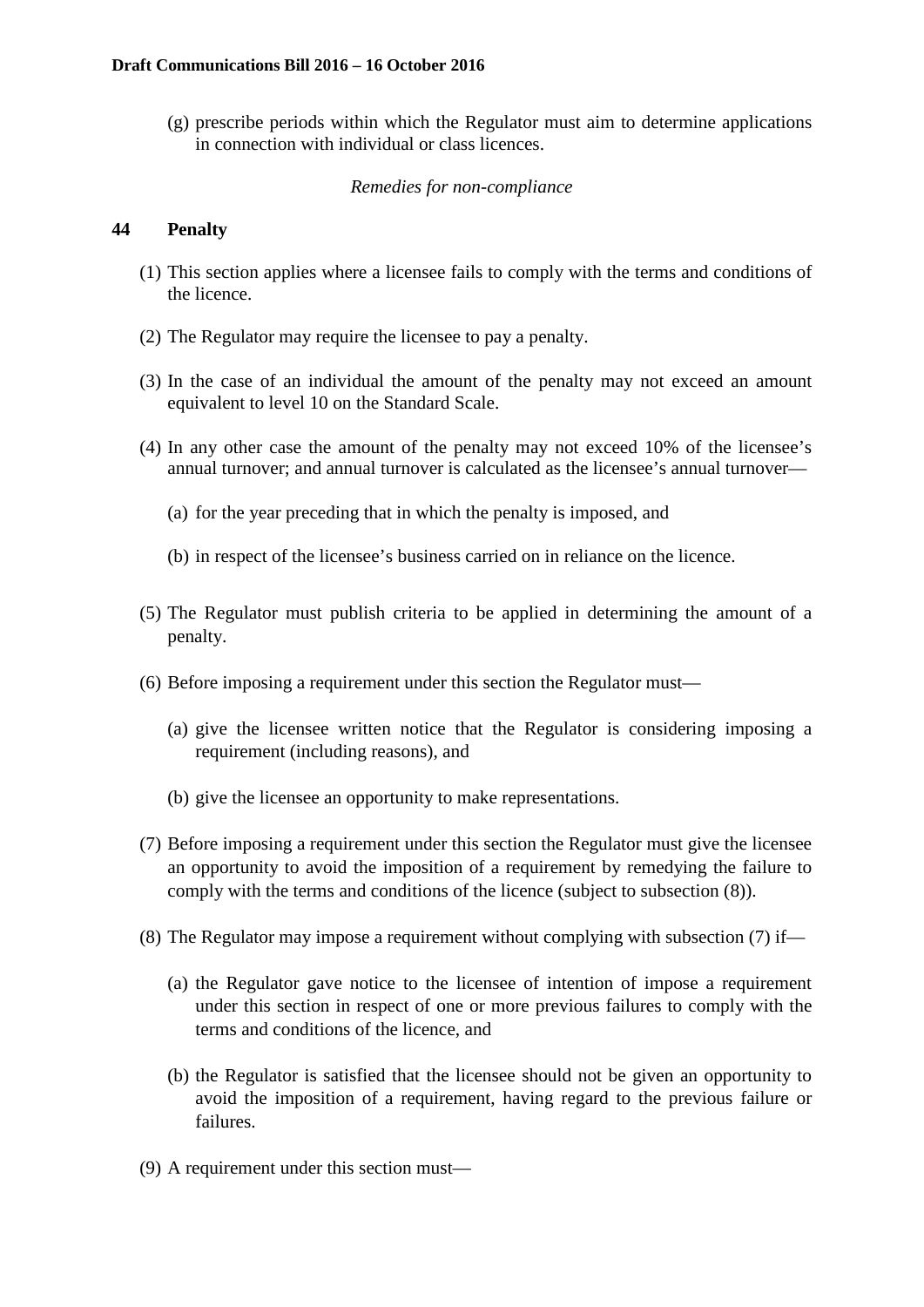(g) prescribe periods within which the Regulator must aim to determine applications in connection with individual or class licences.

*Remedies for non-compliance*

### 44 Penalty

(1) This section applies where a licensee fails to comply with the terms and conditions of the licence.

(2) The Regulator may require the licensee to pay a penalty.

(3) In the case of an individual the amount of the penalty may not exceed an amount equivalent to level 10 on the Standard Scale.

(4) In any other case the amount of the penalty may not exceed 10% of the licensee's annual turnover; and annual turnover is calculated as the licensee's annual turnover—

(a) for the year preceding that in which the penalty is imposed, and

(b) in respect of the licensee's business carried on in reliance on the licence.

(5) The Regulator must publish criteria to be applied in determining the amount of a penalty.

(6) Before imposing a requirement under this section the Regulator must—

(a) give the licensee written notice that the Regulator is considering imposing a requirement (including reasons), and

(b) give the licensee an opportunity to make representations.

(7) Before imposing a requirement under this section the Regulator must give the licensee an opportunity to avoid the imposition of a requirement by remedying the failure to comply with the terms and conditions of the licence (subject to subsection (8)).

(8) The Regulator may impose a requirement without complying with subsection (7) if—

(a) the Regulator gave notice to the licensee of intention of impose a requirement under this section in respect of one or more previous failures to comply with the terms and conditions of the licence, and

(b) the Regulator is satisfied that the licensee should not be given an opportunity to avoid the imposition of a requirement, having regard to the previous failure or failures.

(9) A requirement under this section must—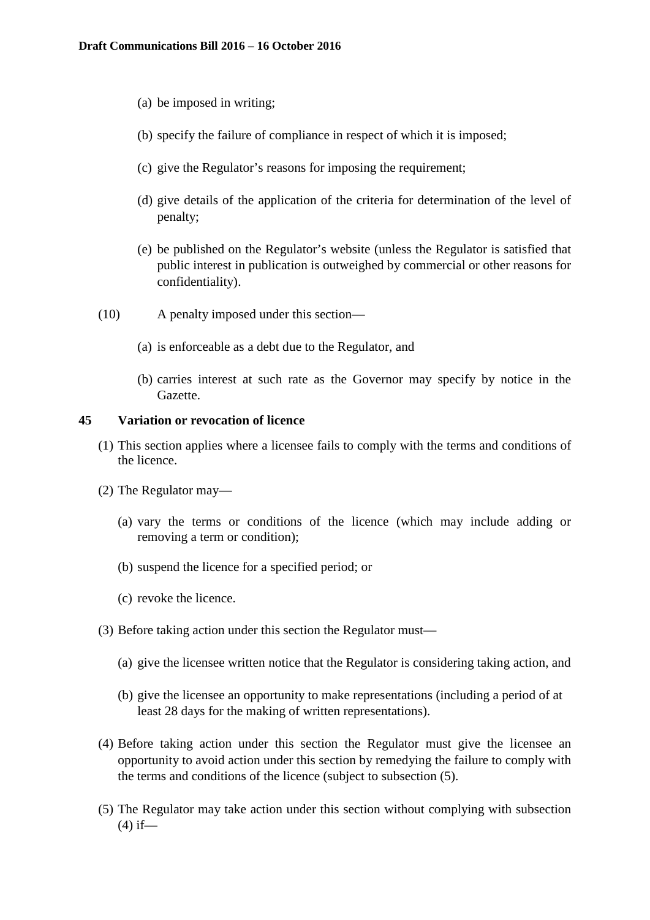(a) be imposed in writing;

(b) specify the failure of compliance in respect of which it is imposed;

(c) give the Regulator's reasons for imposing the requirement;

(d) give details of the application of the criteria for determination of the level of penalty;

(e) be published on the Regulator's website (unless the Regulator is satisfied that public interest in publication is outweighed by commercial or other reasons for confidentiality).

(10) A penalty imposed under this section—

(a) is enforceable as a debt due to the Regulator, and

(b) carries interest at such rate as the Governor may specify by notice in the Gazette.

### 45 Variation or revocation of licence

(1) This section applies where a licensee fails to comply with the terms and conditions of the licence.

(2) The Regulator may—

(a) vary the terms or conditions of the licence (which may include adding or removing a term or condition);

(b) suspend the licence for a specified period; or

(c) revoke the licence.

(3) Before taking action under this section the Regulator must—

(a) give the licensee written notice that the Regulator is considering taking action, and

(b) give the licensee an opportunity to make representations (including a period of at least 28 days for the making of written representations).

(4) Before taking action under this section the Regulator must give the licensee an opportunity to avoid action under this section by remedying the failure to comply with the terms and conditions of the licence (subject to subsection (5).

(5) The Regulator may take action under this section without complying with subsection (4) if—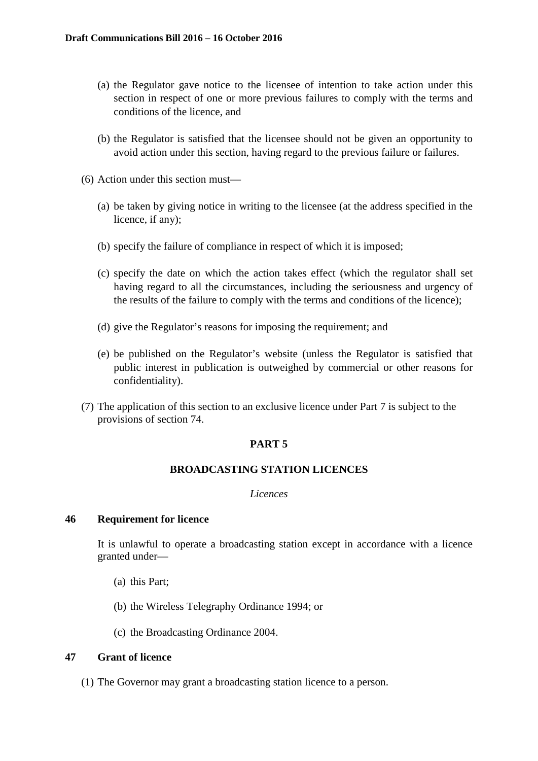(a) the Regulator gave notice to the licensee of intention to take action under this section in respect of one or more previous failures to comply with the terms and conditions of the licence, and

(b) the Regulator is satisfied that the licensee should not be given an opportunity to avoid action under this section, having regard to the previous failure or failures.

(6) Action under this section must—

(a) be taken by giving notice in writing to the licensee (at the address specified in the licence, if any);

(b) specify the failure of compliance in respect of which it is imposed;

(c) specify the date on which the action takes effect (which the regulator shall set having regard to all the circumstances, including the seriousness and urgency of the results of the failure to comply with the terms and conditions of the licence);

(d) give the Regulator's reasons for imposing the requirement; and

(e) be published on the Regulator's website (unless the Regulator is satisfied that public interest in publication is outweighed by commercial or other reasons for confidentiality).

(7) The application of this section to an exclusive licence under Part 7 is subject to the provisions of section 74.

## PART 5

## BROADCASTING STATION LICENCES

*Licences*

### 46 Requirement for licence

It is unlawful to operate a broadcasting station except in accordance with a licence granted under—

(a) this Part;

(b) the Wireless Telegraphy Ordinance 1994; or

(c) the Broadcasting Ordinance 2004.

### 47 Grant of licence

(1) The Governor may grant a broadcasting station licence to a person.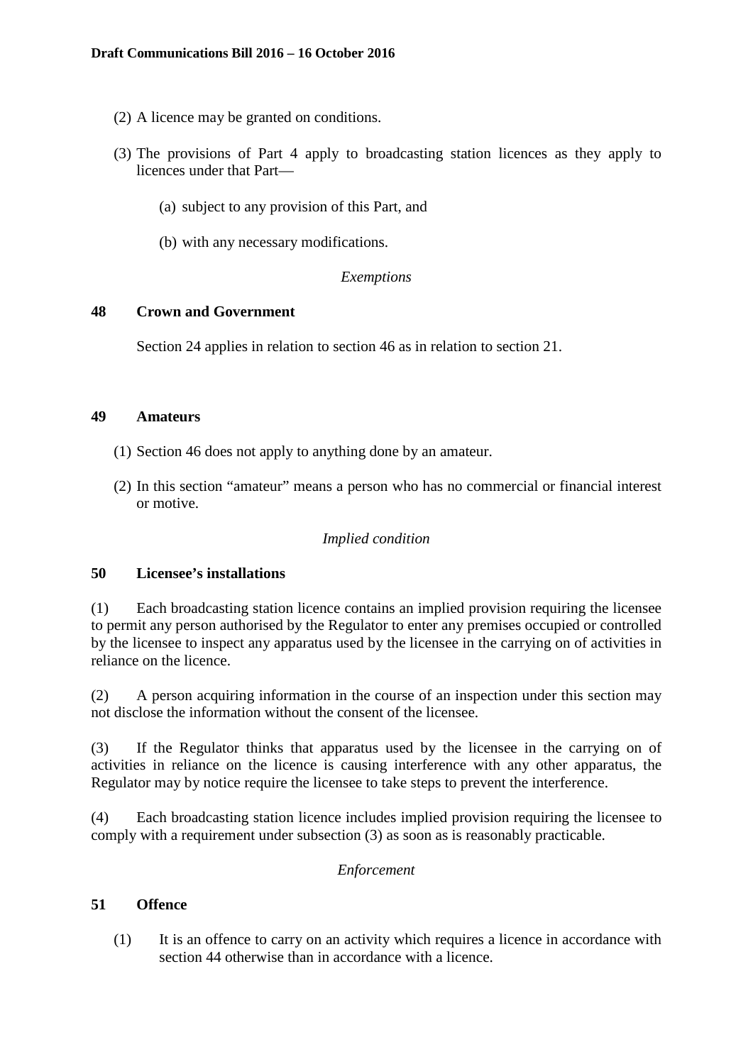(2) A licence may be granted on conditions.

(3) The provisions of Part 4 apply to broadcasting station licences as they apply to licences under that Part—

(a) subject to any provision of this Part, and

(b) with any necessary modifications.

*Exemptions*

**48 Crown and Government**

Section 24 applies in relation to section 46 as in relation to section 21.

**49 Amateurs**

(1) Section 46 does not apply to anything done by an amateur.

(2) In this section "amateur" means a person who has no commercial or financial interest or motive.

*Implied condition*

**50 Licensee's installations**

(1) Each broadcasting station licence contains an implied provision requiring the licensee to permit any person authorised by the Regulator to enter any premises occupied or controlled by the licensee to inspect any apparatus used by the licensee in the carrying on of activities in reliance on the licence.

(2) A person acquiring information in the course of an inspection under this section may not disclose the information without the consent of the licensee.

(3) If the Regulator thinks that apparatus used by the licensee in the carrying on of activities in reliance on the licence is causing interference with any other apparatus, the Regulator may by notice require the licensee to take steps to prevent the interference.

(4) Each broadcasting station licence includes implied provision requiring the licensee to comply with a requirement under subsection (3) as soon as is reasonably practicable.

*Enforcement*

**51 Offence**

(1) It is an offence to carry on an activity which requires a licence in accordance with section 44 otherwise than in accordance with a licence.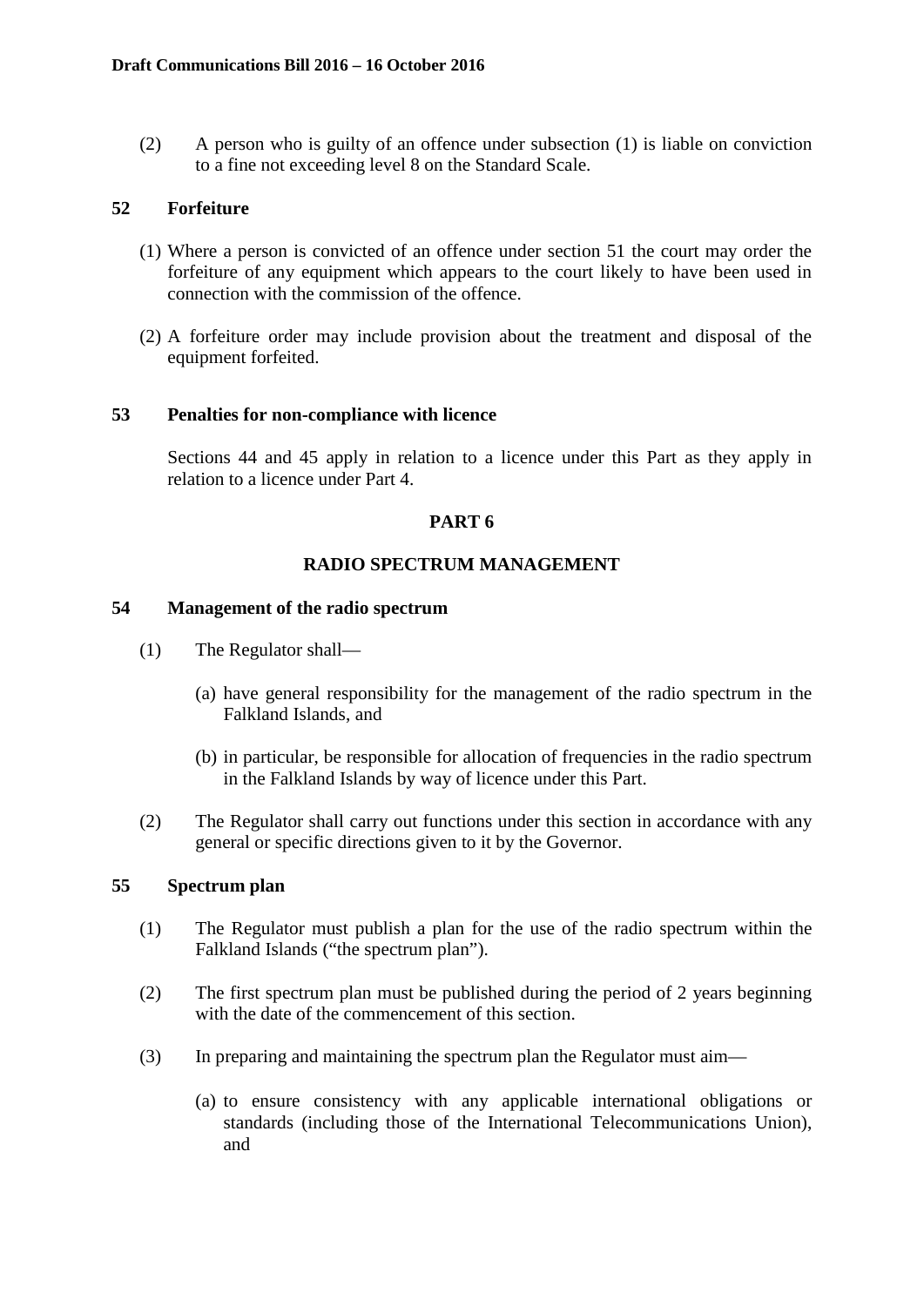(2) A person who is guilty of an offence under subsection (1) is liable on conviction to a fine not exceeding level 8 on the Standard Scale.

### 52 Forfeiture

(1) Where a person is convicted of an offence under section 51 the court may order the forfeiture of any equipment which appears to the court likely to have been used in connection with the commission of the offence.

(2) A forfeiture order may include provision about the treatment and disposal of the equipment forfeited.

### 53 Penalties for non-compliance with licence

Sections 44 and 45 apply in relation to a licence under this Part as they apply in relation to a licence under Part 4.

## PART 6

## RADIO SPECTRUM MANAGEMENT

### 54 Management of the radio spectrum

(1) The Regulator shall—

(a) have general responsibility for the management of the radio spectrum in the Falkland Islands, and

(b) in particular, be responsible for allocation of frequencies in the radio spectrum in the Falkland Islands by way of licence under this Part.

(2) The Regulator shall carry out functions under this section in accordance with any general or specific directions given to it by the Governor.

### 55 Spectrum plan

(1) The Regulator must publish a plan for the use of the radio spectrum within the Falkland Islands ("the spectrum plan").

(2) The first spectrum plan must be published during the period of 2 years beginning with the date of the commencement of this section.

(3) In preparing and maintaining the spectrum plan the Regulator must aim—

(a) to ensure consistency with any applicable international obligations or standards (including those of the International Telecommunications Union), and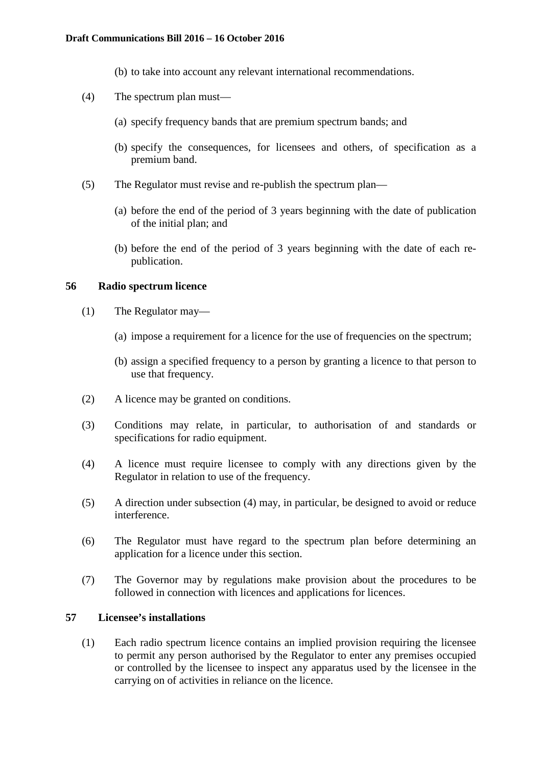(b) to take into account any relevant international recommendations.

(4) The spectrum plan must—

(a) specify frequency bands that are premium spectrum bands; and

(b) specify the consequences, for licensees and others, of specification as a premium band.

(5) The Regulator must revise and re-publish the spectrum plan—

(a) before the end of the period of 3 years beginning with the date of publication of the initial plan; and

(b) before the end of the period of 3 years beginning with the date of each re-publication.

## 56 Radio spectrum licence

(1) The Regulator may—

(a) impose a requirement for a licence for the use of frequencies on the spectrum;

(b) assign a specified frequency to a person by granting a licence to that person to use that frequency.

(2) A licence may be granted on conditions.

(3) Conditions may relate, in particular, to authorisation of and standards or specifications for radio equipment.

(4) A licence must require licensee to comply with any directions given by the Regulator in relation to use of the frequency.

(5) A direction under subsection (4) may, in particular, be designed to avoid or reduce interference.

(6) The Regulator must have regard to the spectrum plan before determining an application for a licence under this section.

(7) The Governor may by regulations make provision about the procedures to be followed in connection with licences and applications for licences.

## 57 Licensee's installations

(1) Each radio spectrum licence contains an implied provision requiring the licensee to permit any person authorised by the Regulator to enter any premises occupied or controlled by the licensee to inspect any apparatus used by the licensee in the carrying on of activities in reliance on the licence.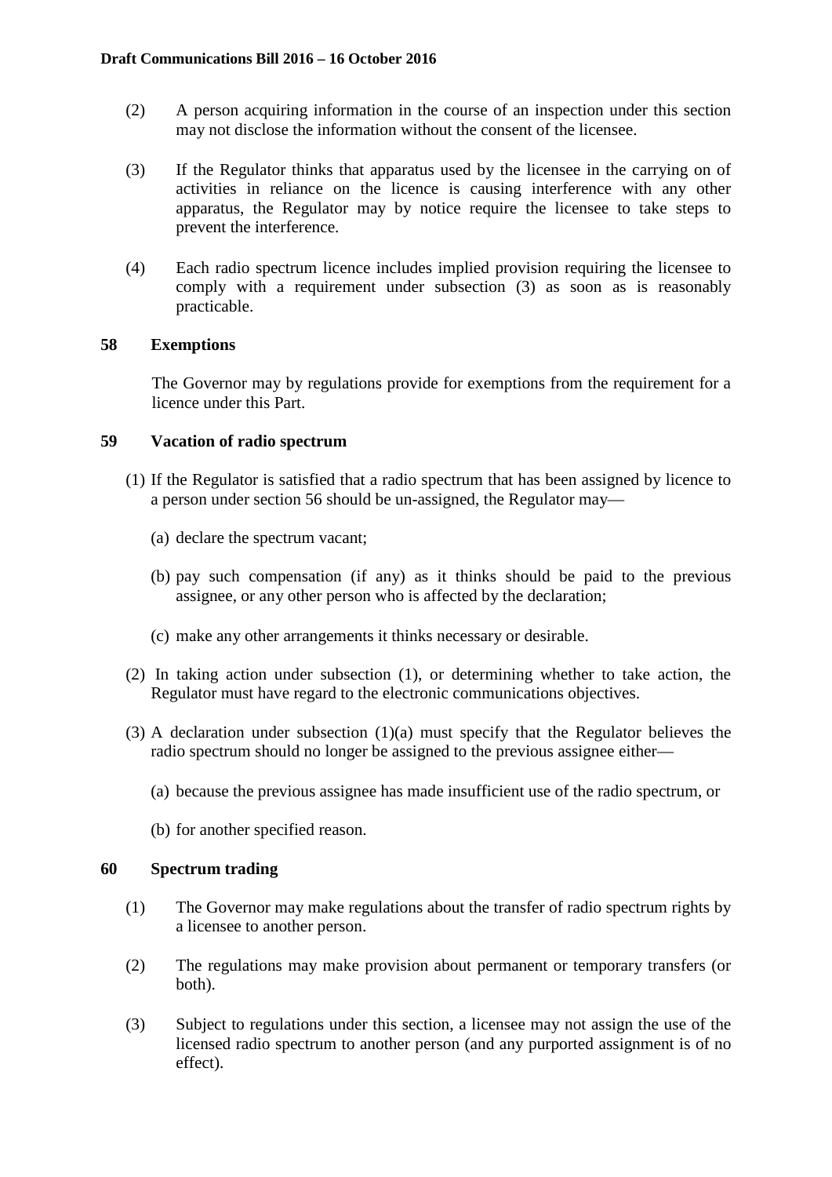(2) A person acquiring information in the course of an inspection under this section may not disclose the information without the consent of the licensee.

(3) If the Regulator thinks that apparatus used by the licensee in the carrying on of activities in reliance on the licence is causing interference with any other apparatus, the Regulator may by notice require the licensee to take steps to prevent the interference.

(4) Each radio spectrum licence includes implied provision requiring the licensee to comply with a requirement under subsection (3) as soon as is reasonably practicable.

### 58 Exemptions

The Governor may by regulations provide for exemptions from the requirement for a licence under this Part.

### 59 Vacation of radio spectrum

(1) If the Regulator is satisfied that a radio spectrum that has been assigned by licence to a person under section 56 should be un-assigned, the Regulator may—

(a) declare the spectrum vacant;

(b) pay such compensation (if any) as it thinks should be paid to the previous assignee, or any other person who is affected by the declaration;

(c) make any other arrangements it thinks necessary or desirable.

(2) In taking action under subsection (1), or determining whether to take action, the Regulator must have regard to the electronic communications objectives.

(3) A declaration under subsection (1)(a) must specify that the Regulator believes the radio spectrum should no longer be assigned to the previous assignee either—

(a) because the previous assignee has made insufficient use of the radio spectrum, or

(b) for another specified reason.

### 60 Spectrum trading

(1) The Governor may make regulations about the transfer of radio spectrum rights by a licensee to another person.

(2) The regulations may make provision about permanent or temporary transfers (or both).

(3) Subject to regulations under this section, a licensee may not assign the use of the licensed radio spectrum to another person (and any purported assignment is of no effect).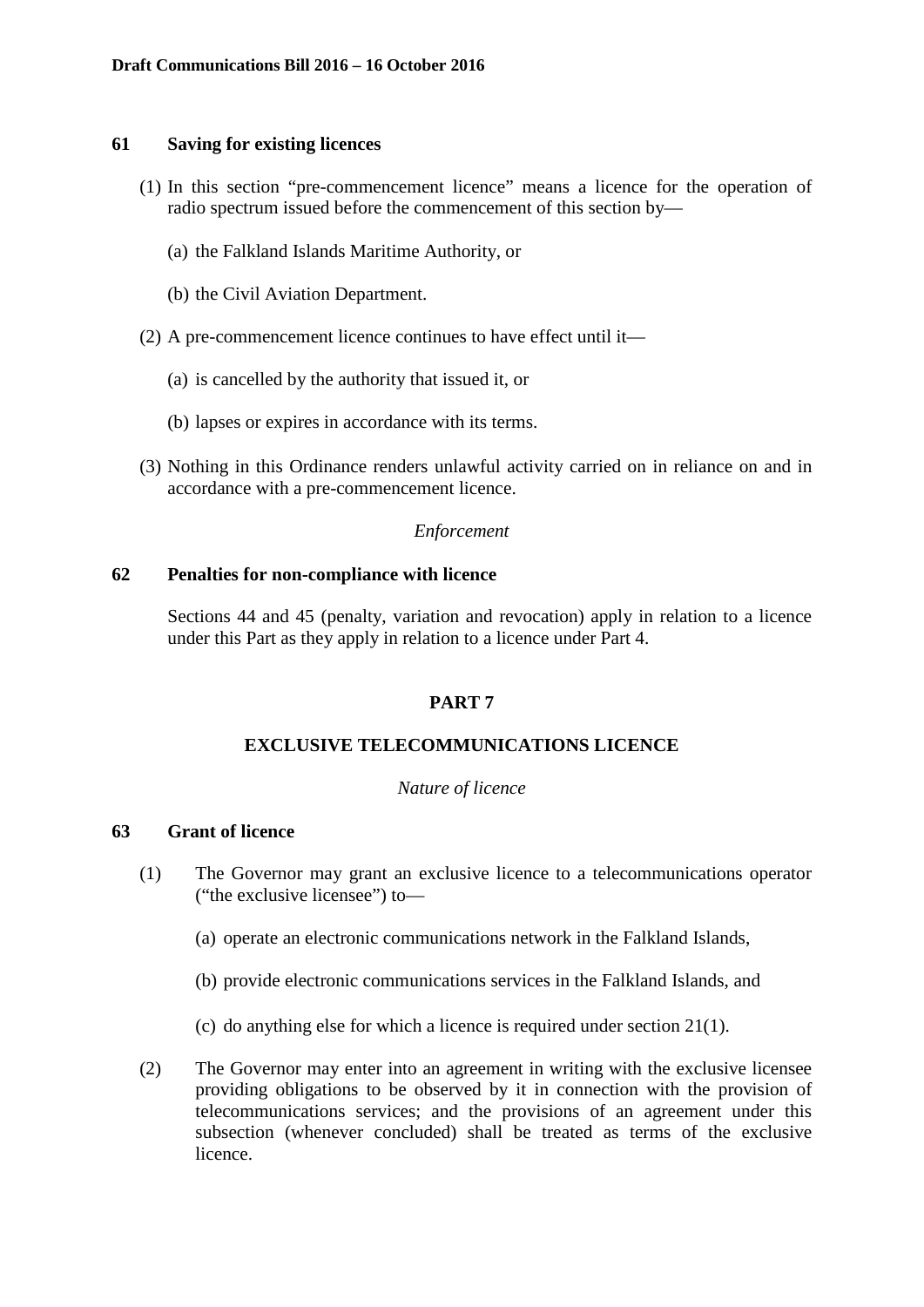### 61 Saving for existing licences

(1) In this section "pre-commencement licence" means a licence for the operation of radio spectrum issued before the commencement of this section by—

(a) the Falkland Islands Maritime Authority, or

(b) the Civil Aviation Department.

(2) A pre-commencement licence continues to have effect until it—

(a) is cancelled by the authority that issued it, or

(b) lapses or expires in accordance with its terms.

(3) Nothing in this Ordinance renders unlawful activity carried on in reliance on and in accordance with a pre-commencement licence.

*Enforcement*

### 62 Penalties for non-compliance with licence

Sections 44 and 45 (penalty, variation and revocation) apply in relation to a licence under this Part as they apply in relation to a licence under Part 4.

## PART 7

## EXCLUSIVE TELECOMMUNICATIONS LICENCE

*Nature of licence*

### 63 Grant of licence

(1) The Governor may grant an exclusive licence to a telecommunications operator ("the exclusive licensee") to—

(a) operate an electronic communications network in the Falkland Islands,

(b) provide electronic communications services in the Falkland Islands, and

(c) do anything else for which a licence is required under section 21(1).

(2) The Governor may enter into an agreement in writing with the exclusive licensee providing obligations to be observed by it in connection with the provision of telecommunications services; and the provisions of an agreement under this subsection (whenever concluded) shall be treated as terms of the exclusive licence.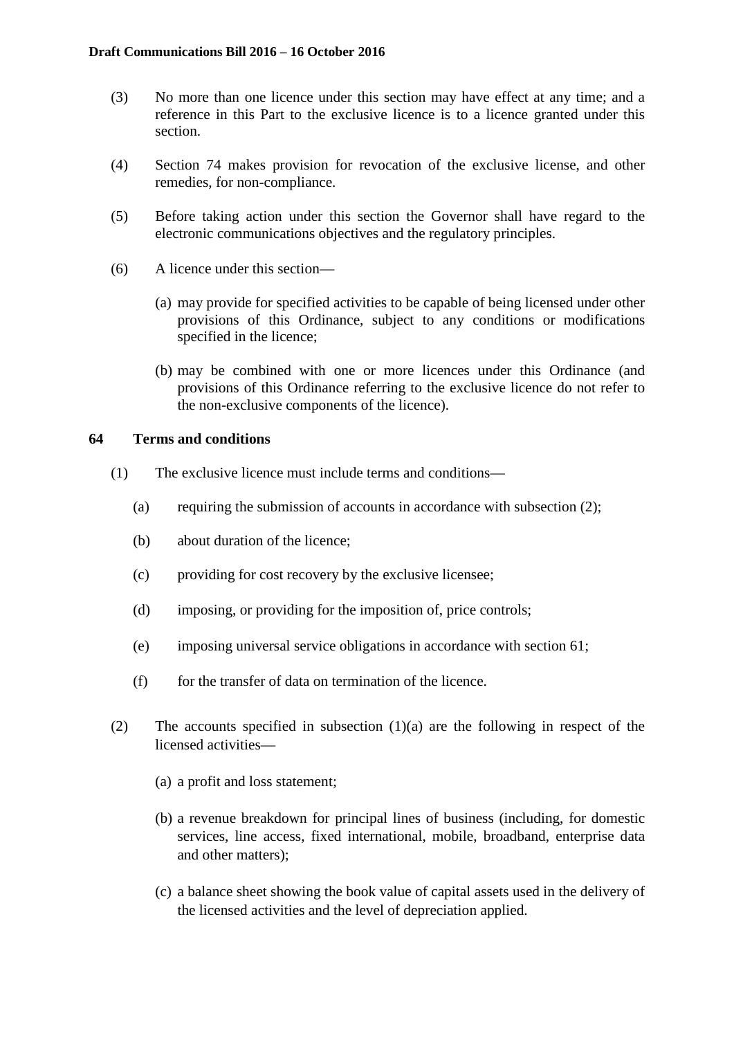(3) No more than one licence under this section may have effect at any time; and a reference in this Part to the exclusive licence is to a licence granted under this section.

(4) Section 74 makes provision for revocation of the exclusive license, and other remedies, for non-compliance.

(5) Before taking action under this section the Governor shall have regard to the electronic communications objectives and the regulatory principles.

(6) A licence under this section—

(a) may provide for specified activities to be capable of being licensed under other provisions of this Ordinance, subject to any conditions or modifications specified in the licence;

(b) may be combined with one or more licences under this Ordinance (and provisions of this Ordinance referring to the exclusive licence do not refer to the non-exclusive components of the licence).

### 64 Terms and conditions

(1) The exclusive licence must include terms and conditions—

(a) requiring the submission of accounts in accordance with subsection (2);

(b) about duration of the licence;

(c) providing for cost recovery by the exclusive licensee;

(d) imposing, or providing for the imposition of, price controls;

(e) imposing universal service obligations in accordance with section 61;

(f) for the transfer of data on termination of the licence.

(2) The accounts specified in subsection (1)(a) are the following in respect of the licensed activities—

(a) a profit and loss statement;

(b) a revenue breakdown for principal lines of business (including, for domestic services, line access, fixed international, mobile, broadband, enterprise data and other matters);

(c) a balance sheet showing the book value of capital assets used in the delivery of the licensed activities and the level of depreciation applied.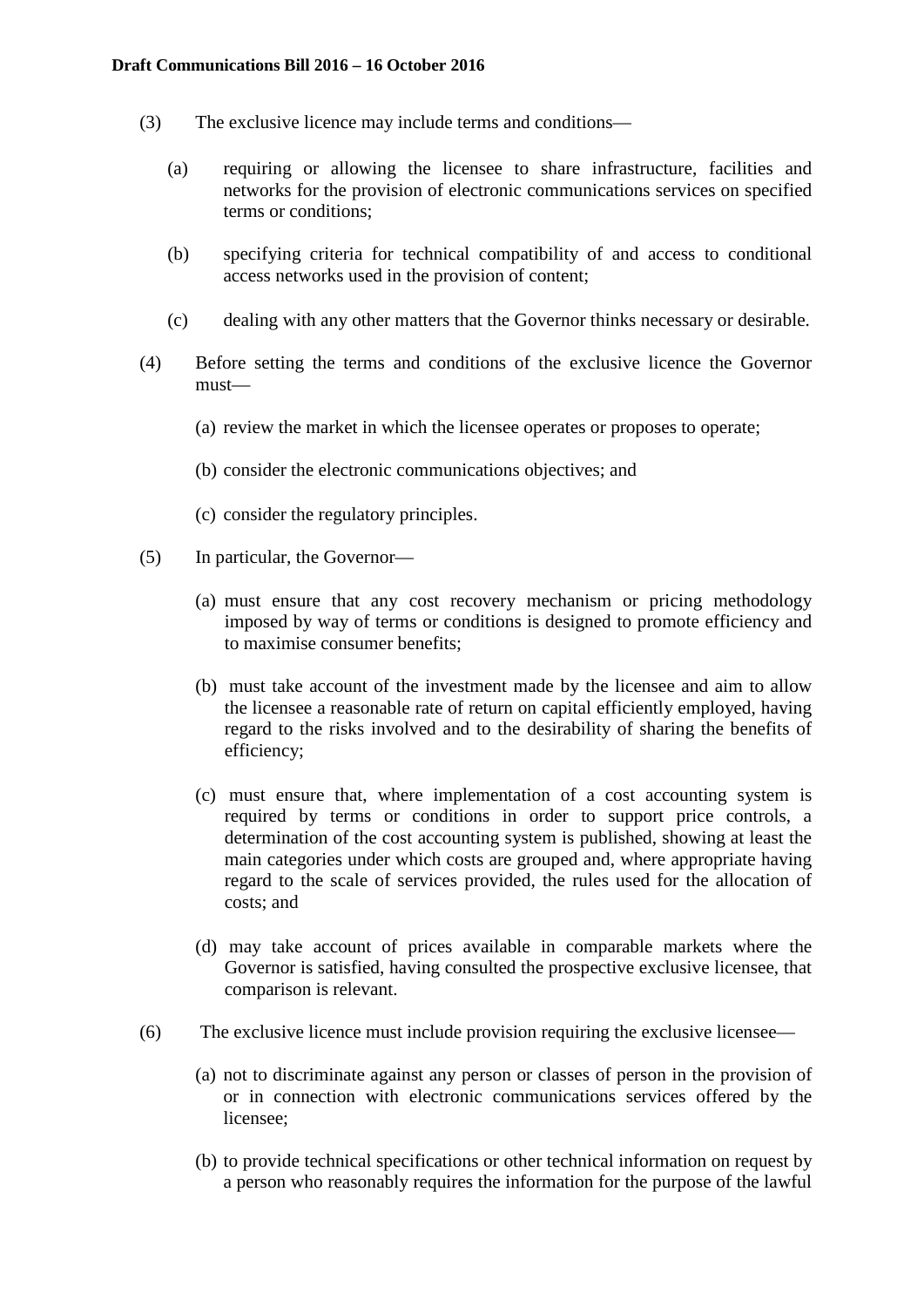(3) The exclusive licence may include terms and conditions—

(a) requiring or allowing the licensee to share infrastructure, facilities and networks for the provision of electronic communications services on specified terms or conditions;

(b) specifying criteria for technical compatibility of and access to conditional access networks used in the provision of content;

(c) dealing with any other matters that the Governor thinks necessary or desirable.

(4) Before setting the terms and conditions of the exclusive licence the Governor must—

(a) review the market in which the licensee operates or proposes to operate;

(b) consider the electronic communications objectives; and

(c) consider the regulatory principles.

(5) In particular, the Governor—

(a) must ensure that any cost recovery mechanism or pricing methodology imposed by way of terms or conditions is designed to promote efficiency and to maximise consumer benefits;

(b) must take account of the investment made by the licensee and aim to allow the licensee a reasonable rate of return on capital efficiently employed, having regard to the risks involved and to the desirability of sharing the benefits of efficiency;

(c) must ensure that, where implementation of a cost accounting system is required by terms or conditions in order to support price controls, a determination of the cost accounting system is published, showing at least the main categories under which costs are grouped and, where appropriate having regard to the scale of services provided, the rules used for the allocation of costs; and

(d) may take account of prices available in comparable markets where the Governor is satisfied, having consulted the prospective exclusive licensee, that comparison is relevant.

(6) The exclusive licence must include provision requiring the exclusive licensee—

(a) not to discriminate against any person or classes of person in the provision of or in connection with electronic communications services offered by the licensee;

(b) to provide technical specifications or other technical information on request by a person who reasonably requires the information for the purpose of the lawful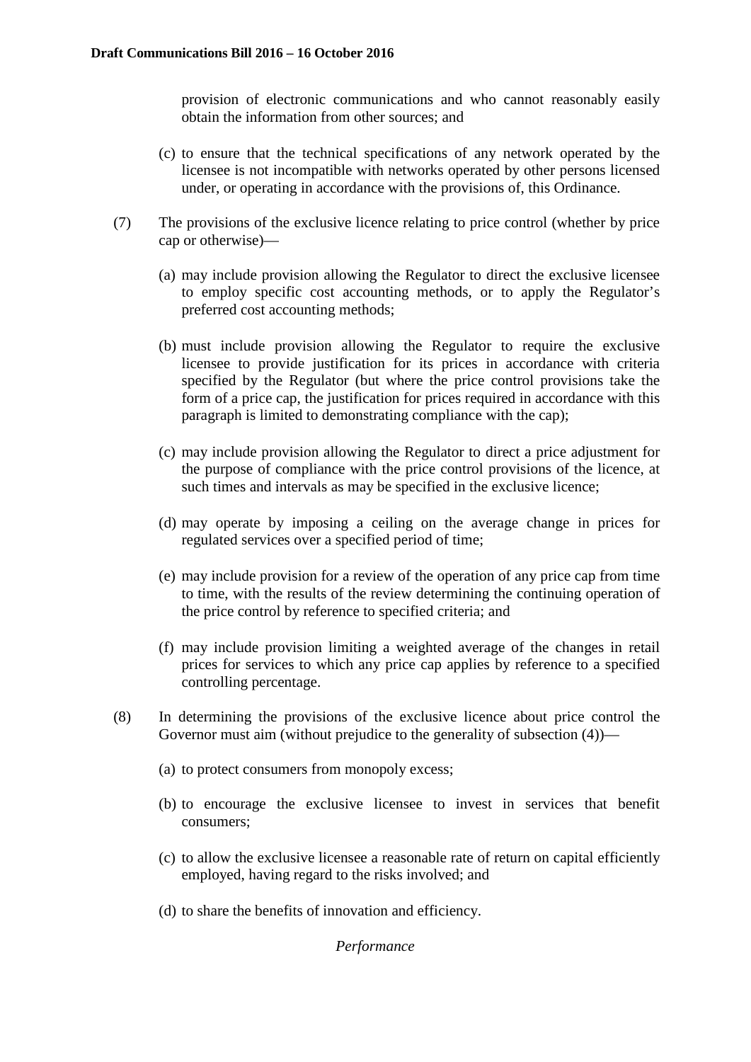provision of electronic communications and who cannot reasonably easily obtain the information from other sources; and

(c) to ensure that the technical specifications of any network operated by the licensee is not incompatible with networks operated by other persons licensed under, or operating in accordance with the provisions of, this Ordinance.

(7) The provisions of the exclusive licence relating to price control (whether by price cap or otherwise)—

(a) may include provision allowing the Regulator to direct the exclusive licensee to employ specific cost accounting methods, or to apply the Regulator's preferred cost accounting methods;

(b) must include provision allowing the Regulator to require the exclusive licensee to provide justification for its prices in accordance with criteria specified by the Regulator (but where the price control provisions take the form of a price cap, the justification for prices required in accordance with this paragraph is limited to demonstrating compliance with the cap);

(c) may include provision allowing the Regulator to direct a price adjustment for the purpose of compliance with the price control provisions of the licence, at such times and intervals as may be specified in the exclusive licence;

(d) may operate by imposing a ceiling on the average change in prices for regulated services over a specified period of time;

(e) may include provision for a review of the operation of any price cap from time to time, with the results of the review determining the continuing operation of the price control by reference to specified criteria; and

(f) may include provision limiting a weighted average of the changes in retail prices for services to which any price cap applies by reference to a specified controlling percentage.

(8) In determining the provisions of the exclusive licence about price control the Governor must aim (without prejudice to the generality of subsection (4))—

(a) to protect consumers from monopoly excess;

(b) to encourage the exclusive licensee to invest in services that benefit consumers;

(c) to allow the exclusive licensee a reasonable rate of return on capital efficiently employed, having regard to the risks involved; and

(d) to share the benefits of innovation and efficiency.

*Performance*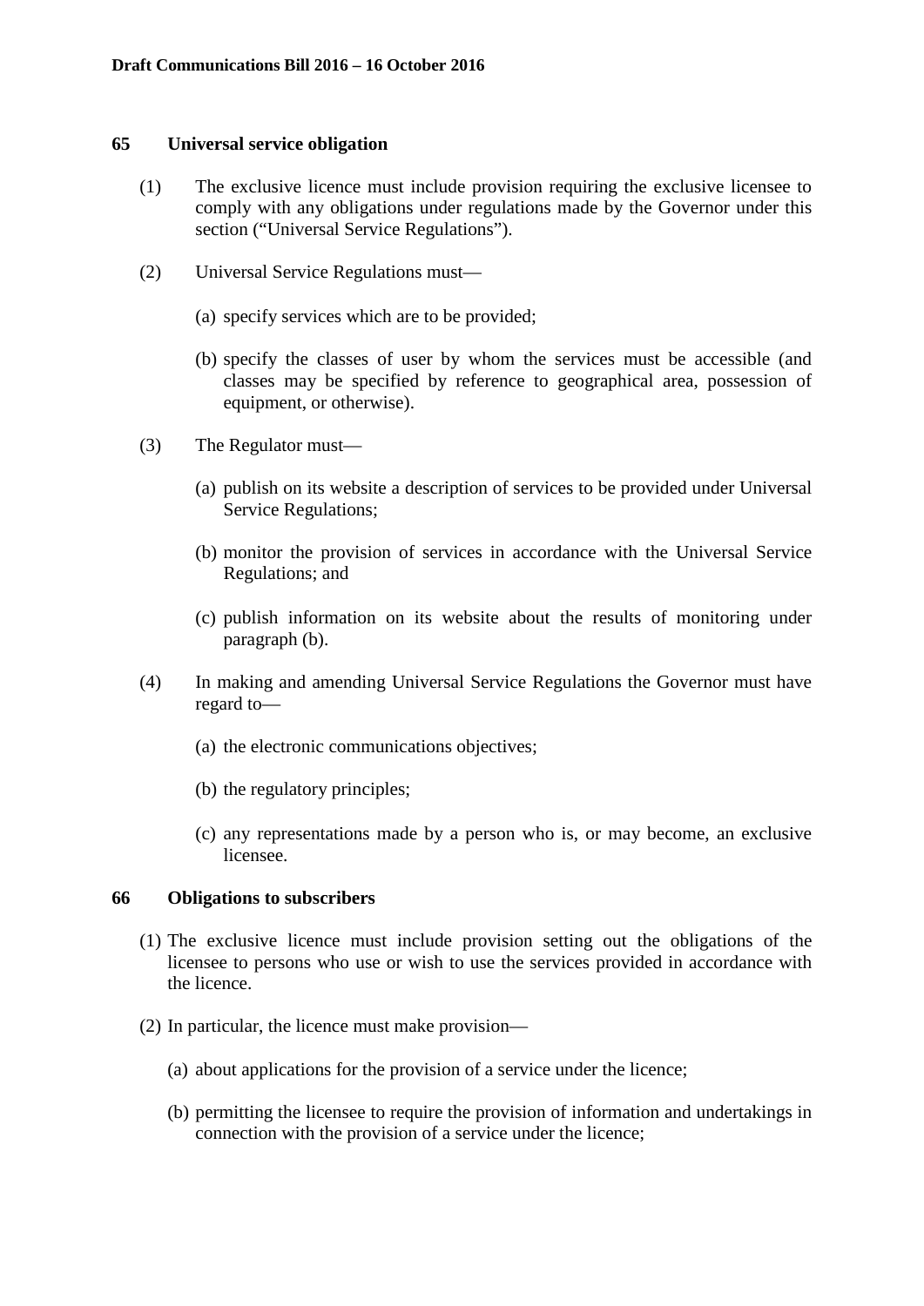## 65 Universal service obligation

(1) The exclusive licence must include provision requiring the exclusive licensee to comply with any obligations under regulations made by the Governor under this section ("Universal Service Regulations").

(2) Universal Service Regulations must—

(a) specify services which are to be provided;

(b) specify the classes of user by whom the services must be accessible (and classes may be specified by reference to geographical area, possession of equipment, or otherwise).

(3) The Regulator must—

(a) publish on its website a description of services to be provided under Universal Service Regulations;

(b) monitor the provision of services in accordance with the Universal Service Regulations; and

(c) publish information on its website about the results of monitoring under paragraph (b).

(4) In making and amending Universal Service Regulations the Governor must have regard to—

(a) the electronic communications objectives;

(b) the regulatory principles;

(c) any representations made by a person who is, or may become, an exclusive licensee.

## 66 Obligations to subscribers

(1) The exclusive licence must include provision setting out the obligations of the licensee to persons who use or wish to use the services provided in accordance with the licence.

(2) In particular, the licence must make provision—

(a) about applications for the provision of a service under the licence;

(b) permitting the licensee to require the provision of information and undertakings in connection with the provision of a service under the licence;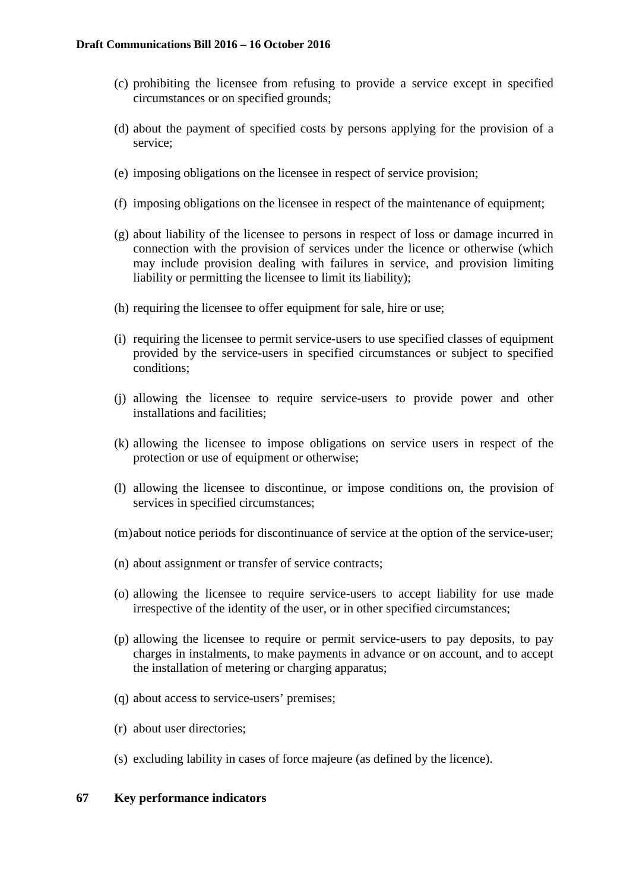(c) prohibiting the licensee from refusing to provide a service except in specified circumstances or on specified grounds;

(d) about the payment of specified costs by persons applying for the provision of a service;

(e) imposing obligations on the licensee in respect of service provision;

(f) imposing obligations on the licensee in respect of the maintenance of equipment;

(g) about liability of the licensee to persons in respect of loss or damage incurred in connection with the provision of services under the licence or otherwise (which may include provision dealing with failures in service, and provision limiting liability or permitting the licensee to limit its liability);

(h) requiring the licensee to offer equipment for sale, hire or use;

(i) requiring the licensee to permit service-users to use specified classes of equipment provided by the service-users in specified circumstances or subject to specified conditions;

(j) allowing the licensee to require service-users to provide power and other installations and facilities;

(k) allowing the licensee to impose obligations on service users in respect of the protection or use of equipment or otherwise;

(l) allowing the licensee to discontinue, or impose conditions on, the provision of services in specified circumstances;

(m) about notice periods for discontinuance of service at the option of the service-user;

(n) about assignment or transfer of service contracts;

(o) allowing the licensee to require service-users to accept liability for use made irrespective of the identity of the user, or in other specified circumstances;

(p) allowing the licensee to require or permit service-users to pay deposits, to pay charges in instalments, to make payments in advance or on account, and to accept the installation of metering or charging apparatus;

(q) about access to service-users' premises;

(r) about user directories;

(s) excluding lability in cases of force majeure (as defined by the licence).

**67 Key performance indicators**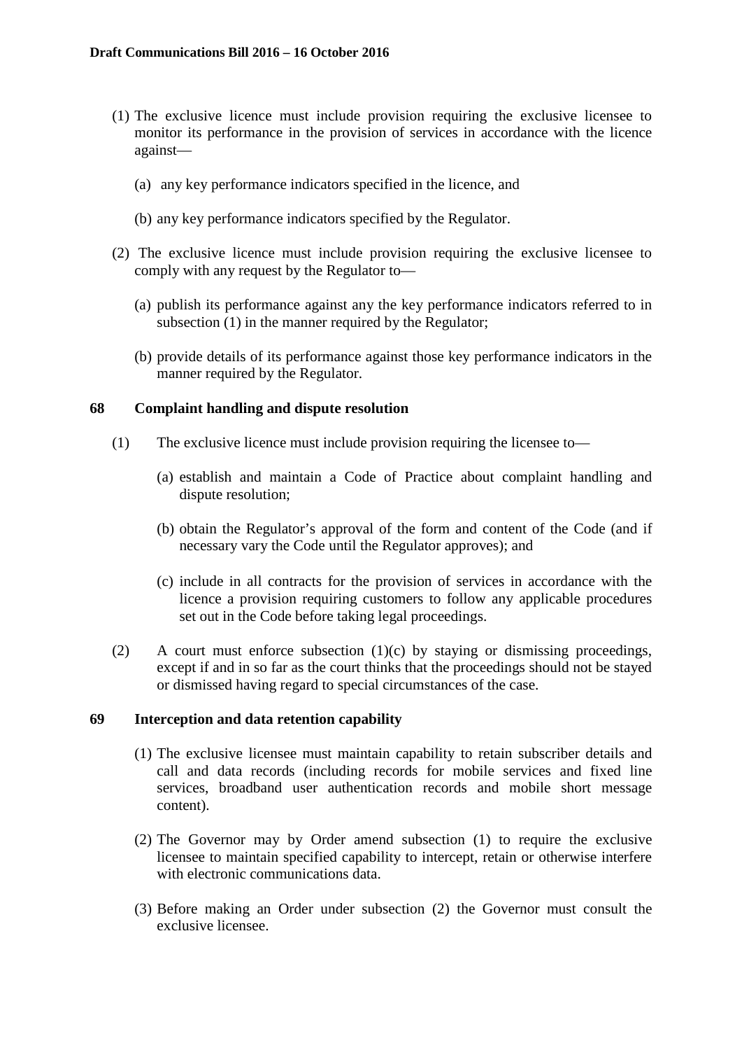(1) The exclusive licence must include provision requiring the exclusive licensee to monitor its performance in the provision of services in accordance with the licence against—

(a) any key performance indicators specified in the licence, and

(b) any key performance indicators specified by the Regulator.

(2) The exclusive licence must include provision requiring the exclusive licensee to comply with any request by the Regulator to—

(a) publish its performance against any the key performance indicators referred to in subsection (1) in the manner required by the Regulator;

(b) provide details of its performance against those key performance indicators in the manner required by the Regulator.

## 68 Complaint handling and dispute resolution

(1) The exclusive licence must include provision requiring the licensee to—

(a) establish and maintain a Code of Practice about complaint handling and dispute resolution;

(b) obtain the Regulator's approval of the form and content of the Code (and if necessary vary the Code until the Regulator approves); and

(c) include in all contracts for the provision of services in accordance with the licence a provision requiring customers to follow any applicable procedures set out in the Code before taking legal proceedings.

(2) A court must enforce subsection (1)(c) by staying or dismissing proceedings, except if and in so far as the court thinks that the proceedings should not be stayed or dismissed having regard to special circumstances of the case.

## 69 Interception and data retention capability

(1) The exclusive licensee must maintain capability to retain subscriber details and call and data records (including records for mobile services and fixed line services, broadband user authentication records and mobile short message content).

(2) The Governor may by Order amend subsection (1) to require the exclusive licensee to maintain specified capability to intercept, retain or otherwise interfere with electronic communications data.

(3) Before making an Order under subsection (2) the Governor must consult the exclusive licensee.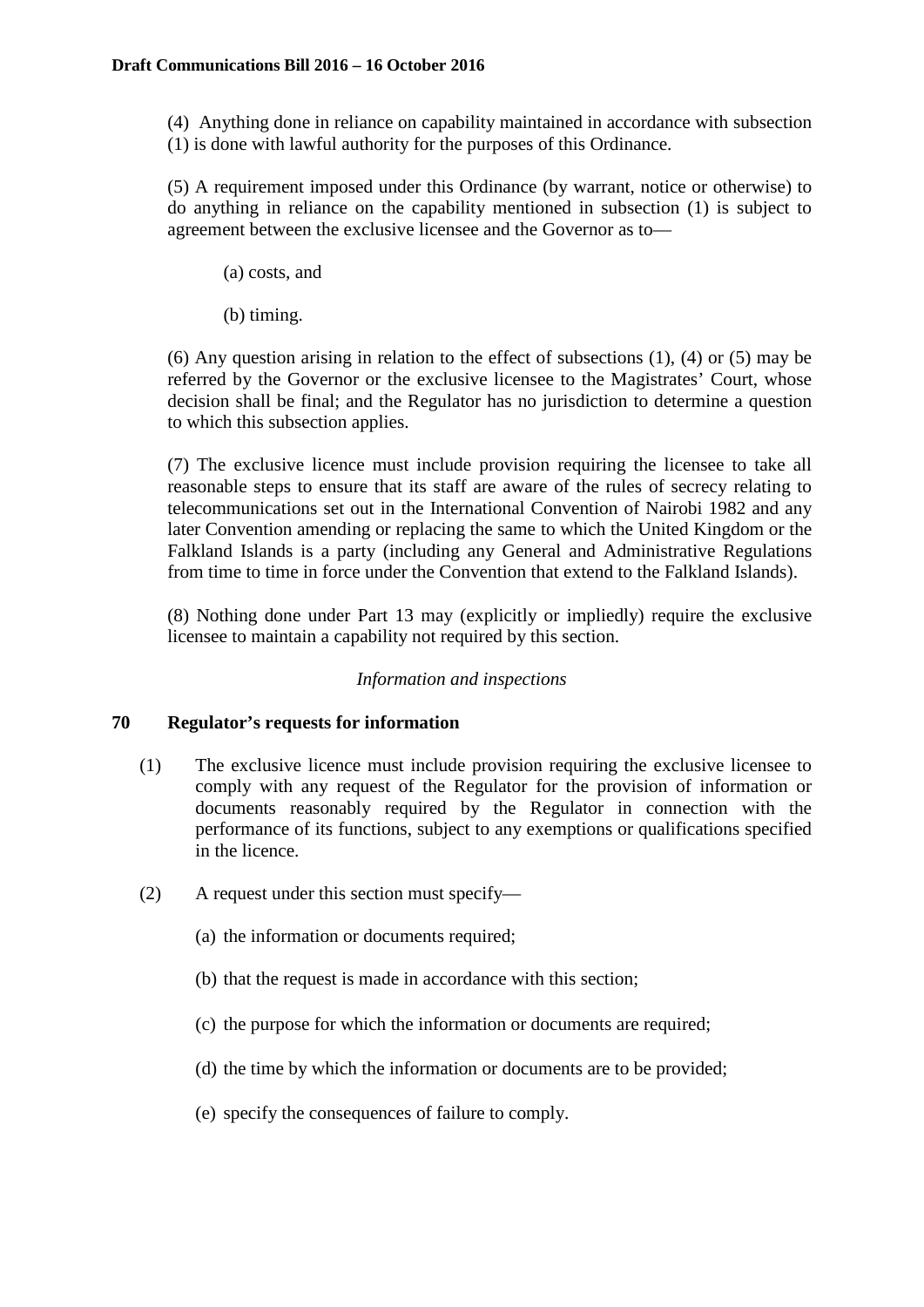(4) Anything done in reliance on capability maintained in accordance with subsection (1) is done with lawful authority for the purposes of this Ordinance.

(5) A requirement imposed under this Ordinance (by warrant, notice or otherwise) to do anything in reliance on the capability mentioned in subsection (1) is subject to agreement between the exclusive licensee and the Governor as to—

(a) costs, and

(b) timing.

(6) Any question arising in relation to the effect of subsections (1), (4) or (5) may be referred by the Governor or the exclusive licensee to the Magistrates' Court, whose decision shall be final; and the Regulator has no jurisdiction to determine a question to which this subsection applies.

(7) The exclusive licence must include provision requiring the licensee to take all reasonable steps to ensure that its staff are aware of the rules of secrecy relating to telecommunications set out in the International Convention of Nairobi 1982 and any later Convention amending or replacing the same to which the United Kingdom or the Falkland Islands is a party (including any General and Administrative Regulations from time to time in force under the Convention that extend to the Falkland Islands).

(8) Nothing done under Part 13 may (explicitly or impliedly) require the exclusive licensee to maintain a capability not required by this section.

*Information and inspections*

### 70 Regulator's requests for information

(1) The exclusive licence must include provision requiring the exclusive licensee to comply with any request of the Regulator for the provision of information or documents reasonably required by the Regulator in connection with the performance of its functions, subject to any exemptions or qualifications specified in the licence.

(2) A request under this section must specify—

(a) the information or documents required;

(b) that the request is made in accordance with this section;

(c) the purpose for which the information or documents are required;

(d) the time by which the information or documents are to be provided;

(e) specify the consequences of failure to comply.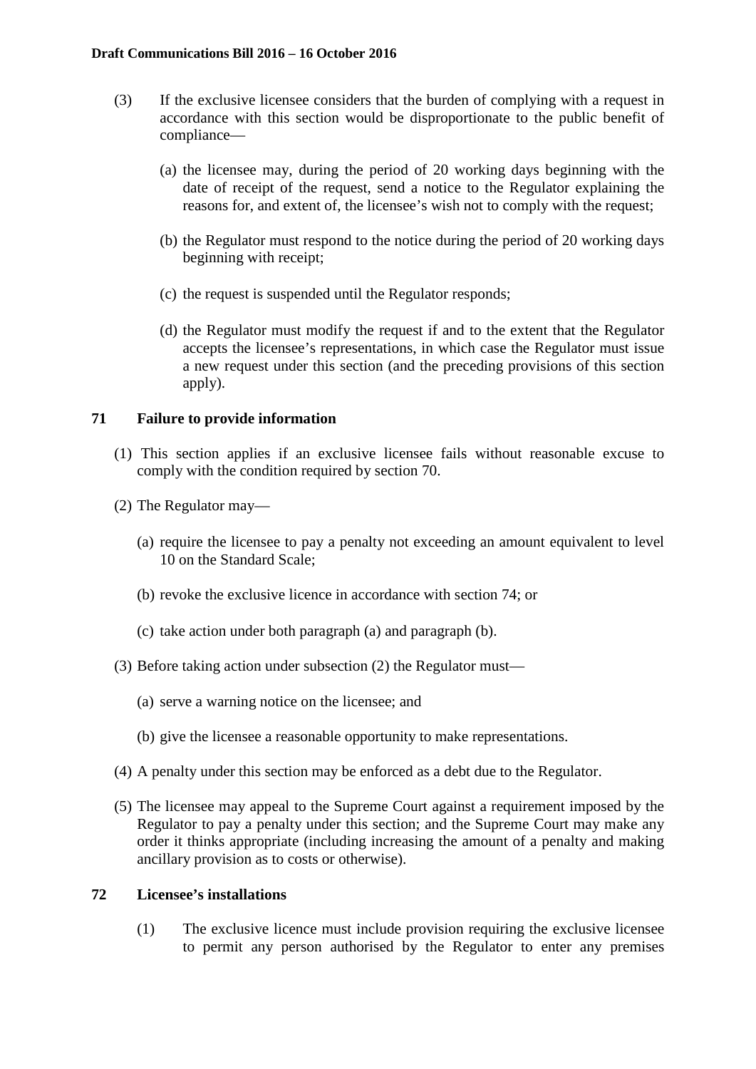(3) If the exclusive licensee considers that the burden of complying with a request in accordance with this section would be disproportionate to the public benefit of compliance—

(a) the licensee may, during the period of 20 working days beginning with the date of receipt of the request, send a notice to the Regulator explaining the reasons for, and extent of, the licensee's wish not to comply with the request;

(b) the Regulator must respond to the notice during the period of 20 working days beginning with receipt;

(c) the request is suspended until the Regulator responds;

(d) the Regulator must modify the request if and to the extent that the Regulator accepts the licensee's representations, in which case the Regulator must issue a new request under this section (and the preceding provisions of this section apply).

### 71 Failure to provide information

(1) This section applies if an exclusive licensee fails without reasonable excuse to comply with the condition required by section 70.

(2) The Regulator may—

(a) require the licensee to pay a penalty not exceeding an amount equivalent to level 10 on the Standard Scale;

(b) revoke the exclusive licence in accordance with section 74; or

(c) take action under both paragraph (a) and paragraph (b).

(3) Before taking action under subsection (2) the Regulator must—

(a) serve a warning notice on the licensee; and

(b) give the licensee a reasonable opportunity to make representations.

(4) A penalty under this section may be enforced as a debt due to the Regulator.

(5) The licensee may appeal to the Supreme Court against a requirement imposed by the Regulator to pay a penalty under this section; and the Supreme Court may make any order it thinks appropriate (including increasing the amount of a penalty and making ancillary provision as to costs or otherwise).

### 72 Licensee's installations

(1) The exclusive licence must include provision requiring the exclusive licensee to permit any person authorised by the Regulator to enter any premises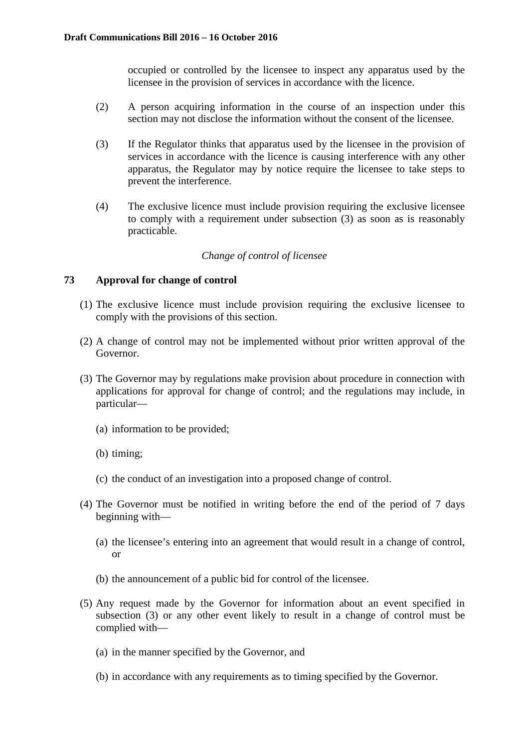occupied or controlled by the licensee to inspect any apparatus used by the licensee in the provision of services in accordance with the licence.

(2) A person acquiring information in the course of an inspection under this section may not disclose the information without the consent of the licensee.

(3) If the Regulator thinks that apparatus used by the licensee in the provision of services in accordance with the licence is causing interference with any other apparatus, the Regulator may by notice require the licensee to take steps to prevent the interference.

(4) The exclusive licence must include provision requiring the exclusive licensee to comply with a requirement under subsection (3) as soon as is reasonably practicable.

*Change of control of licensee*

**73 Approval for change of control**

(1) The exclusive licence must include provision requiring the exclusive licensee to comply with the provisions of this section.

(2) A change of control may not be implemented without prior written approval of the Governor.

(3) The Governor may by regulations make provision about procedure in connection with applications for approval for change of control; and the regulations may include, in particular—

(a) information to be provided;

(b) timing;

(c) the conduct of an investigation into a proposed change of control.

(4) The Governor must be notified in writing before the end of the period of 7 days beginning with—

(a) the licensee's entering into an agreement that would result in a change of control, or

(b) the announcement of a public bid for control of the licensee.

(5) Any request made by the Governor for information about an event specified in subsection (3) or any other event likely to result in a change of control must be complied with—

(a) in the manner specified by the Governor, and

(b) in accordance with any requirements as to timing specified by the Governor.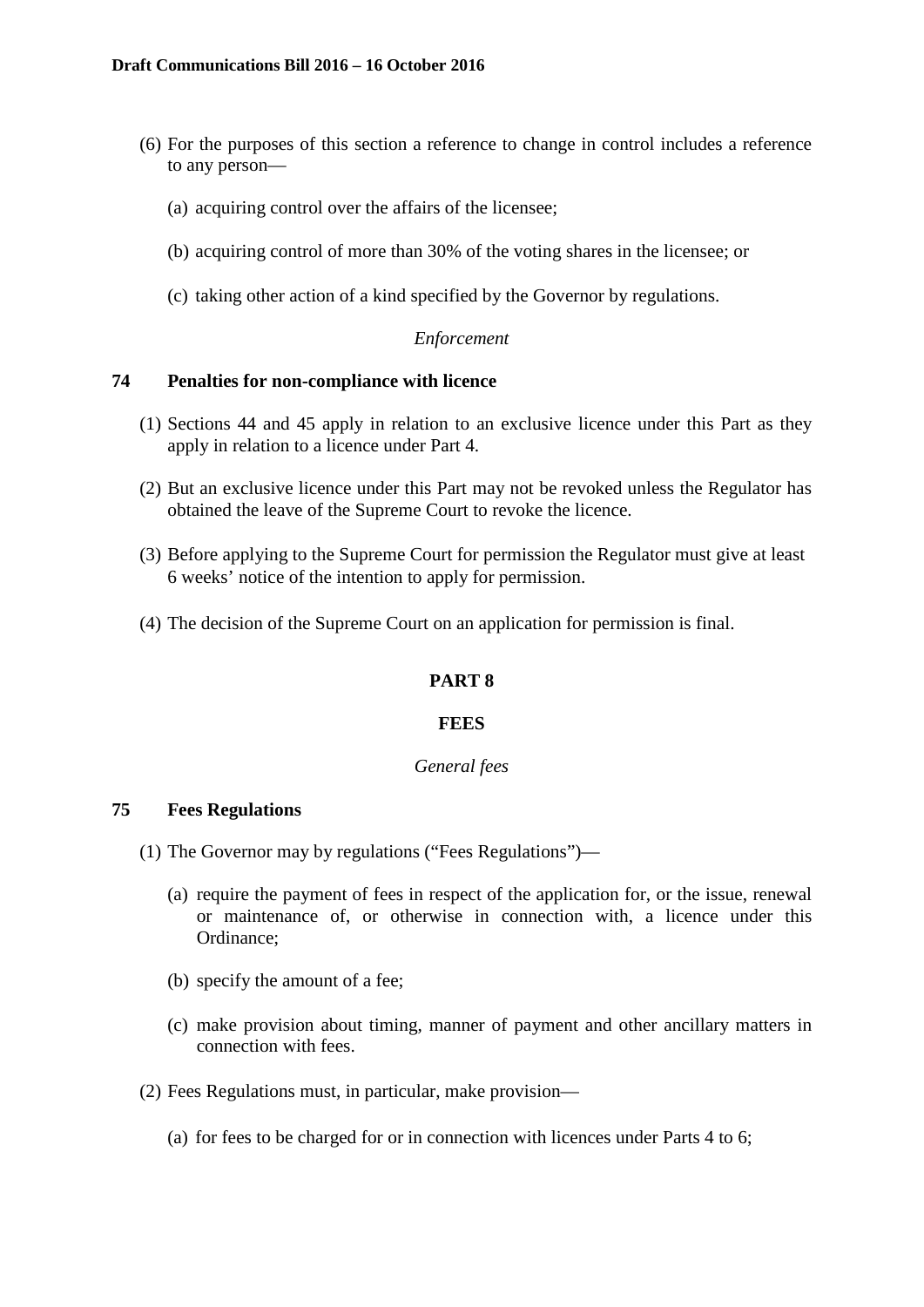(6) For the purposes of this section a reference to change in control includes a reference to any person—

(a) acquiring control over the affairs of the licensee;

(b) acquiring control of more than 30% of the voting shares in the licensee; or

(c) taking other action of a kind specified by the Governor by regulations.

*Enforcement*

### 74 Penalties for non-compliance with licence

(1) Sections 44 and 45 apply in relation to an exclusive licence under this Part as they apply in relation to a licence under Part 4.

(2) But an exclusive licence under this Part may not be revoked unless the Regulator has obtained the leave of the Supreme Court to revoke the licence.

(3) Before applying to the Supreme Court for permission the Regulator must give at least 6 weeks' notice of the intention to apply for permission.

(4) The decision of the Supreme Court on an application for permission is final.

## PART 8

## FEES

*General fees*

### 75 Fees Regulations

(1) The Governor may by regulations ("Fees Regulations")—

(a) require the payment of fees in respect of the application for, or the issue, renewal or maintenance of, or otherwise in connection with, a licence under this Ordinance;

(b) specify the amount of a fee;

(c) make provision about timing, manner of payment and other ancillary matters in connection with fees.

(2) Fees Regulations must, in particular, make provision—

(a) for fees to be charged for or in connection with licences under Parts 4 to 6;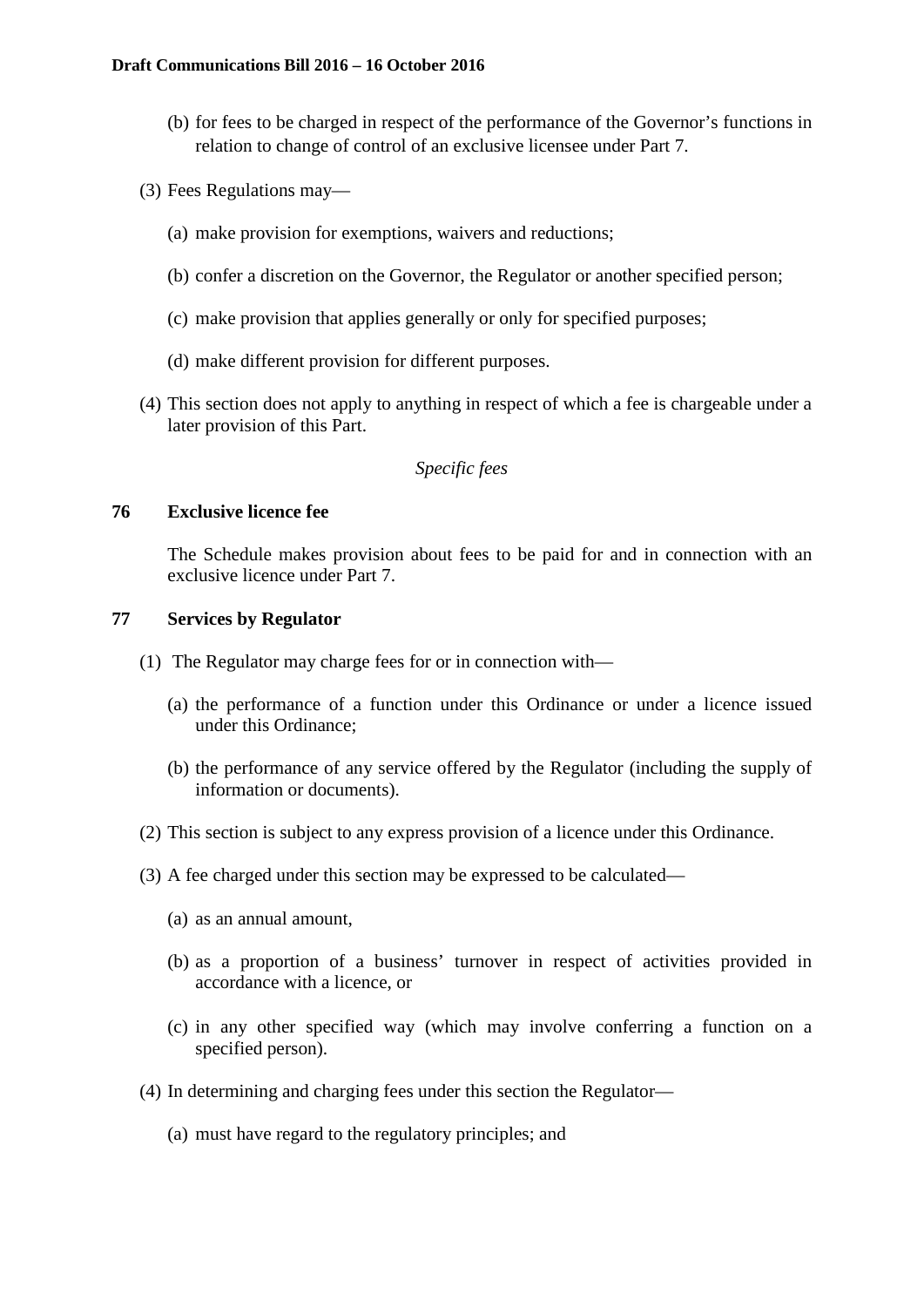(b) for fees to be charged in respect of the performance of the Governor's functions in relation to change of control of an exclusive licensee under Part 7.

(3) Fees Regulations may—

(a) make provision for exemptions, waivers and reductions;

(b) confer a discretion on the Governor, the Regulator or another specified person;

(c) make provision that applies generally or only for specified purposes;

(d) make different provision for different purposes.

(4) This section does not apply to anything in respect of which a fee is chargeable under a later provision of this Part.

*Specific fees*

**76 Exclusive licence fee**

The Schedule makes provision about fees to be paid for and in connection with an exclusive licence under Part 7.

**77 Services by Regulator**

(1) The Regulator may charge fees for or in connection with—

(a) the performance of a function under this Ordinance or under a licence issued under this Ordinance;

(b) the performance of any service offered by the Regulator (including the supply of information or documents).

(2) This section is subject to any express provision of a licence under this Ordinance.

(3) A fee charged under this section may be expressed to be calculated—

(a) as an annual amount,

(b) as a proportion of a business' turnover in respect of activities provided in accordance with a licence, or

(c) in any other specified way (which may involve conferring a function on a specified person).

(4) In determining and charging fees under this section the Regulator—

(a) must have regard to the regulatory principles; and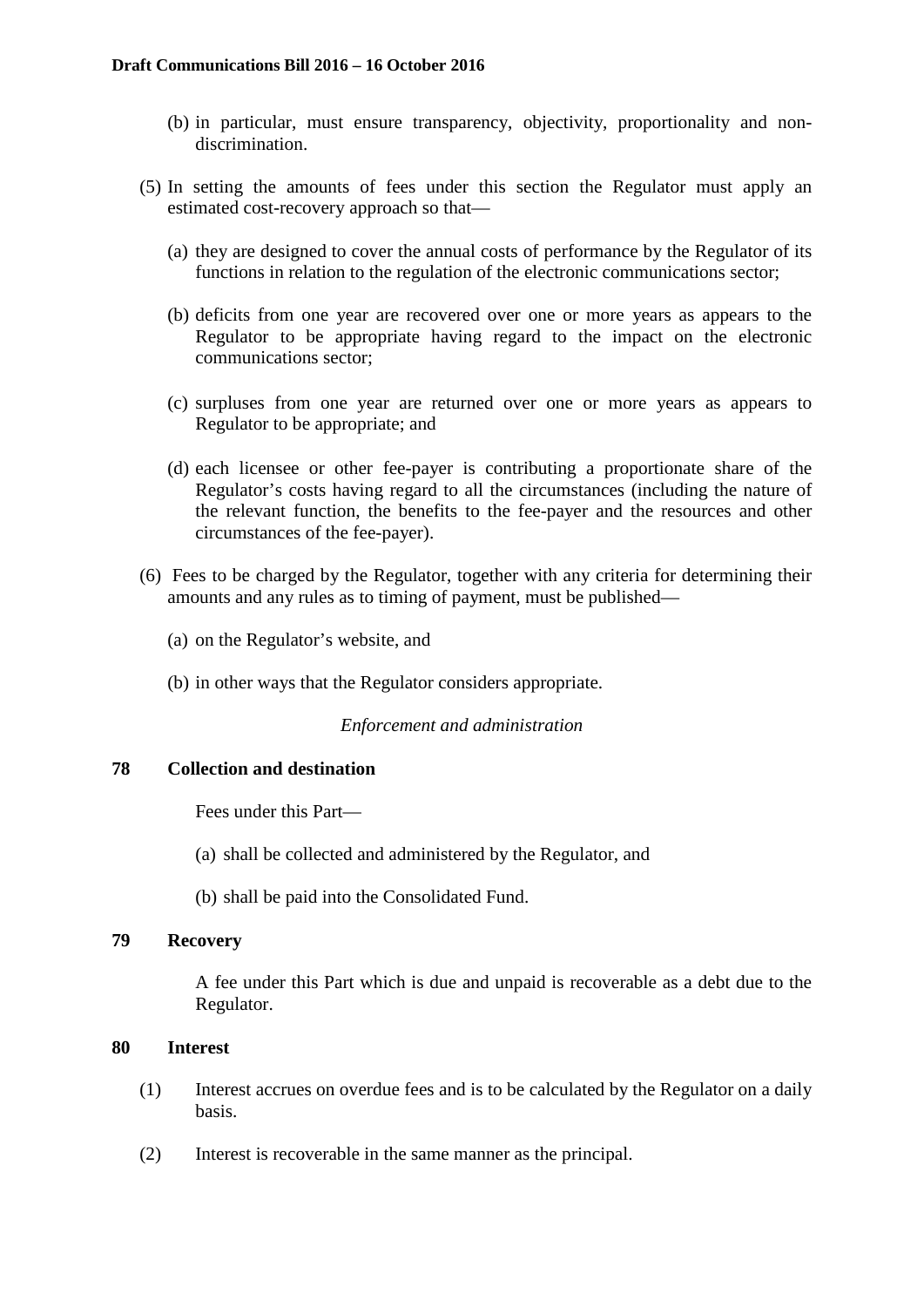(b) in particular, must ensure transparency, objectivity, proportionality and non-discrimination.

(5) In setting the amounts of fees under this section the Regulator must apply an estimated cost-recovery approach so that—

(a) they are designed to cover the annual costs of performance by the Regulator of its functions in relation to the regulation of the electronic communications sector;

(b) deficits from one year are recovered over one or more years as appears to the Regulator to be appropriate having regard to the impact on the electronic communications sector;

(c) surpluses from one year are returned over one or more years as appears to Regulator to be appropriate; and

(d) each licensee or other fee-payer is contributing a proportionate share of the Regulator's costs having regard to all the circumstances (including the nature of the relevant function, the benefits to the fee-payer and the resources and other circumstances of the fee-payer).

(6) Fees to be charged by the Regulator, together with any criteria for determining their amounts and any rules as to timing of payment, must be published—

(a) on the Regulator's website, and

(b) in other ways that the Regulator considers appropriate.

*Enforcement and administration*

### 78 Collection and destination

Fees under this Part—

(a) shall be collected and administered by the Regulator, and

(b) shall be paid into the Consolidated Fund.

### 79 Recovery

A fee under this Part which is due and unpaid is recoverable as a debt due to the Regulator.

### 80 Interest

(1) Interest accrues on overdue fees and is to be calculated by the Regulator on a daily basis.

(2) Interest is recoverable in the same manner as the principal.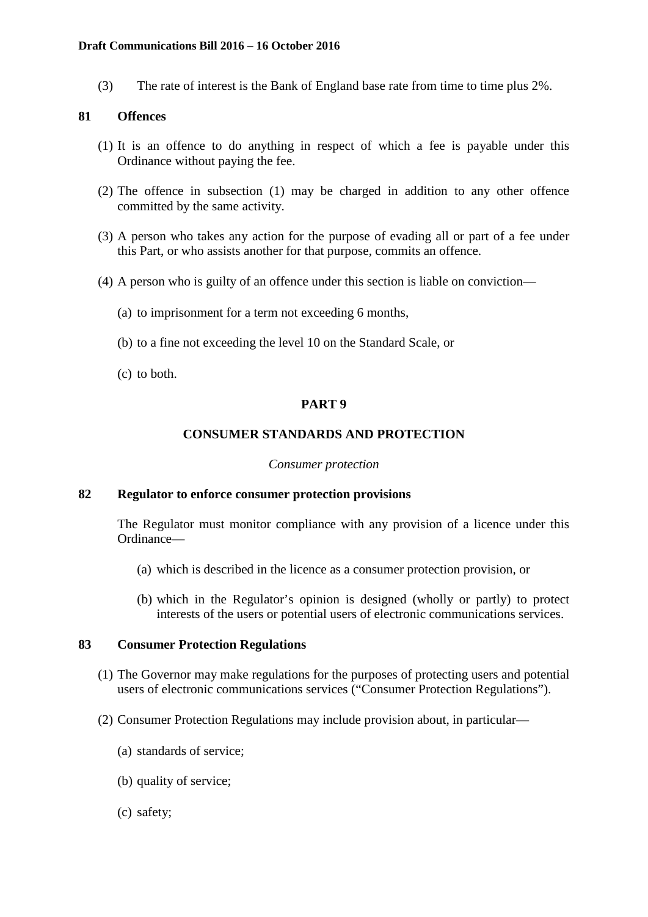(3) The rate of interest is the Bank of England base rate from time to time plus 2%.

## 81 Offences

(1) It is an offence to do anything in respect of which a fee is payable under this Ordinance without paying the fee.

(2) The offence in subsection (1) may be charged in addition to any other offence committed by the same activity.

(3) A person who takes any action for the purpose of evading all or part of a fee under this Part, or who assists another for that purpose, commits an offence.

(4) A person who is guilty of an offence under this section is liable on conviction—

(a) to imprisonment for a term not exceeding 6 months,

(b) to a fine not exceeding the level 10 on the Standard Scale, or

(c) to both.

# PART 9

# CONSUMER STANDARDS AND PROTECTION

*Consumer protection*

## 82 Regulator to enforce consumer protection provisions

The Regulator must monitor compliance with any provision of a licence under this Ordinance—

(a) which is described in the licence as a consumer protection provision, or

(b) which in the Regulator's opinion is designed (wholly or partly) to protect interests of the users or potential users of electronic communications services.

## 83 Consumer Protection Regulations

(1) The Governor may make regulations for the purposes of protecting users and potential users of electronic communications services ("Consumer Protection Regulations").

(2) Consumer Protection Regulations may include provision about, in particular—

(a) standards of service;

(b) quality of service;

(c) safety;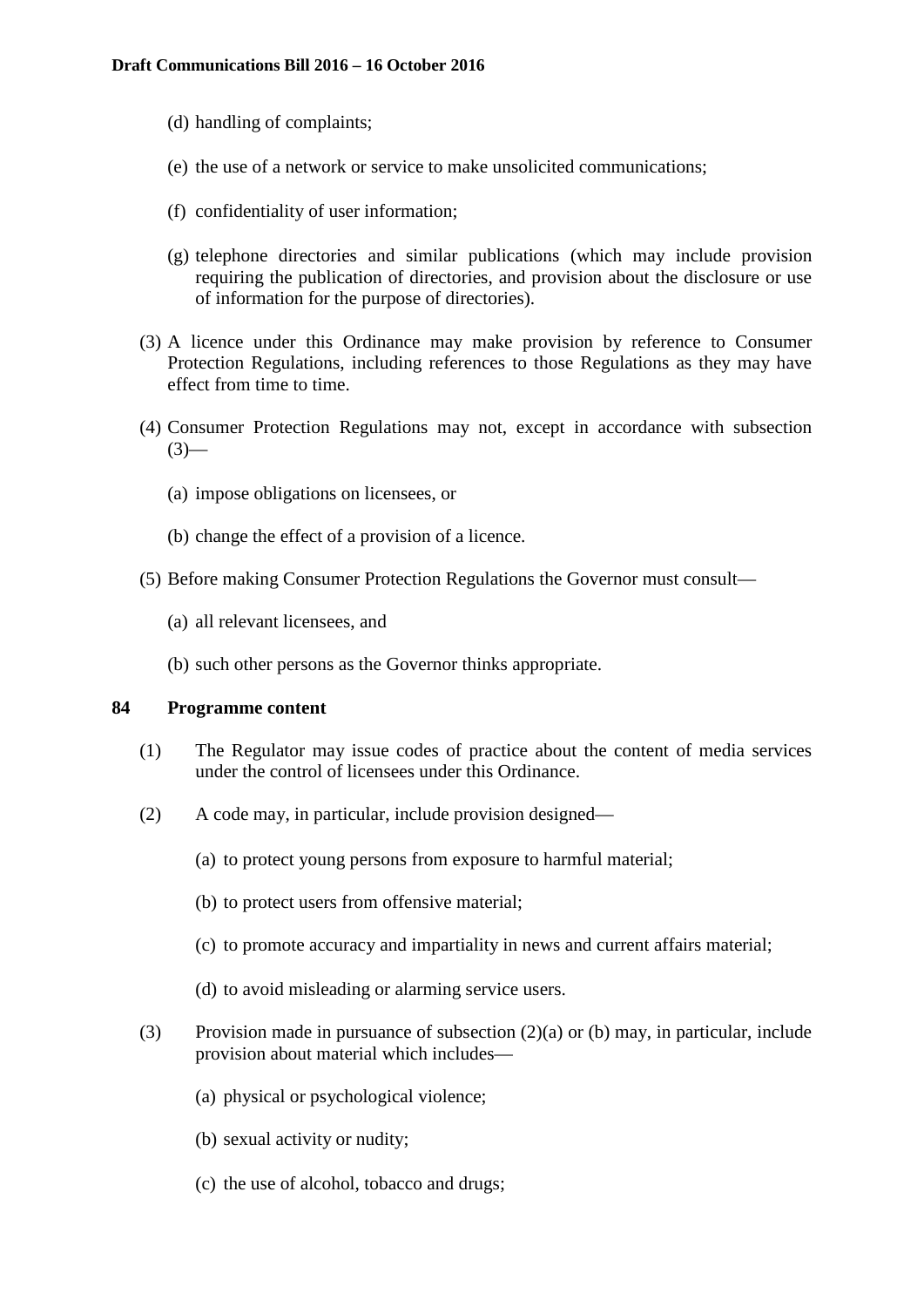(d) handling of complaints;

(e) the use of a network or service to make unsolicited communications;

(f) confidentiality of user information;

(g) telephone directories and similar publications (which may include provision requiring the publication of directories, and provision about the disclosure or use of information for the purpose of directories).

(3) A licence under this Ordinance may make provision by reference to Consumer Protection Regulations, including references to those Regulations as they may have effect from time to time.

(4) Consumer Protection Regulations may not, except in accordance with subsection (3)—

(a) impose obligations on licensees, or

(b) change the effect of a provision of a licence.

(5) Before making Consumer Protection Regulations the Governor must consult—

(a) all relevant licensees, and

(b) such other persons as the Governor thinks appropriate.

**84 Programme content**

(1) The Regulator may issue codes of practice about the content of media services under the control of licensees under this Ordinance.

(2) A code may, in particular, include provision designed—

(a) to protect young persons from exposure to harmful material;

(b) to protect users from offensive material;

(c) to promote accuracy and impartiality in news and current affairs material;

(d) to avoid misleading or alarming service users.

(3) Provision made in pursuance of subsection (2)(a) or (b) may, in particular, include provision about material which includes—

(a) physical or psychological violence;

(b) sexual activity or nudity;

(c) the use of alcohol, tobacco and drugs;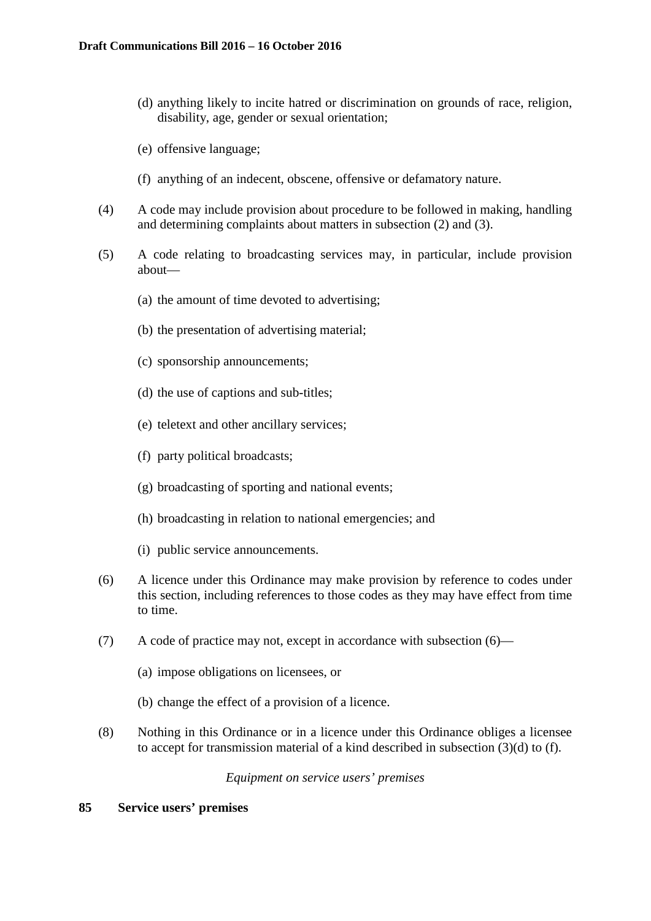(d) anything likely to incite hatred or discrimination on grounds of race, religion, disability, age, gender or sexual orientation;

(e) offensive language;

(f) anything of an indecent, obscene, offensive or defamatory nature.

(4) A code may include provision about procedure to be followed in making, handling and determining complaints about matters in subsection (2) and (3).

(5) A code relating to broadcasting services may, in particular, include provision about—

(a) the amount of time devoted to advertising;

(b) the presentation of advertising material;

(c) sponsorship announcements;

(d) the use of captions and sub-titles;

(e) teletext and other ancillary services;

(f) party political broadcasts;

(g) broadcasting of sporting and national events;

(h) broadcasting in relation to national emergencies; and

(i) public service announcements.

(6) A licence under this Ordinance may make provision by reference to codes under this section, including references to those codes as they may have effect from time to time.

(7) A code of practice may not, except in accordance with subsection (6)—

(a) impose obligations on licensees, or

(b) change the effect of a provision of a licence.

(8) Nothing in this Ordinance or in a licence under this Ordinance obliges a licensee to accept for transmission material of a kind described in subsection (3)(d) to (f).

*Equipment on service users' premises*

**85 Service users' premises**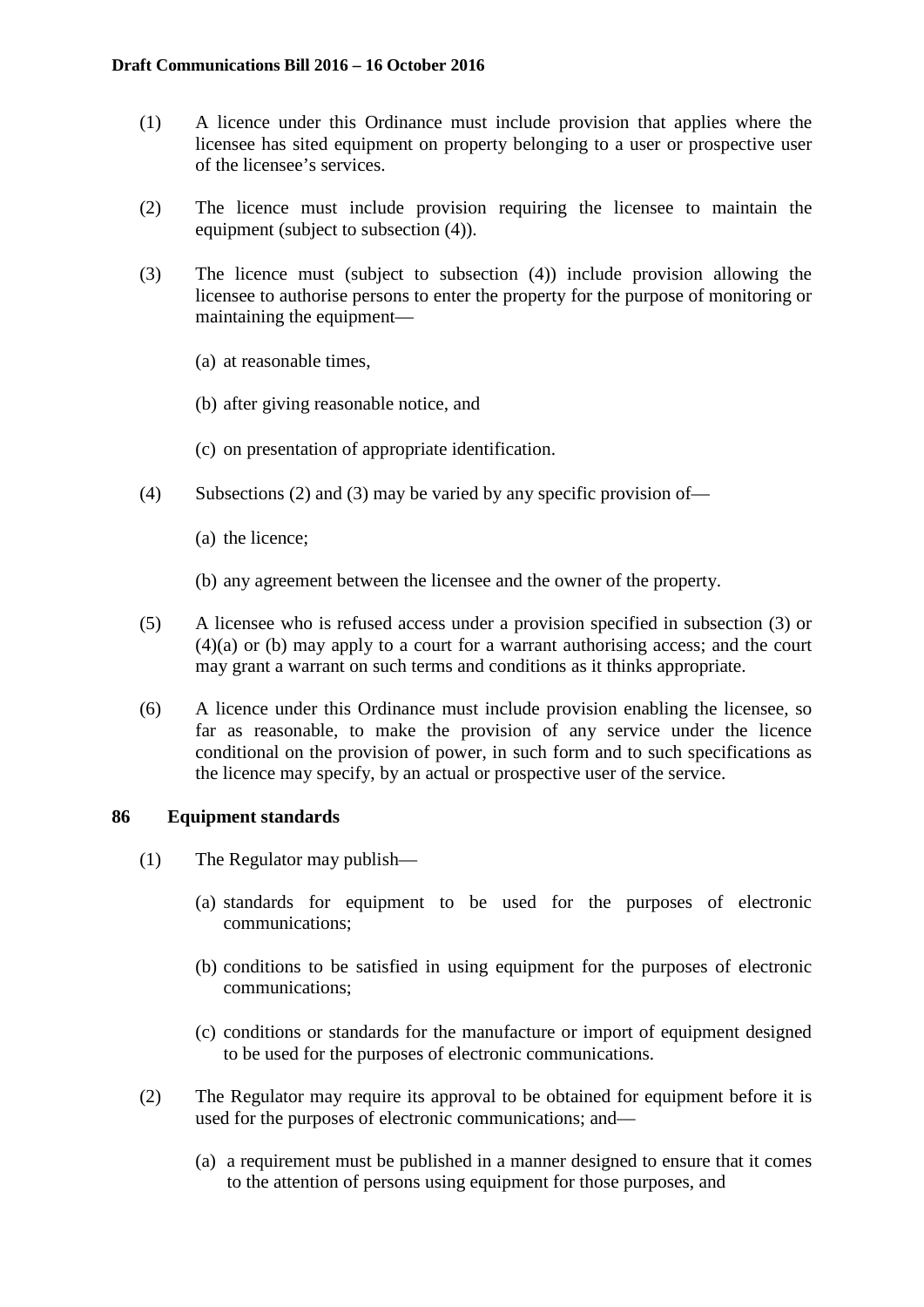(1) A licence under this Ordinance must include provision that applies where the licensee has sited equipment on property belonging to a user or prospective user of the licensee's services.

(2) The licence must include provision requiring the licensee to maintain the equipment (subject to subsection (4)).

(3) The licence must (subject to subsection (4)) include provision allowing the licensee to authorise persons to enter the property for the purpose of monitoring or maintaining the equipment—

(a) at reasonable times,

(b) after giving reasonable notice, and

(c) on presentation of appropriate identification.

(4) Subsections (2) and (3) may be varied by any specific provision of—

(a) the licence;

(b) any agreement between the licensee and the owner of the property.

(5) A licensee who is refused access under a provision specified in subsection (3) or (4)(a) or (b) may apply to a court for a warrant authorising access; and the court may grant a warrant on such terms and conditions as it thinks appropriate.

(6) A licence under this Ordinance must include provision enabling the licensee, so far as reasonable, to make the provision of any service under the licence conditional on the provision of power, in such form and to such specifications as the licence may specify, by an actual or prospective user of the service.

### 86 Equipment standards

(1) The Regulator may publish—

(a) standards for equipment to be used for the purposes of electronic communications;

(b) conditions to be satisfied in using equipment for the purposes of electronic communications;

(c) conditions or standards for the manufacture or import of equipment designed to be used for the purposes of electronic communications.

(2) The Regulator may require its approval to be obtained for equipment before it is used for the purposes of electronic communications; and—

(a) a requirement must be published in a manner designed to ensure that it comes to the attention of persons using equipment for those purposes, and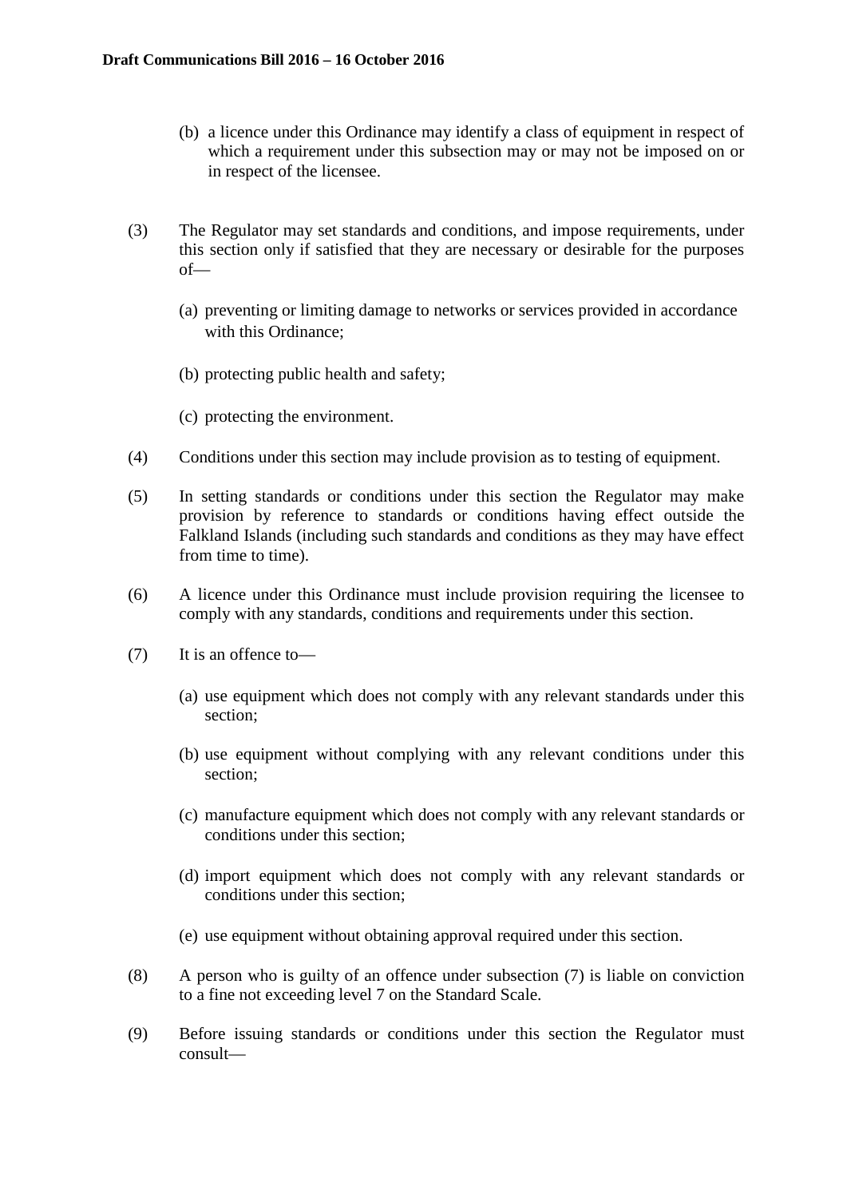(b) a licence under this Ordinance may identify a class of equipment in respect of which a requirement under this subsection may or may not be imposed on or in respect of the licensee.

(3) The Regulator may set standards and conditions, and impose requirements, under this section only if satisfied that they are necessary or desirable for the purposes of—

(a) preventing or limiting damage to networks or services provided in accordance with this Ordinance;

(b) protecting public health and safety;

(c) protecting the environment.

(4) Conditions under this section may include provision as to testing of equipment.

(5) In setting standards or conditions under this section the Regulator may make provision by reference to standards or conditions having effect outside the Falkland Islands (including such standards and conditions as they may have effect from time to time).

(6) A licence under this Ordinance must include provision requiring the licensee to comply with any standards, conditions and requirements under this section.

(7) It is an offence to—

(a) use equipment which does not comply with any relevant standards under this section;

(b) use equipment without complying with any relevant conditions under this section;

(c) manufacture equipment which does not comply with any relevant standards or conditions under this section;

(d) import equipment which does not comply with any relevant standards or conditions under this section;

(e) use equipment without obtaining approval required under this section.

(8) A person who is guilty of an offence under subsection (7) is liable on conviction to a fine not exceeding level 7 on the Standard Scale.

(9) Before issuing standards or conditions under this section the Regulator must consult—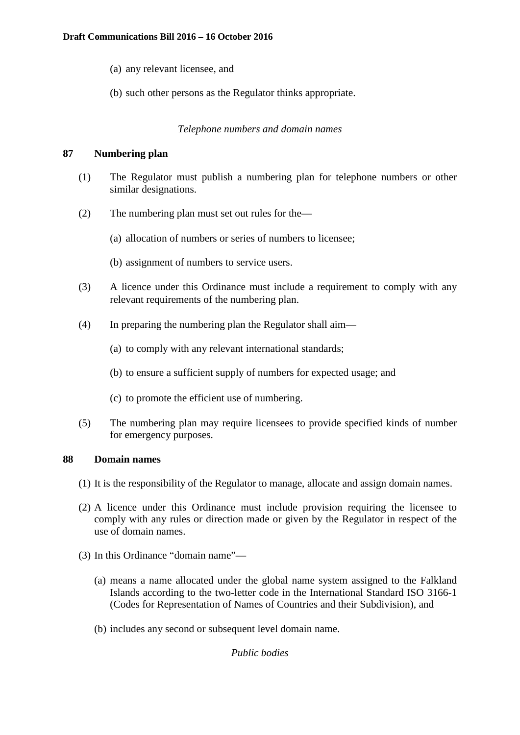(a) any relevant licensee, and

(b) such other persons as the Regulator thinks appropriate.

*Telephone numbers and domain names*

**87 Numbering plan**

(1) The Regulator must publish a numbering plan for telephone numbers or other similar designations.

(2) The numbering plan must set out rules for the—

(a) allocation of numbers or series of numbers to licensee;

(b) assignment of numbers to service users.

(3) A licence under this Ordinance must include a requirement to comply with any relevant requirements of the numbering plan.

(4) In preparing the numbering plan the Regulator shall aim—

(a) to comply with any relevant international standards;

(b) to ensure a sufficient supply of numbers for expected usage; and

(c) to promote the efficient use of numbering.

(5) The numbering plan may require licensees to provide specified kinds of number for emergency purposes.

**88 Domain names**

(1) It is the responsibility of the Regulator to manage, allocate and assign domain names.

(2) A licence under this Ordinance must include provision requiring the licensee to comply with any rules or direction made or given by the Regulator in respect of the use of domain names.

(3) In this Ordinance "domain name"—

(a) means a name allocated under the global name system assigned to the Falkland Islands according to the two-letter code in the International Standard ISO 3166-1 (Codes for Representation of Names of Countries and their Subdivision), and

(b) includes any second or subsequent level domain name.

*Public bodies*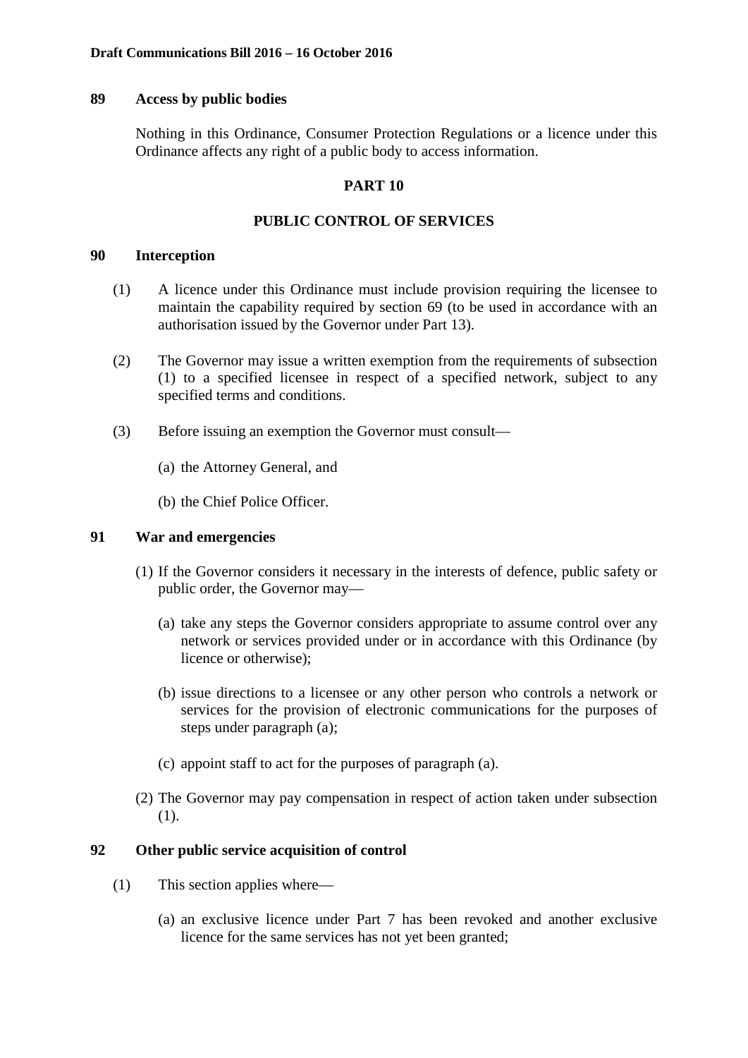**89 Access by public bodies**

Nothing in this Ordinance, Consumer Protection Regulations or a licence under this Ordinance affects any right of a public body to access information.

## PART 10

## PUBLIC CONTROL OF SERVICES

**90 Interception**

(1) A licence under this Ordinance must include provision requiring the licensee to maintain the capability required by section 69 (to be used in accordance with an authorisation issued by the Governor under Part 13).

(2) The Governor may issue a written exemption from the requirements of subsection (1) to a specified licensee in respect of a specified network, subject to any specified terms and conditions.

(3) Before issuing an exemption the Governor must consult—

(a) the Attorney General, and

(b) the Chief Police Officer.

**91 War and emergencies**

(1) If the Governor considers it necessary in the interests of defence, public safety or public order, the Governor may—

(a) take any steps the Governor considers appropriate to assume control over any network or services provided under or in accordance with this Ordinance (by licence or otherwise);

(b) issue directions to a licensee or any other person who controls a network or services for the provision of electronic communications for the purposes of steps under paragraph (a);

(c) appoint staff to act for the purposes of paragraph (a).

(2) The Governor may pay compensation in respect of action taken under subsection (1).

**92 Other public service acquisition of control**

(1) This section applies where—

(a) an exclusive licence under Part 7 has been revoked and another exclusive licence for the same services has not yet been granted;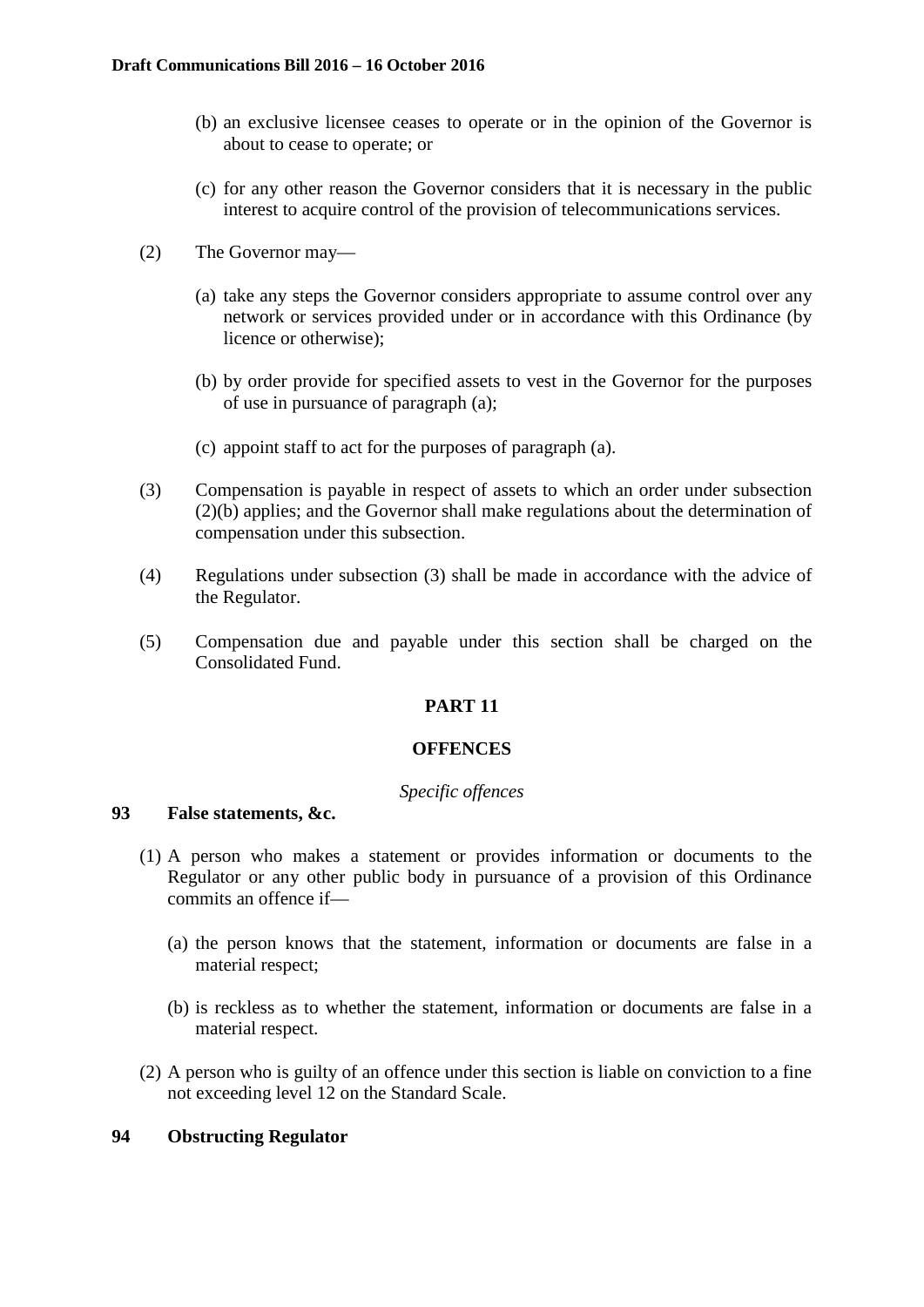(b) an exclusive licensee ceases to operate or in the opinion of the Governor is about to cease to operate; or

(c) for any other reason the Governor considers that it is necessary in the public interest to acquire control of the provision of telecommunications services.

(2) The Governor may—

(a) take any steps the Governor considers appropriate to assume control over any network or services provided under or in accordance with this Ordinance (by licence or otherwise);

(b) by order provide for specified assets to vest in the Governor for the purposes of use in pursuance of paragraph (a);

(c) appoint staff to act for the purposes of paragraph (a).

(3) Compensation is payable in respect of assets to which an order under subsection (2)(b) applies; and the Governor shall make regulations about the determination of compensation under this subsection.

(4) Regulations under subsection (3) shall be made in accordance with the advice of the Regulator.

(5) Compensation due and payable under this section shall be charged on the Consolidated Fund.

## PART 11

## OFFENCES

*Specific offences*

### 93 False statements, &c.

(1) A person who makes a statement or provides information or documents to the Regulator or any other public body in pursuance of a provision of this Ordinance commits an offence if—

(a) the person knows that the statement, information or documents are false in a material respect;

(b) is reckless as to whether the statement, information or documents are false in a material respect.

(2) A person who is guilty of an offence under this section is liable on conviction to a fine not exceeding level 12 on the Standard Scale.

### 94 Obstructing Regulator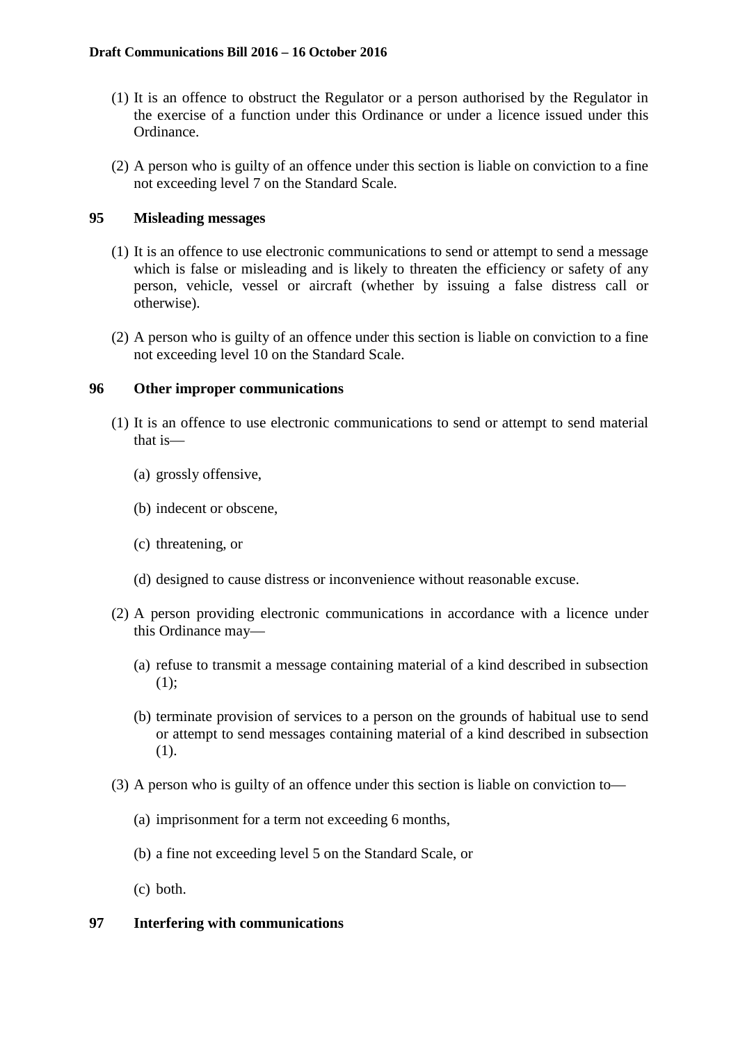(1) It is an offence to obstruct the Regulator or a person authorised by the Regulator in the exercise of a function under this Ordinance or under a licence issued under this Ordinance.

(2) A person who is guilty of an offence under this section is liable on conviction to a fine not exceeding level 7 on the Standard Scale.

### 95 Misleading messages

(1) It is an offence to use electronic communications to send or attempt to send a message which is false or misleading and is likely to threaten the efficiency or safety of any person, vehicle, vessel or aircraft (whether by issuing a false distress call or otherwise).

(2) A person who is guilty of an offence under this section is liable on conviction to a fine not exceeding level 10 on the Standard Scale.

### 96 Other improper communications

(1) It is an offence to use electronic communications to send or attempt to send material that is—

(a) grossly offensive,

(b) indecent or obscene,

(c) threatening, or

(d) designed to cause distress or inconvenience without reasonable excuse.

(2) A person providing electronic communications in accordance with a licence under this Ordinance may—

(a) refuse to transmit a message containing material of a kind described in subsection (1);

(b) terminate provision of services to a person on the grounds of habitual use to send or attempt to send messages containing material of a kind described in subsection (1).

(3) A person who is guilty of an offence under this section is liable on conviction to—

(a) imprisonment for a term not exceeding 6 months,

(b) a fine not exceeding level 5 on the Standard Scale, or

(c) both.

### 97 Interfering with communications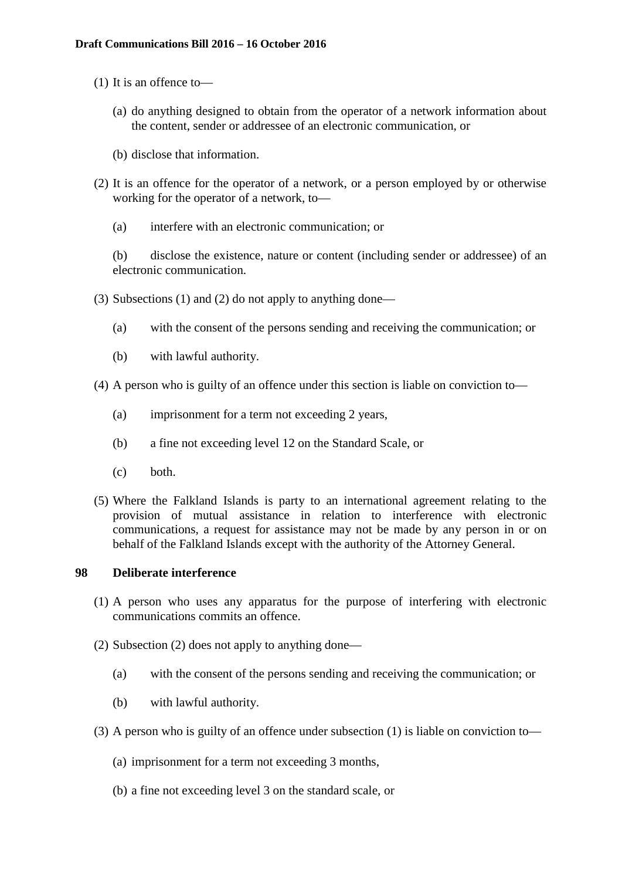(1) It is an offence to—

(a) do anything designed to obtain from the operator of a network information about the content, sender or addressee of an electronic communication, or

(b) disclose that information.

(2) It is an offence for the operator of a network, or a person employed by or otherwise working for the operator of a network, to—

(a) interfere with an electronic communication; or

(b) disclose the existence, nature or content (including sender or addressee) of an electronic communication.

(3) Subsections (1) and (2) do not apply to anything done—

(a) with the consent of the persons sending and receiving the communication; or

(b) with lawful authority.

(4) A person who is guilty of an offence under this section is liable on conviction to—

(a) imprisonment for a term not exceeding 2 years,

(b) a fine not exceeding level 12 on the Standard Scale, or

(c) both.

(5) Where the Falkland Islands is party to an international agreement relating to the provision of mutual assistance in relation to interference with electronic communications, a request for assistance may not be made by any person in or on behalf of the Falkland Islands except with the authority of the Attorney General.

### 98 Deliberate interference

(1) A person who uses any apparatus for the purpose of interfering with electronic communications commits an offence.

(2) Subsection (2) does not apply to anything done—

(a) with the consent of the persons sending and receiving the communication; or

(b) with lawful authority.

(3) A person who is guilty of an offence under subsection (1) is liable on conviction to—

(a) imprisonment for a term not exceeding 3 months,

(b) a fine not exceeding level 3 on the standard scale, or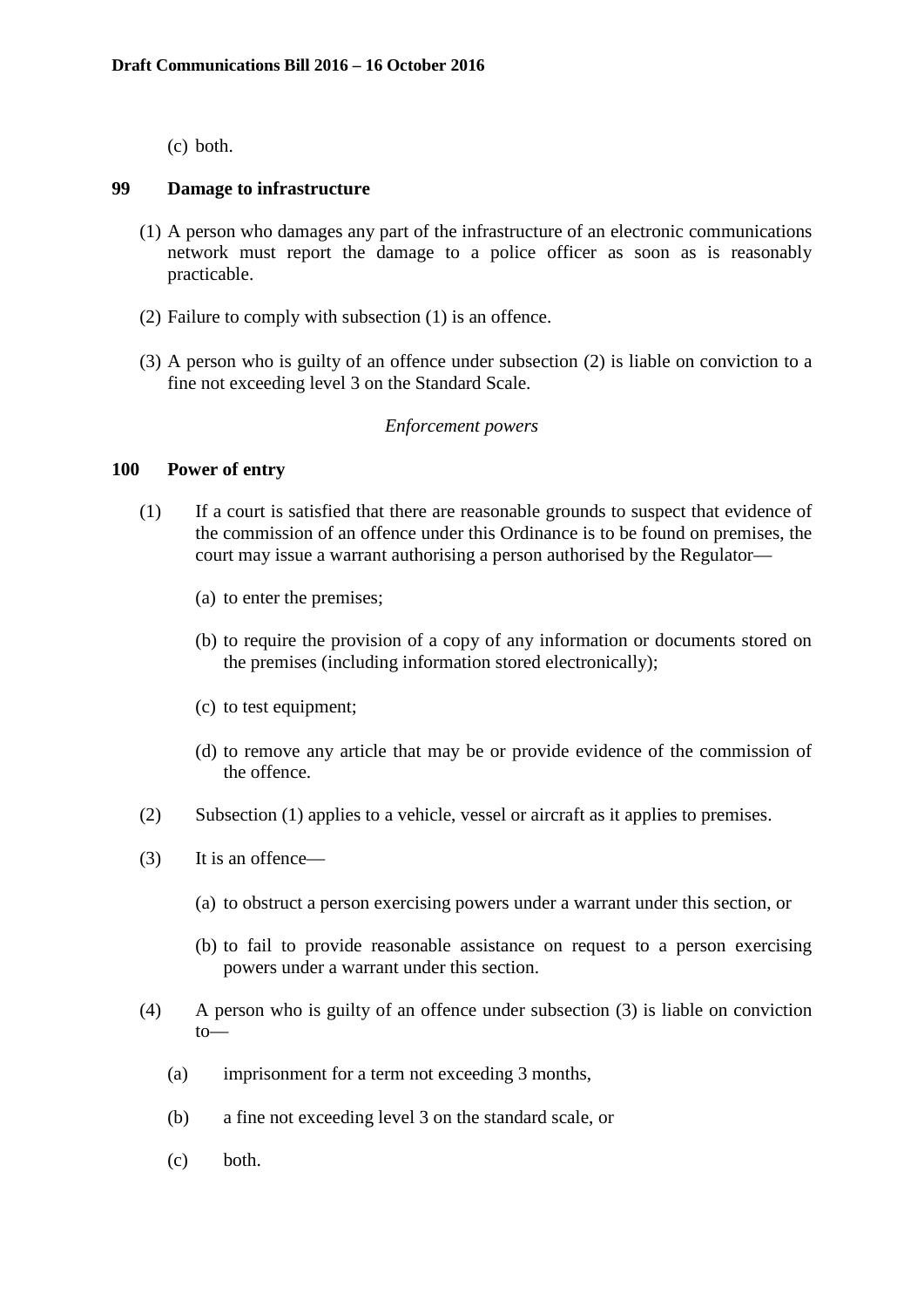(c) both.

## 99 Damage to infrastructure

(1) A person who damages any part of the infrastructure of an electronic communications network must report the damage to a police officer as soon as is reasonably practicable.

(2) Failure to comply with subsection (1) is an offence.

(3) A person who is guilty of an offence under subsection (2) is liable on conviction to a fine not exceeding level 3 on the Standard Scale.

*Enforcement powers*

## 100 Power of entry

(1) If a court is satisfied that there are reasonable grounds to suspect that evidence of the commission of an offence under this Ordinance is to be found on premises, the court may issue a warrant authorising a person authorised by the Regulator—

(a) to enter the premises;

(b) to require the provision of a copy of any information or documents stored on the premises (including information stored electronically);

(c) to test equipment;

(d) to remove any article that may be or provide evidence of the commission of the offence.

(2) Subsection (1) applies to a vehicle, vessel or aircraft as it applies to premises.

(3) It is an offence—

(a) to obstruct a person exercising powers under a warrant under this section, or

(b) to fail to provide reasonable assistance on request to a person exercising powers under a warrant under this section.

(4) A person who is guilty of an offence under subsection (3) is liable on conviction to—

(a) imprisonment for a term not exceeding 3 months,

(b) a fine not exceeding level 3 on the standard scale, or

(c) both.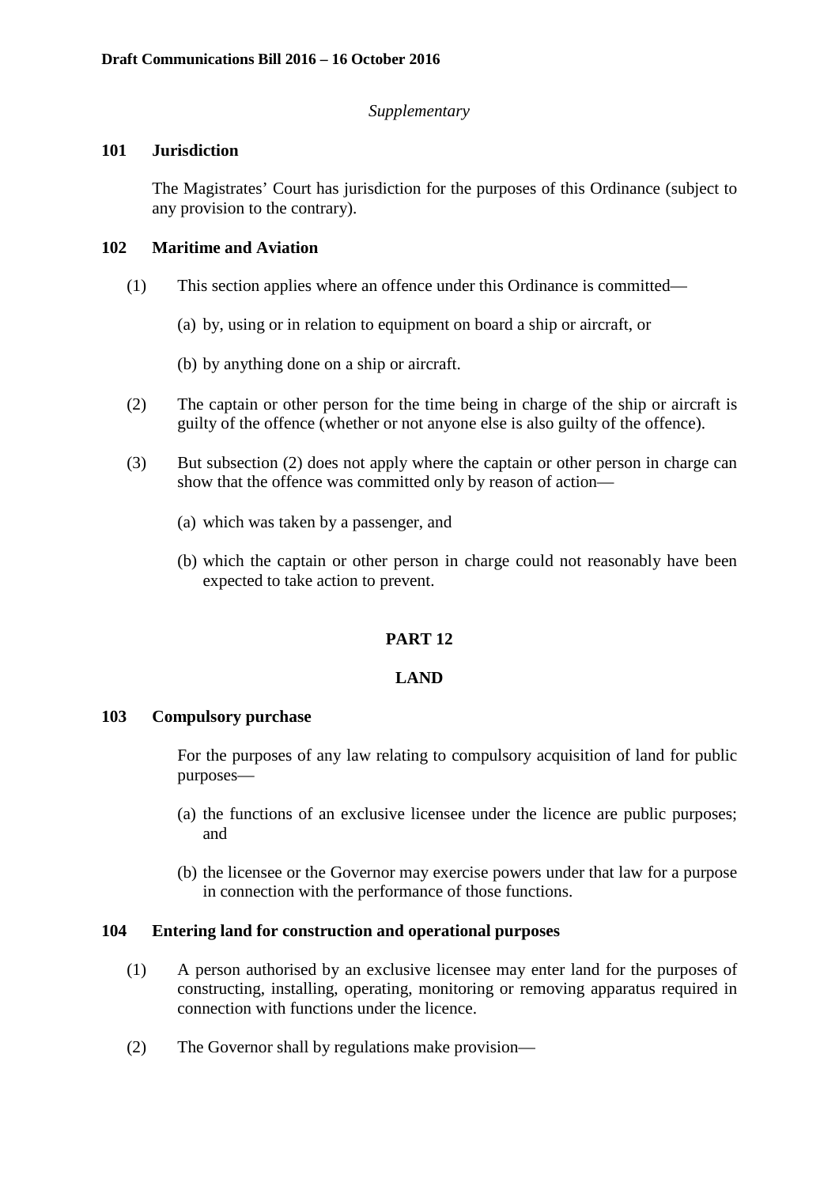*Supplementary*

### 101 Jurisdiction

The Magistrates' Court has jurisdiction for the purposes of this Ordinance (subject to any provision to the contrary).

### 102 Maritime and Aviation

(1) This section applies where an offence under this Ordinance is committed—

(a) by, using or in relation to equipment on board a ship or aircraft, or

(b) by anything done on a ship or aircraft.

(2) The captain or other person for the time being in charge of the ship or aircraft is guilty of the offence (whether or not anyone else is also guilty of the offence).

(3) But subsection (2) does not apply where the captain or other person in charge can show that the offence was committed only by reason of action—

(a) which was taken by a passenger, and

(b) which the captain or other person in charge could not reasonably have been expected to take action to prevent.

## PART 12

## LAND

### 103 Compulsory purchase

For the purposes of any law relating to compulsory acquisition of land for public purposes—

(a) the functions of an exclusive licensee under the licence are public purposes; and

(b) the licensee or the Governor may exercise powers under that law for a purpose in connection with the performance of those functions.

### 104 Entering land for construction and operational purposes

(1) A person authorised by an exclusive licensee may enter land for the purposes of constructing, installing, operating, monitoring or removing apparatus required in connection with functions under the licence.

(2) The Governor shall by regulations make provision—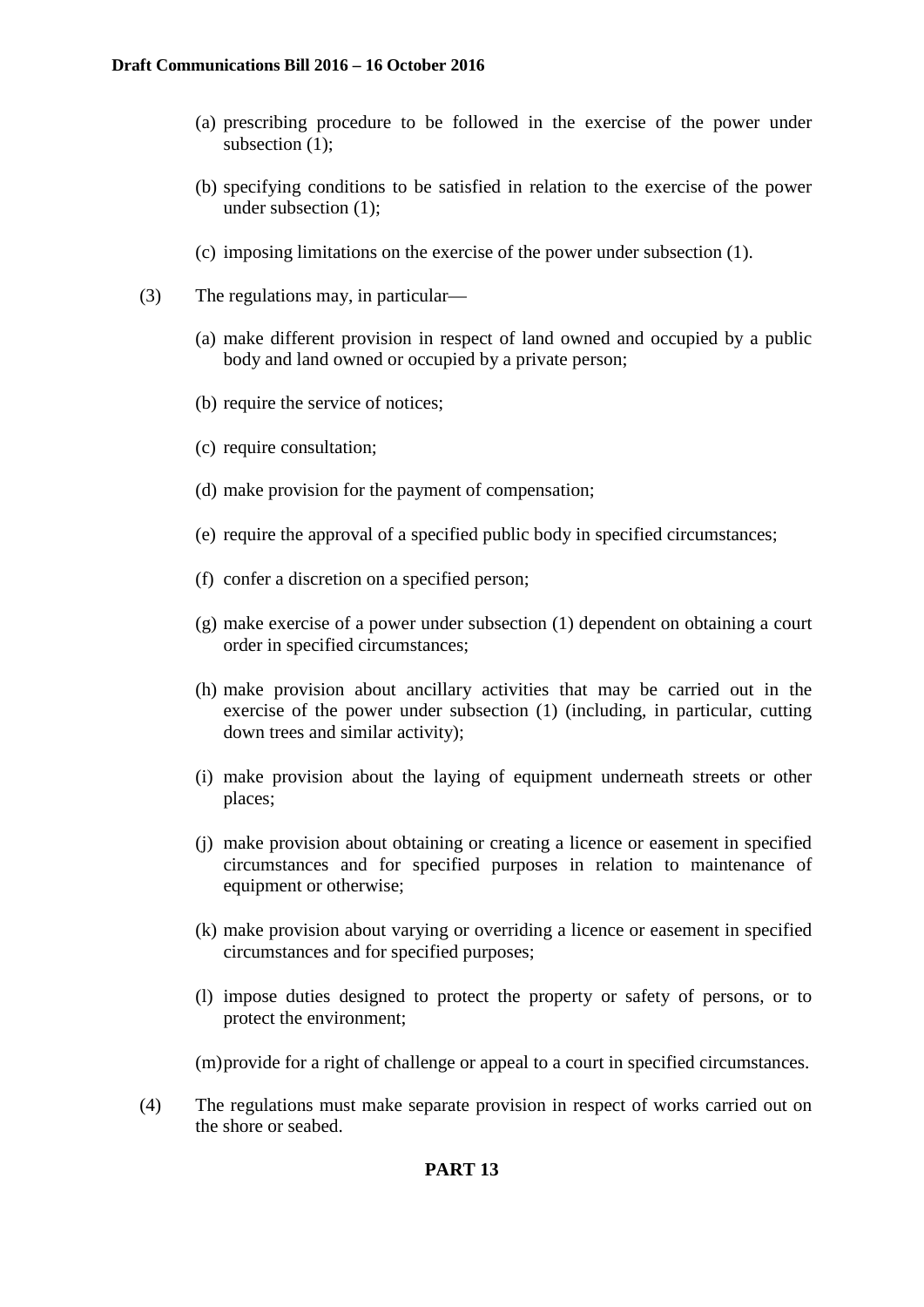(a) prescribing procedure to be followed in the exercise of the power under subsection (1);

(b) specifying conditions to be satisfied in relation to the exercise of the power under subsection (1);

(c) imposing limitations on the exercise of the power under subsection (1).

(3) The regulations may, in particular—

(a) make different provision in respect of land owned and occupied by a public body and land owned or occupied by a private person;

(b) require the service of notices;

(c) require consultation;

(d) make provision for the payment of compensation;

(e) require the approval of a specified public body in specified circumstances;

(f) confer a discretion on a specified person;

(g) make exercise of a power under subsection (1) dependent on obtaining a court order in specified circumstances;

(h) make provision about ancillary activities that may be carried out in the exercise of the power under subsection (1) (including, in particular, cutting down trees and similar activity);

(i) make provision about the laying of equipment underneath streets or other places;

(j) make provision about obtaining or creating a licence or easement in specified circumstances and for specified purposes in relation to maintenance of equipment or otherwise;

(k) make provision about varying or overriding a licence or easement in specified circumstances and for specified purposes;

(l) impose duties designed to protect the property or safety of persons, or to protect the environment;

(m) provide for a right of challenge or appeal to a court in specified circumstances.

(4) The regulations must make separate provision in respect of works carried out on the shore or seabed.

## PART 13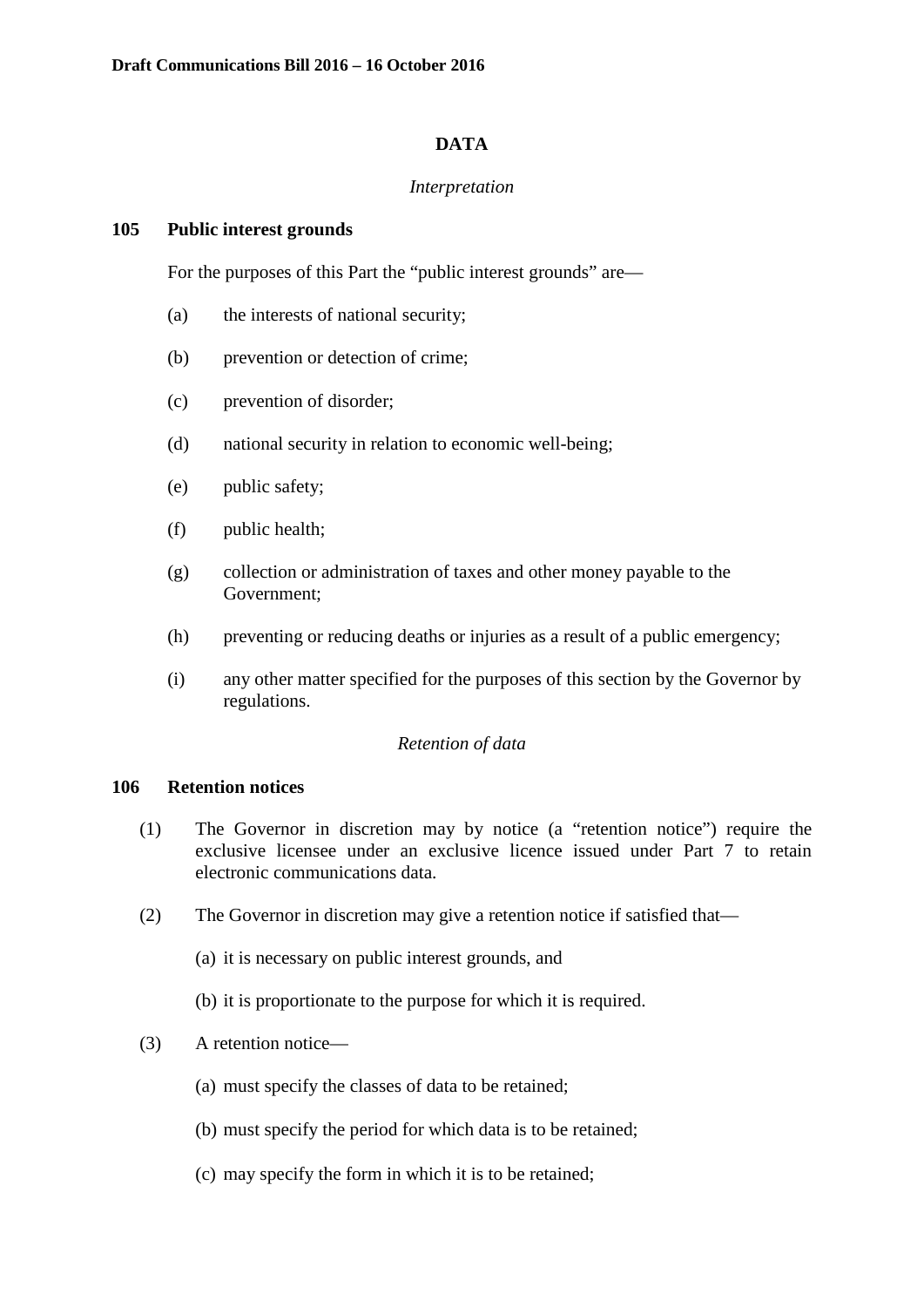## DATA

*Interpretation*

### 105 Public interest grounds

For the purposes of this Part the "public interest grounds" are—

(a) the interests of national security;

(b) prevention or detection of crime;

(c) prevention of disorder;

(d) national security in relation to economic well-being;

(e) public safety;

(f) public health;

(g) collection or administration of taxes and other money payable to the Government;

(h) preventing or reducing deaths or injuries as a result of a public emergency;

(i) any other matter specified for the purposes of this section by the Governor by regulations.

*Retention of data*

### 106 Retention notices

(1) The Governor in discretion may by notice (a "retention notice") require the exclusive licensee under an exclusive licence issued under Part 7 to retain electronic communications data.

(2) The Governor in discretion may give a retention notice if satisfied that—

(a) it is necessary on public interest grounds, and

(b) it is proportionate to the purpose for which it is required.

(3) A retention notice—

(a) must specify the classes of data to be retained;

(b) must specify the period for which data is to be retained;

(c) may specify the form in which it is to be retained;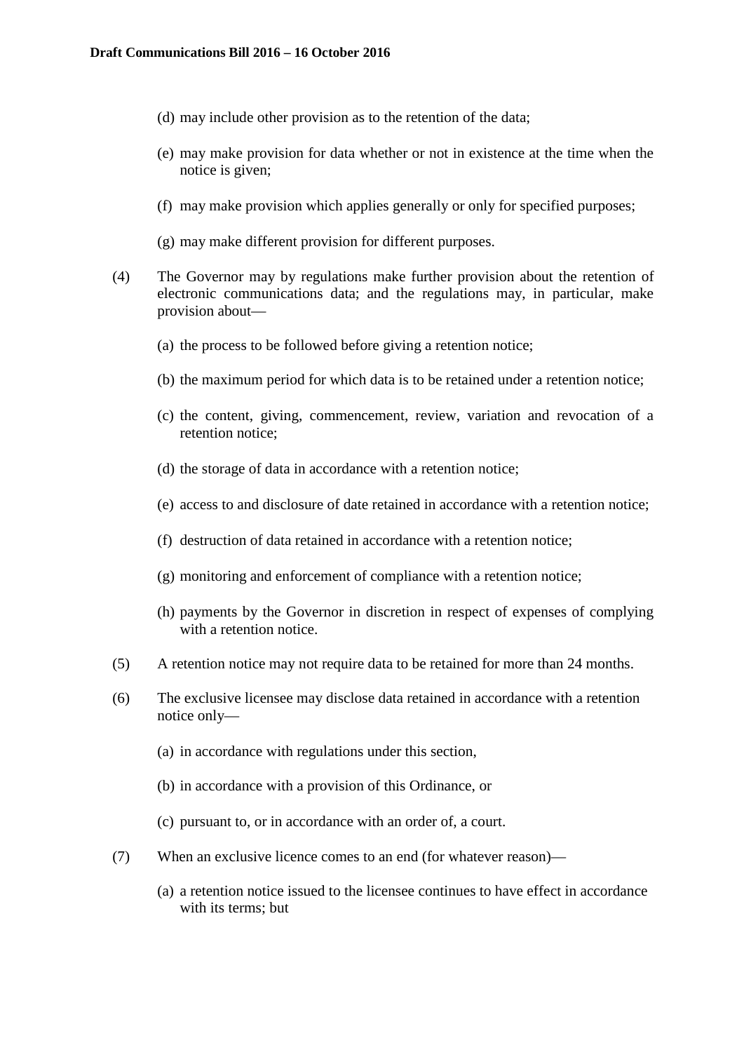(d) may include other provision as to the retention of the data;

(e) may make provision for data whether or not in existence at the time when the notice is given;

(f) may make provision which applies generally or only for specified purposes;

(g) may make different provision for different purposes.

(4) The Governor may by regulations make further provision about the retention of electronic communications data; and the regulations may, in particular, make provision about—

(a) the process to be followed before giving a retention notice;

(b) the maximum period for which data is to be retained under a retention notice;

(c) the content, giving, commencement, review, variation and revocation of a retention notice;

(d) the storage of data in accordance with a retention notice;

(e) access to and disclosure of date retained in accordance with a retention notice;

(f) destruction of data retained in accordance with a retention notice;

(g) monitoring and enforcement of compliance with a retention notice;

(h) payments by the Governor in discretion in respect of expenses of complying with a retention notice.

(5) A retention notice may not require data to be retained for more than 24 months.

(6) The exclusive licensee may disclose data retained in accordance with a retention notice only—

(a) in accordance with regulations under this section,

(b) in accordance with a provision of this Ordinance, or

(c) pursuant to, or in accordance with an order of, a court.

(7) When an exclusive licence comes to an end (for whatever reason)—

(a) a retention notice issued to the licensee continues to have effect in accordance with its terms; but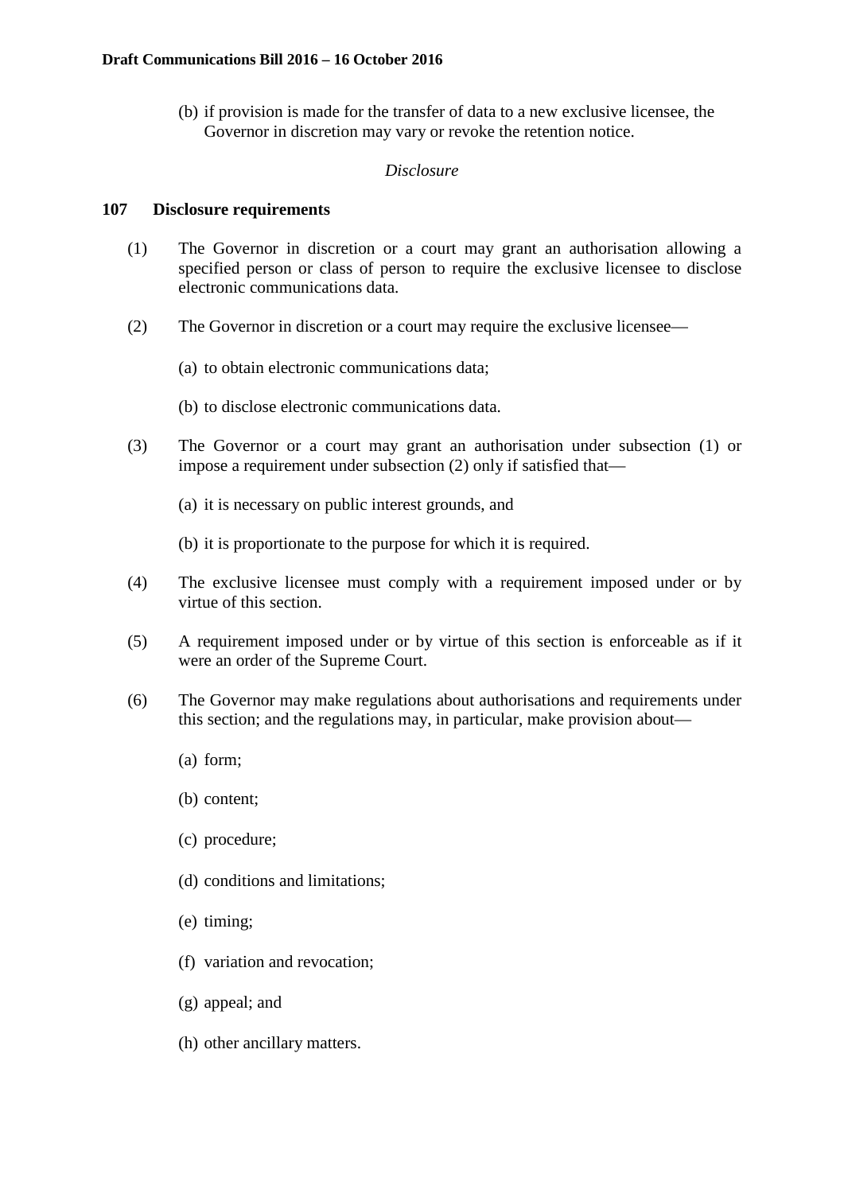(b) if provision is made for the transfer of data to a new exclusive licensee, the Governor in discretion may vary or revoke the retention notice.

*Disclosure*

### 107 Disclosure requirements

(1) The Governor in discretion or a court may grant an authorisation allowing a specified person or class of person to require the exclusive licensee to disclose electronic communications data.

(2) The Governor in discretion or a court may require the exclusive licensee—

(a) to obtain electronic communications data;

(b) to disclose electronic communications data.

(3) The Governor or a court may grant an authorisation under subsection (1) or impose a requirement under subsection (2) only if satisfied that—

(a) it is necessary on public interest grounds, and

(b) it is proportionate to the purpose for which it is required.

(4) The exclusive licensee must comply with a requirement imposed under or by virtue of this section.

(5) A requirement imposed under or by virtue of this section is enforceable as if it were an order of the Supreme Court.

(6) The Governor may make regulations about authorisations and requirements under this section; and the regulations may, in particular, make provision about—

(a) form;

(b) content;

(c) procedure;

(d) conditions and limitations;

(e) timing;

(f) variation and revocation;

(g) appeal; and

(h) other ancillary matters.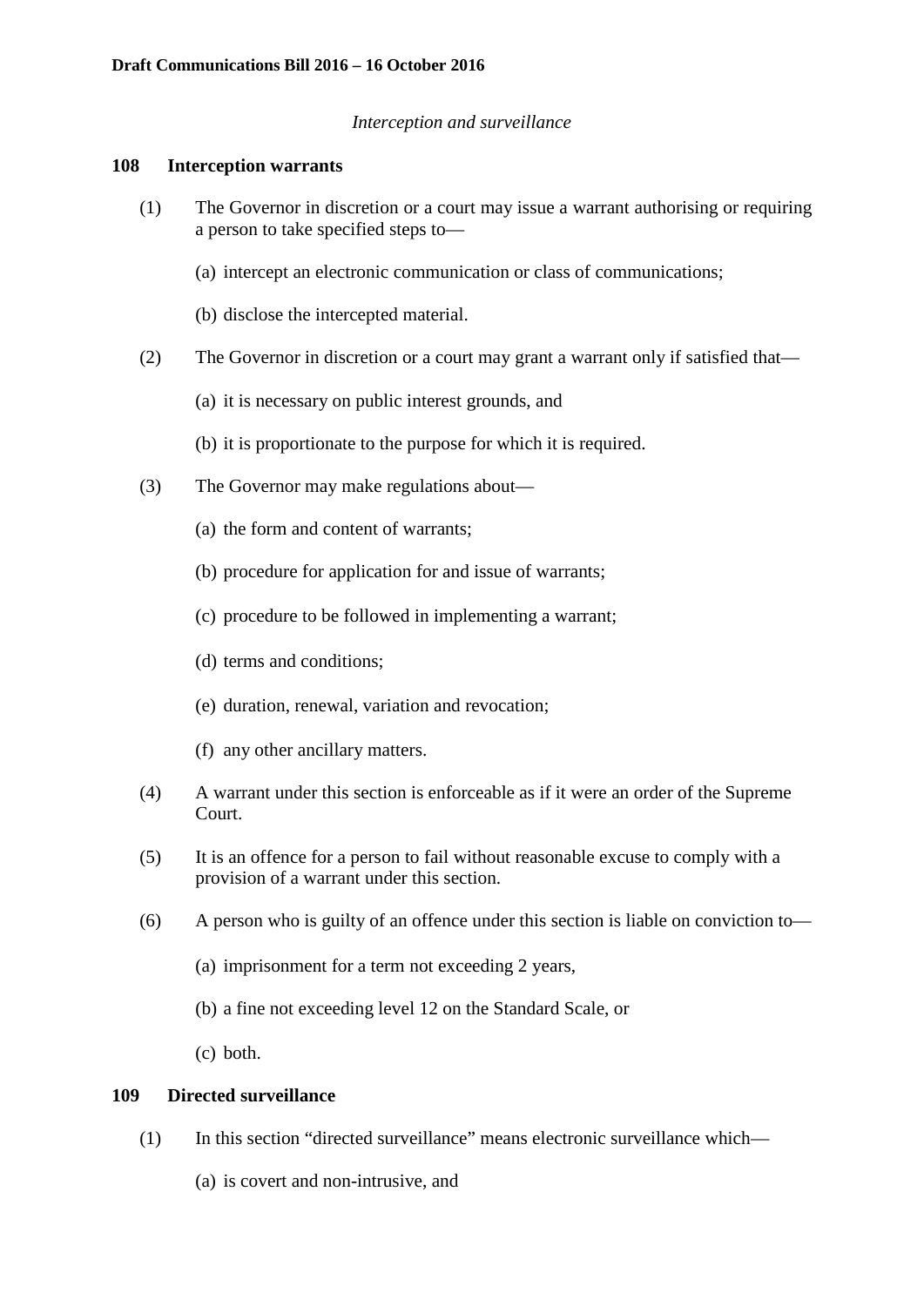*Interception and surveillance*

**108 Interception warrants**

(1) The Governor in discretion or a court may issue a warrant authorising or requiring a person to take specified steps to—

(a) intercept an electronic communication or class of communications;

(b) disclose the intercepted material.

(2) The Governor in discretion or a court may grant a warrant only if satisfied that—

(a) it is necessary on public interest grounds, and

(b) it is proportionate to the purpose for which it is required.

(3) The Governor may make regulations about—

(a) the form and content of warrants;

(b) procedure for application for and issue of warrants;

(c) procedure to be followed in implementing a warrant;

(d) terms and conditions;

(e) duration, renewal, variation and revocation;

(f) any other ancillary matters.

(4) A warrant under this section is enforceable as if it were an order of the Supreme Court.

(5) It is an offence for a person to fail without reasonable excuse to comply with a provision of a warrant under this section.

(6) A person who is guilty of an offence under this section is liable on conviction to—

(a) imprisonment for a term not exceeding 2 years,

(b) a fine not exceeding level 12 on the Standard Scale, or

(c) both.

**109 Directed surveillance**

(1) In this section "directed surveillance" means electronic surveillance which—

(a) is covert and non-intrusive, and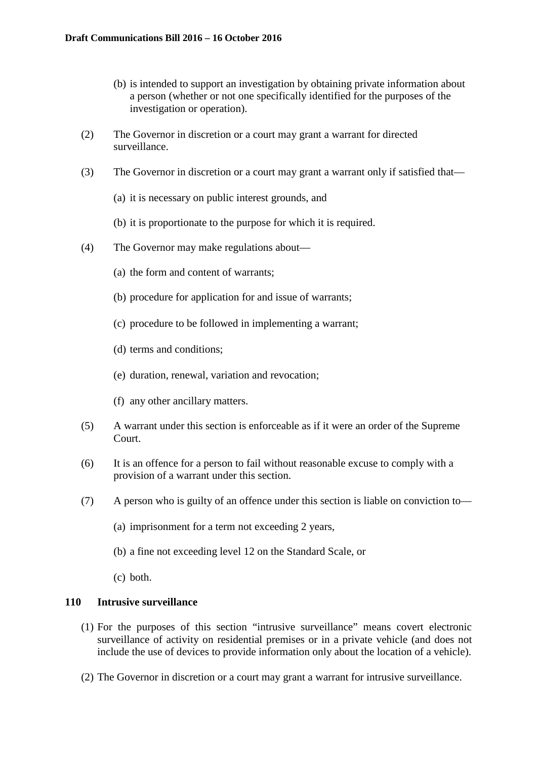(b) is intended to support an investigation by obtaining private information about a person (whether or not one specifically identified for the purposes of the investigation or operation).

(2) The Governor in discretion or a court may grant a warrant for directed surveillance.

(3) The Governor in discretion or a court may grant a warrant only if satisfied that—

(a) it is necessary on public interest grounds, and

(b) it is proportionate to the purpose for which it is required.

(4) The Governor may make regulations about—

(a) the form and content of warrants;

(b) procedure for application for and issue of warrants;

(c) procedure to be followed in implementing a warrant;

(d) terms and conditions;

(e) duration, renewal, variation and revocation;

(f) any other ancillary matters.

(5) A warrant under this section is enforceable as if it were an order of the Supreme Court.

(6) It is an offence for a person to fail without reasonable excuse to comply with a provision of a warrant under this section.

(7) A person who is guilty of an offence under this section is liable on conviction to—

(a) imprisonment for a term not exceeding 2 years,

(b) a fine not exceeding level 12 on the Standard Scale, or

(c) both.

### 110 Intrusive surveillance

(1) For the purposes of this section "intrusive surveillance" means covert electronic surveillance of activity on residential premises or in a private vehicle (and does not include the use of devices to provide information only about the location of a vehicle).

(2) The Governor in discretion or a court may grant a warrant for intrusive surveillance.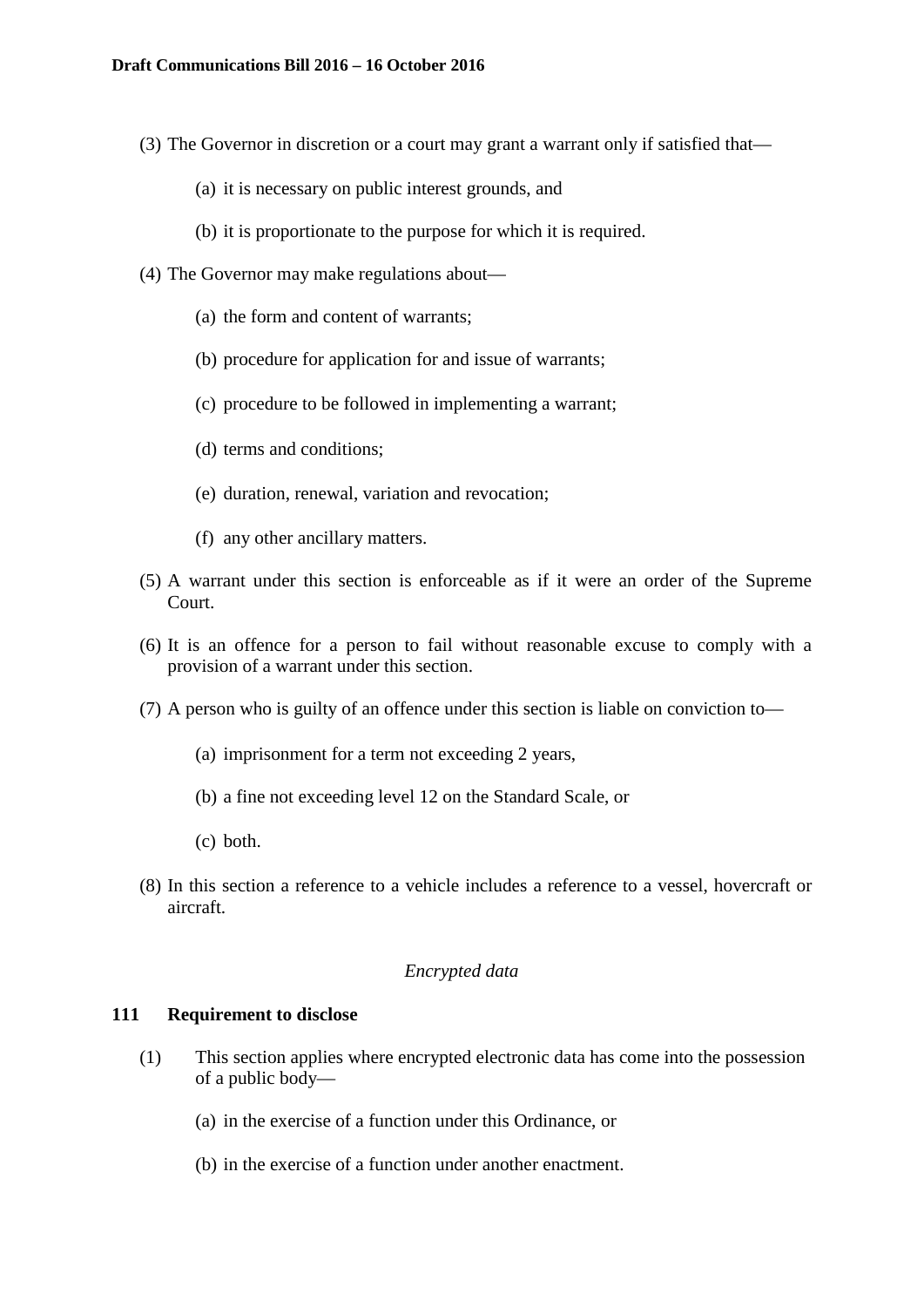(3) The Governor in discretion or a court may grant a warrant only if satisfied that—

  (a) it is necessary on public interest grounds, and

  (b) it is proportionate to the purpose for which it is required.

(4) The Governor may make regulations about—

  (a) the form and content of warrants;

  (b) procedure for application for and issue of warrants;

  (c) procedure to be followed in implementing a warrant;

  (d) terms and conditions;

  (e) duration, renewal, variation and revocation;

  (f) any other ancillary matters.

(5) A warrant under this section is enforceable as if it were an order of the Supreme Court.

(6) It is an offence for a person to fail without reasonable excuse to comply with a provision of a warrant under this section.

(7) A person who is guilty of an offence under this section is liable on conviction to—

  (a) imprisonment for a term not exceeding 2 years,

  (b) a fine not exceeding level 12 on the Standard Scale, or

  (c) both.

(8) In this section a reference to a vehicle includes a reference to a vessel, hovercraft or aircraft.

*Encrypted data*

**111 Requirement to disclose**

(1) This section applies where encrypted electronic data has come into the possession of a public body—

  (a) in the exercise of a function under this Ordinance, or

  (b) in the exercise of a function under another enactment.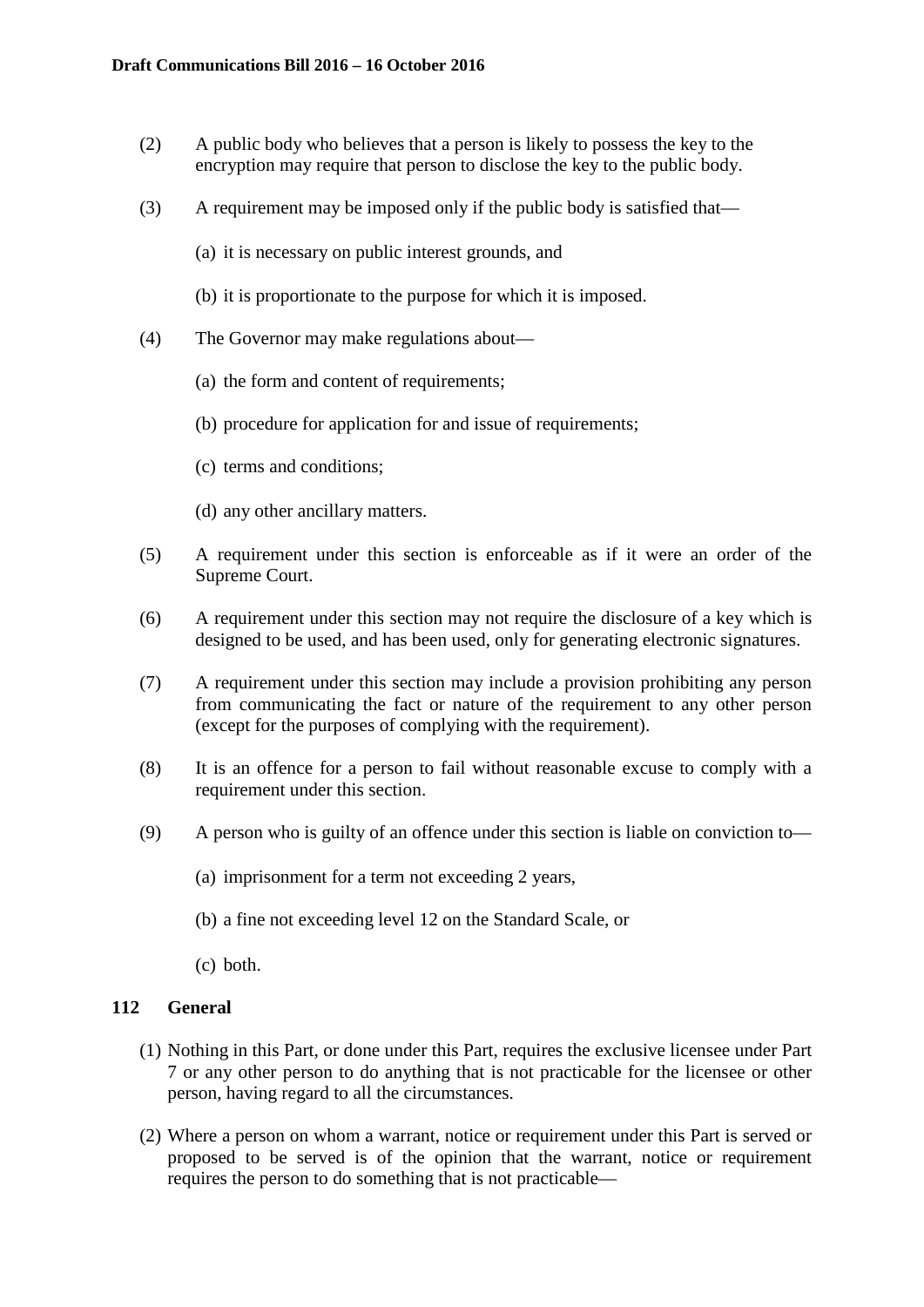(2) A public body who believes that a person is likely to possess the key to the encryption may require that person to disclose the key to the public body.

(3) A requirement may be imposed only if the public body is satisfied that—

(a) it is necessary on public interest grounds, and

(b) it is proportionate to the purpose for which it is imposed.

(4) The Governor may make regulations about—

(a) the form and content of requirements;

(b) procedure for application for and issue of requirements;

(c) terms and conditions;

(d) any other ancillary matters.

(5) A requirement under this section is enforceable as if it were an order of the Supreme Court.

(6) A requirement under this section may not require the disclosure of a key which is designed to be used, and has been used, only for generating electronic signatures.

(7) A requirement under this section may include a provision prohibiting any person from communicating the fact or nature of the requirement to any other person (except for the purposes of complying with the requirement).

(8) It is an offence for a person to fail without reasonable excuse to comply with a requirement under this section.

(9) A person who is guilty of an offence under this section is liable on conviction to—

(a) imprisonment for a term not exceeding 2 years,

(b) a fine not exceeding level 12 on the Standard Scale, or

(c) both.

### 112 General

(1) Nothing in this Part, or done under this Part, requires the exclusive licensee under Part 7 or any other person to do anything that is not practicable for the licensee or other person, having regard to all the circumstances.

(2) Where a person on whom a warrant, notice or requirement under this Part is served or proposed to be served is of the opinion that the warrant, notice or requirement requires the person to do something that is not practicable—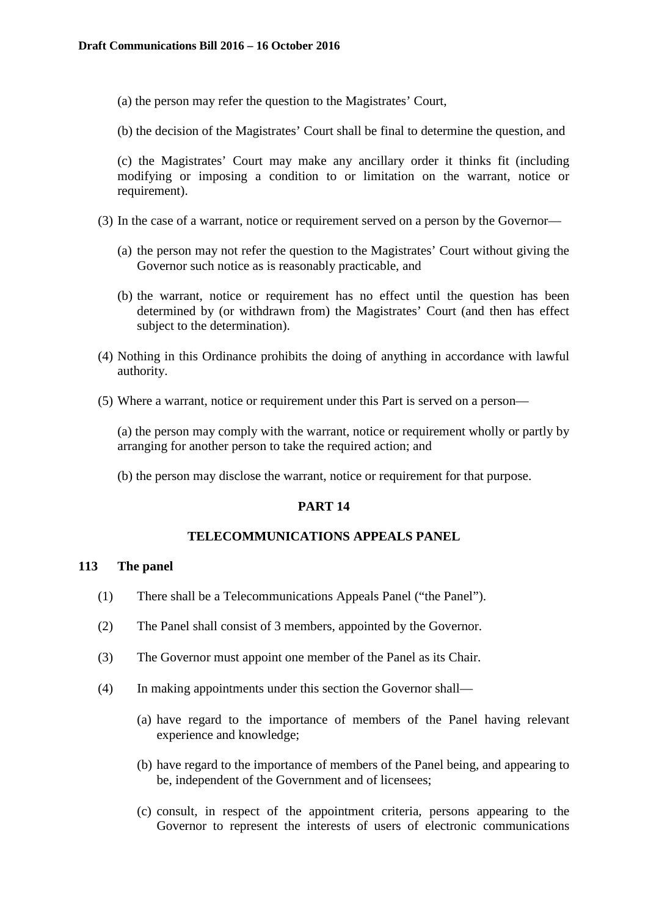(a) the person may refer the question to the Magistrates' Court,

(b) the decision of the Magistrates' Court shall be final to determine the question, and

(c) the Magistrates' Court may make any ancillary order it thinks fit (including modifying or imposing a condition to or limitation on the warrant, notice or requirement).

(3) In the case of a warrant, notice or requirement served on a person by the Governor—

(a) the person may not refer the question to the Magistrates' Court without giving the Governor such notice as is reasonably practicable, and

(b) the warrant, notice or requirement has no effect until the question has been determined by (or withdrawn from) the Magistrates' Court (and then has effect subject to the determination).

(4) Nothing in this Ordinance prohibits the doing of anything in accordance with lawful authority.

(5) Where a warrant, notice or requirement under this Part is served on a person—

(a) the person may comply with the warrant, notice or requirement wholly or partly by arranging for another person to take the required action; and

(b) the person may disclose the warrant, notice or requirement for that purpose.

## PART 14

## TELECOMMUNICATIONS APPEALS PANEL

### 113 The panel

(1) There shall be a Telecommunications Appeals Panel ("the Panel").

(2) The Panel shall consist of 3 members, appointed by the Governor.

(3) The Governor must appoint one member of the Panel as its Chair.

(4) In making appointments under this section the Governor shall—

(a) have regard to the importance of members of the Panel having relevant experience and knowledge;

(b) have regard to the importance of members of the Panel being, and appearing to be, independent of the Government and of licensees;

(c) consult, in respect of the appointment criteria, persons appearing to the Governor to represent the interests of users of electronic communications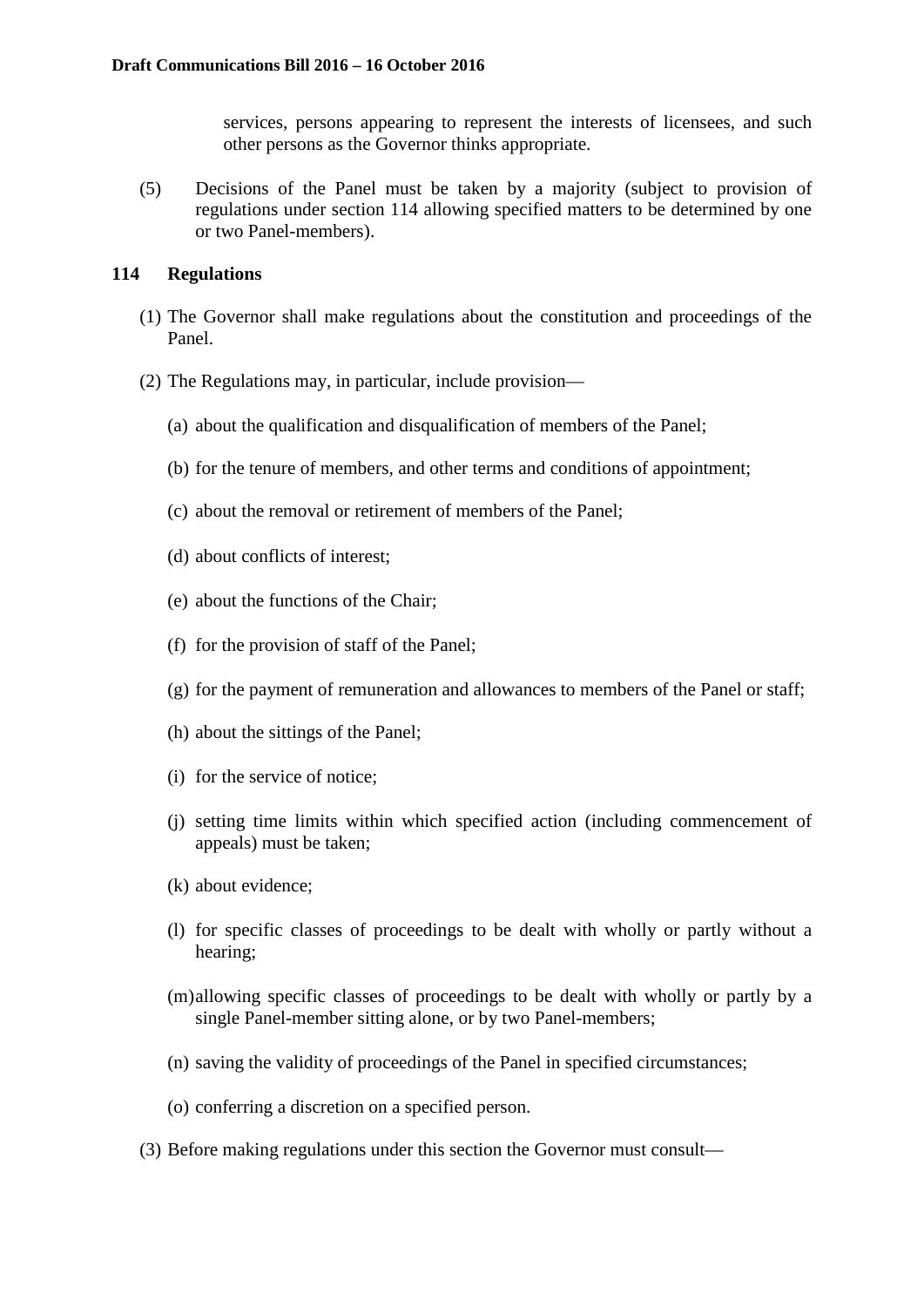services, persons appearing to represent the interests of licensees, and such other persons as the Governor thinks appropriate.

(5) Decisions of the Panel must be taken by a majority (subject to provision of regulations under section 114 allowing specified matters to be determined by one or two Panel-members).

### 114 Regulations

(1) The Governor shall make regulations about the constitution and proceedings of the Panel.

(2) The Regulations may, in particular, include provision—

(a) about the qualification and disqualification of members of the Panel;

(b) for the tenure of members, and other terms and conditions of appointment;

(c) about the removal or retirement of members of the Panel;

(d) about conflicts of interest;

(e) about the functions of the Chair;

(f) for the provision of staff of the Panel;

(g) for the payment of remuneration and allowances to members of the Panel or staff;

(h) about the sittings of the Panel;

(i) for the service of notice;

(j) setting time limits within which specified action (including commencement of appeals) must be taken;

(k) about evidence;

(l) for specific classes of proceedings to be dealt with wholly or partly without a hearing;

(m) allowing specific classes of proceedings to be dealt with wholly or partly by a single Panel-member sitting alone, or by two Panel-members;

(n) saving the validity of proceedings of the Panel in specified circumstances;

(o) conferring a discretion on a specified person.

(3) Before making regulations under this section the Governor must consult—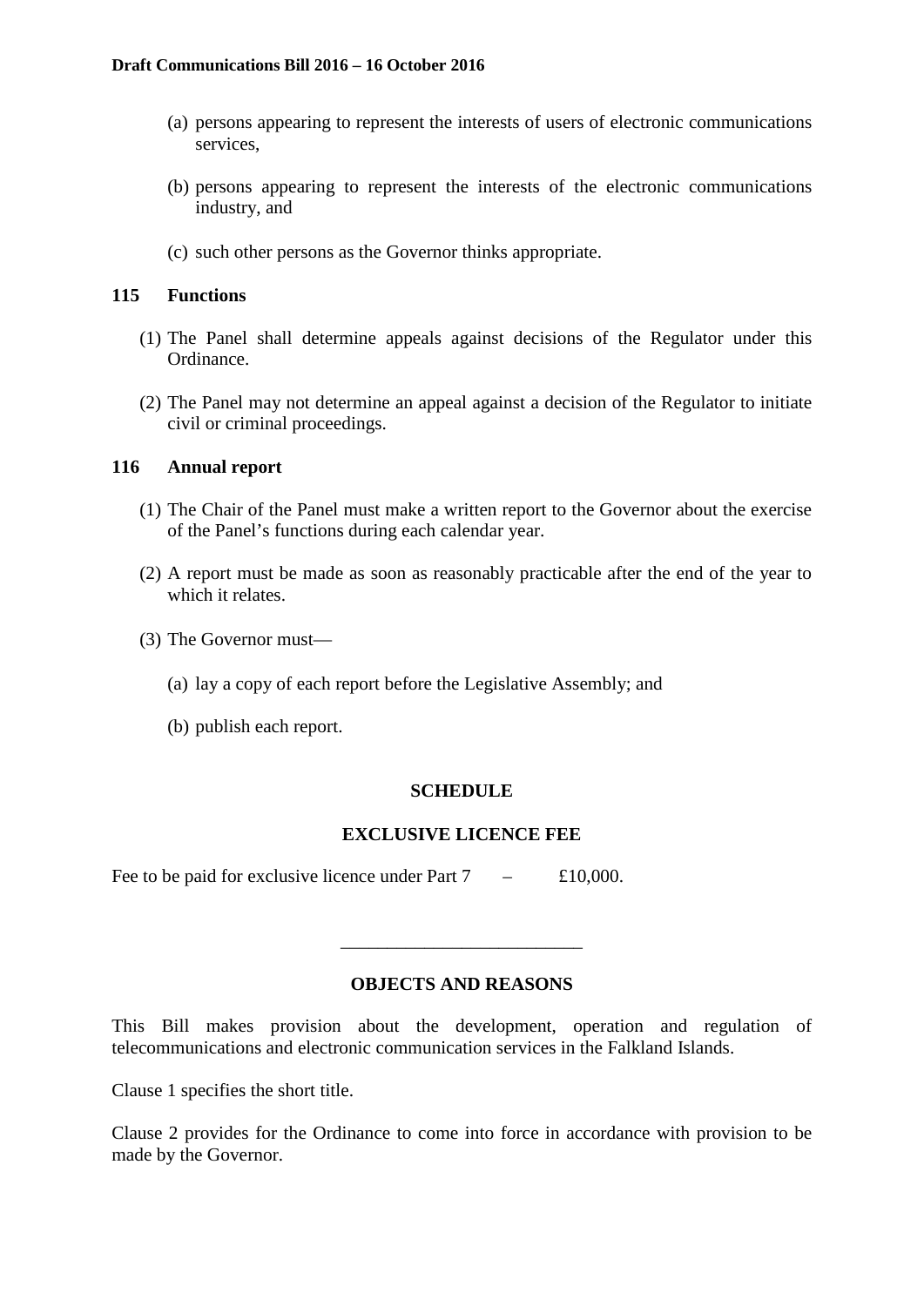(a) persons appearing to represent the interests of users of electronic communications services,

(b) persons appearing to represent the interests of the electronic communications industry, and

(c) such other persons as the Governor thinks appropriate.

### 115 Functions

(1) The Panel shall determine appeals against decisions of the Regulator under this Ordinance.

(2) The Panel may not determine an appeal against a decision of the Regulator to initiate civil or criminal proceedings.

### 116 Annual report

(1) The Chair of the Panel must make a written report to the Governor about the exercise of the Panel's functions during each calendar year.

(2) A report must be made as soon as reasonably practicable after the end of the year to which it relates.

(3) The Governor must—

(a) lay a copy of each report before the Legislative Assembly; and

(b) publish each report.

## SCHEDULE

## EXCLUSIVE LICENCE FEE

Fee to be paid for exclusive licence under Part 7 – £10,000.

---

## OBJECTS AND REASONS

This Bill makes provision about the development, operation and regulation of telecommunications and electronic communication services in the Falkland Islands.

Clause 1 specifies the short title.

Clause 2 provides for the Ordinance to come into force in accordance with provision to be made by the Governor.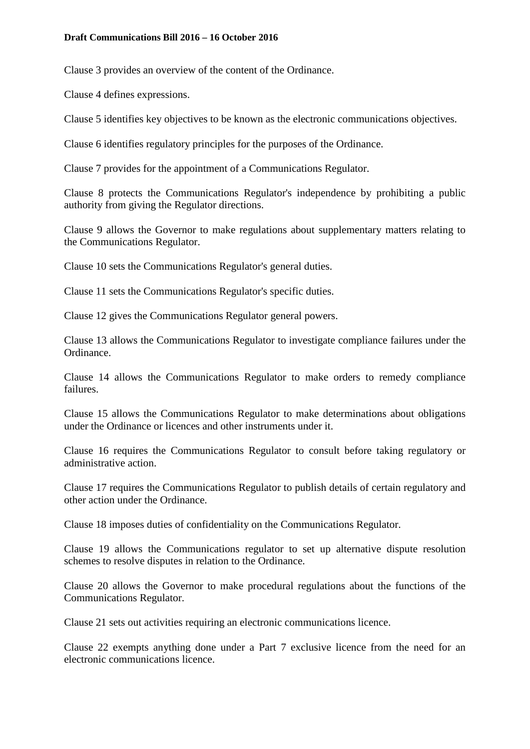Clause 3 provides an overview of the content of the Ordinance.

Clause 4 defines expressions.

Clause 5 identifies key objectives to be known as the electronic communications objectives.

Clause 6 identifies regulatory principles for the purposes of the Ordinance.

Clause 7 provides for the appointment of a Communications Regulator.

Clause 8 protects the Communications Regulator's independence by prohibiting a public authority from giving the Regulator directions.

Clause 9 allows the Governor to make regulations about supplementary matters relating to the Communications Regulator.

Clause 10 sets the Communications Regulator's general duties.

Clause 11 sets the Communications Regulator's specific duties.

Clause 12 gives the Communications Regulator general powers.

Clause 13 allows the Communications Regulator to investigate compliance failures under the Ordinance.

Clause 14 allows the Communications Regulator to make orders to remedy compliance failures.

Clause 15 allows the Communications Regulator to make determinations about obligations under the Ordinance or licences and other instruments under it.

Clause 16 requires the Communications Regulator to consult before taking regulatory or administrative action.

Clause 17 requires the Communications Regulator to publish details of certain regulatory and other action under the Ordinance.

Clause 18 imposes duties of confidentiality on the Communications Regulator.

Clause 19 allows the Communications regulator to set up alternative dispute resolution schemes to resolve disputes in relation to the Ordinance.

Clause 20 allows the Governor to make procedural regulations about the functions of the Communications Regulator.

Clause 21 sets out activities requiring an electronic communications licence.

Clause 22 exempts anything done under a Part 7 exclusive licence from the need for an electronic communications licence.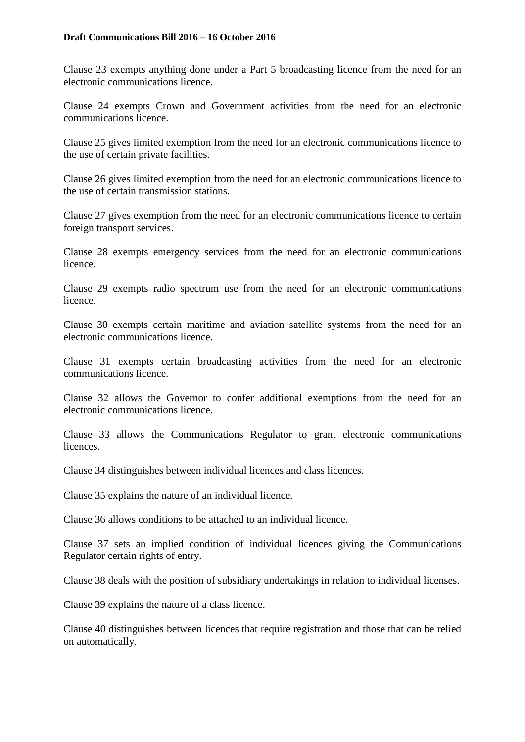Clause 23 exempts anything done under a Part 5 broadcasting licence from the need for an electronic communications licence.

Clause 24 exempts Crown and Government activities from the need for an electronic communications licence.

Clause 25 gives limited exemption from the need for an electronic communications licence to the use of certain private facilities.

Clause 26 gives limited exemption from the need for an electronic communications licence to the use of certain transmission stations.

Clause 27 gives exemption from the need for an electronic communications licence to certain foreign transport services.

Clause 28 exempts emergency services from the need for an electronic communications licence.

Clause 29 exempts radio spectrum use from the need for an electronic communications licence.

Clause 30 exempts certain maritime and aviation satellite systems from the need for an electronic communications licence.

Clause 31 exempts certain broadcasting activities from the need for an electronic communications licence.

Clause 32 allows the Governor to confer additional exemptions from the need for an electronic communications licence.

Clause 33 allows the Communications Regulator to grant electronic communications licences.

Clause 34 distinguishes between individual licences and class licences.

Clause 35 explains the nature of an individual licence.

Clause 36 allows conditions to be attached to an individual licence.

Clause 37 sets an implied condition of individual licences giving the Communications Regulator certain rights of entry.

Clause 38 deals with the position of subsidiary undertakings in relation to individual licenses.

Clause 39 explains the nature of a class licence.

Clause 40 distinguishes between licences that require registration and those that can be relied on automatically.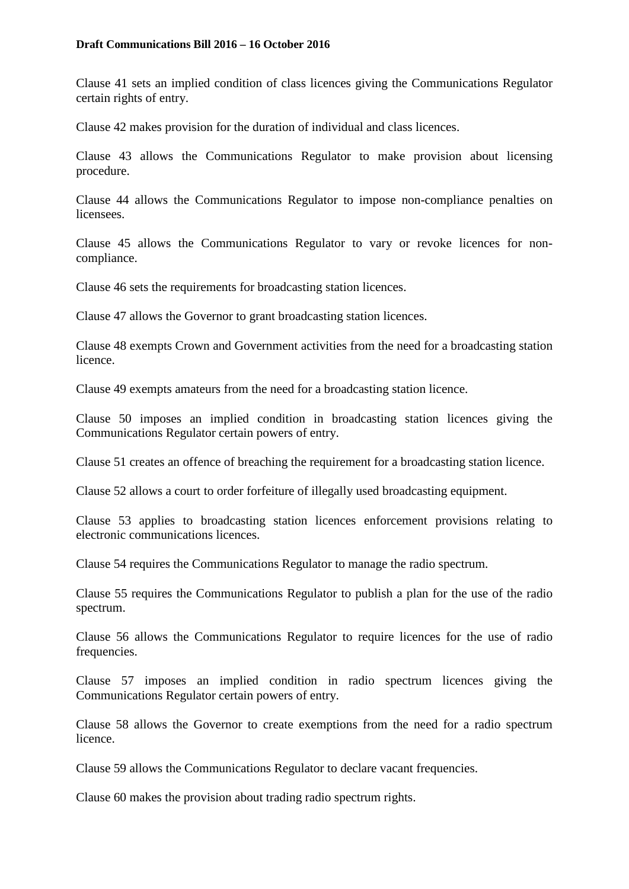Clause 41 sets an implied condition of class licences giving the Communications Regulator certain rights of entry.

Clause 42 makes provision for the duration of individual and class licences.

Clause 43 allows the Communications Regulator to make provision about licensing procedure.

Clause 44 allows the Communications Regulator to impose non-compliance penalties on licensees.

Clause 45 allows the Communications Regulator to vary or revoke licences for non-compliance.

Clause 46 sets the requirements for broadcasting station licences.

Clause 47 allows the Governor to grant broadcasting station licences.

Clause 48 exempts Crown and Government activities from the need for a broadcasting station licence.

Clause 49 exempts amateurs from the need for a broadcasting station licence.

Clause 50 imposes an implied condition in broadcasting station licences giving the Communications Regulator certain powers of entry.

Clause 51 creates an offence of breaching the requirement for a broadcasting station licence.

Clause 52 allows a court to order forfeiture of illegally used broadcasting equipment.

Clause 53 applies to broadcasting station licences enforcement provisions relating to electronic communications licences.

Clause 54 requires the Communications Regulator to manage the radio spectrum.

Clause 55 requires the Communications Regulator to publish a plan for the use of the radio spectrum.

Clause 56 allows the Communications Regulator to require licences for the use of radio frequencies.

Clause 57 imposes an implied condition in radio spectrum licences giving the Communications Regulator certain powers of entry.

Clause 58 allows the Governor to create exemptions from the need for a radio spectrum licence.

Clause 59 allows the Communications Regulator to declare vacant frequencies.

Clause 60 makes the provision about trading radio spectrum rights.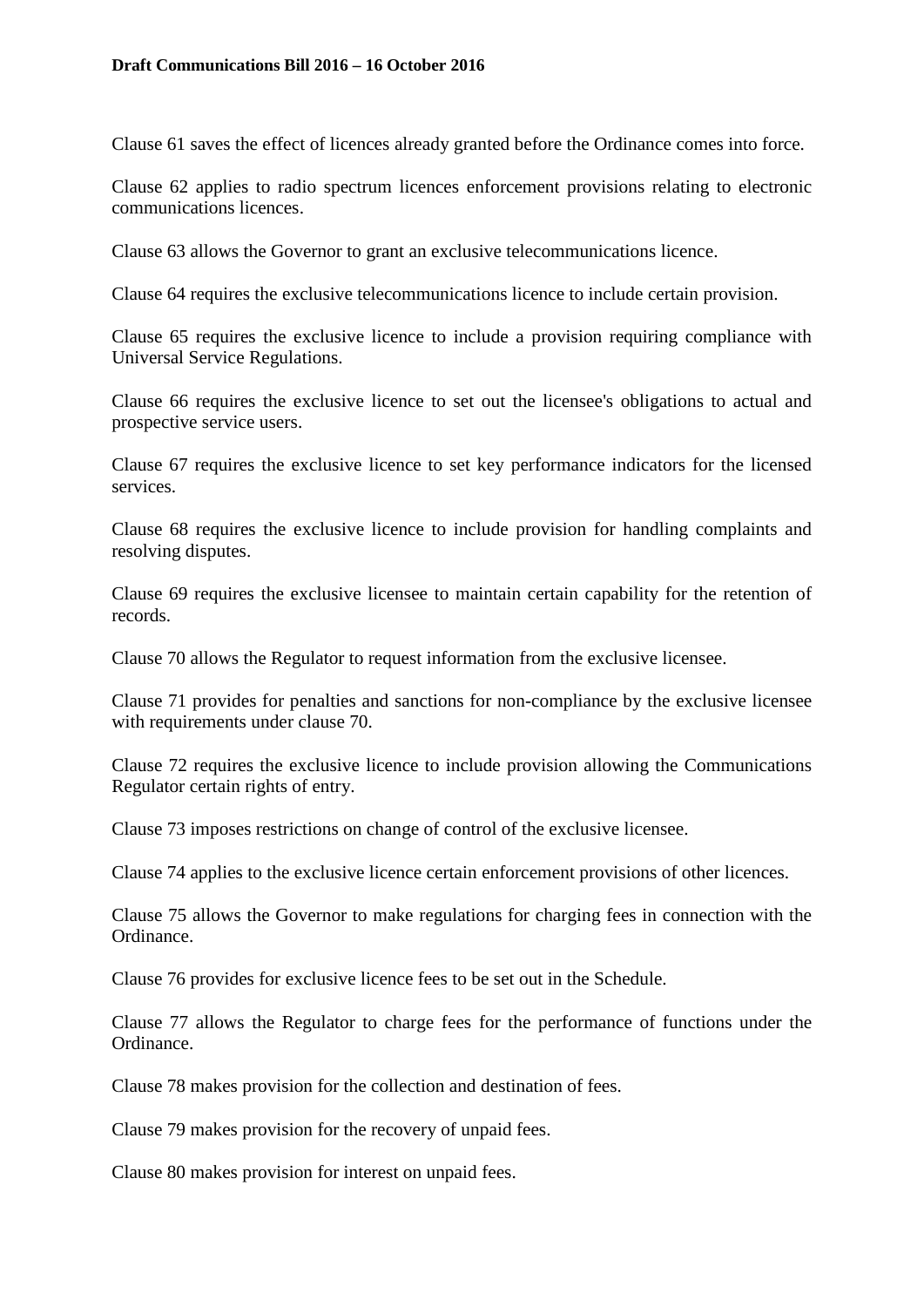Clause 61 saves the effect of licences already granted before the Ordinance comes into force.

Clause 62 applies to radio spectrum licences enforcement provisions relating to electronic communications licences.

Clause 63 allows the Governor to grant an exclusive telecommunications licence.

Clause 64 requires the exclusive telecommunications licence to include certain provision.

Clause 65 requires the exclusive licence to include a provision requiring compliance with Universal Service Regulations.

Clause 66 requires the exclusive licence to set out the licensee's obligations to actual and prospective service users.

Clause 67 requires the exclusive licence to set key performance indicators for the licensed services.

Clause 68 requires the exclusive licence to include provision for handling complaints and resolving disputes.

Clause 69 requires the exclusive licensee to maintain certain capability for the retention of records.

Clause 70 allows the Regulator to request information from the exclusive licensee.

Clause 71 provides for penalties and sanctions for non-compliance by the exclusive licensee with requirements under clause 70.

Clause 72 requires the exclusive licence to include provision allowing the Communications Regulator certain rights of entry.

Clause 73 imposes restrictions on change of control of the exclusive licensee.

Clause 74 applies to the exclusive licence certain enforcement provisions of other licences.

Clause 75 allows the Governor to make regulations for charging fees in connection with the Ordinance.

Clause 76 provides for exclusive licence fees to be set out in the Schedule.

Clause 77 allows the Regulator to charge fees for the performance of functions under the Ordinance.

Clause 78 makes provision for the collection and destination of fees.

Clause 79 makes provision for the recovery of unpaid fees.

Clause 80 makes provision for interest on unpaid fees.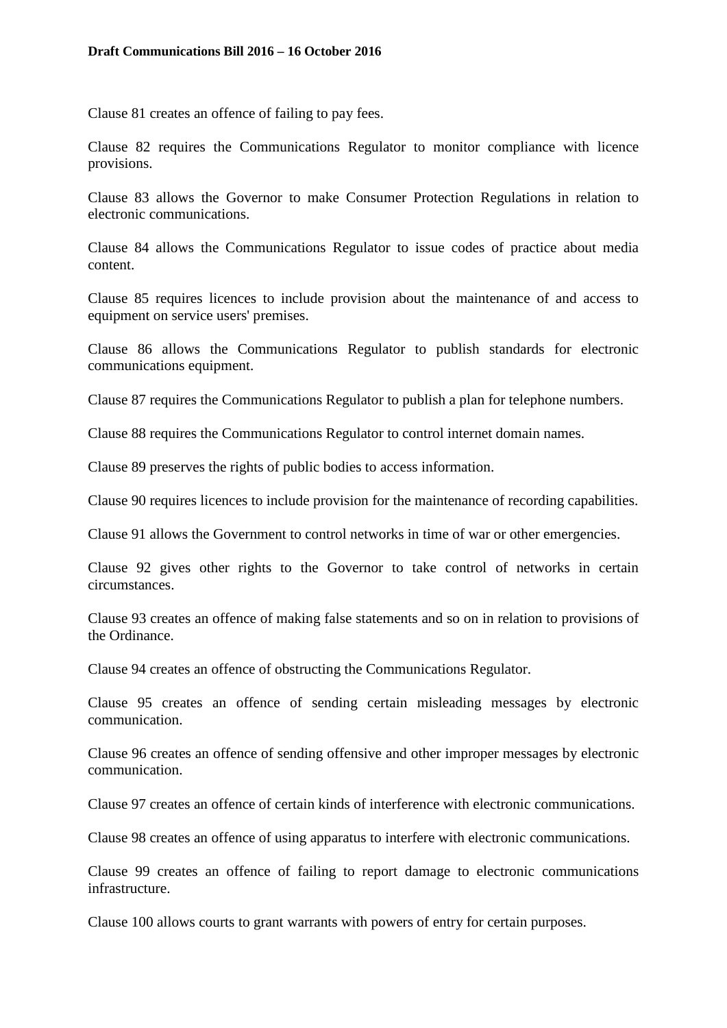Clause 81 creates an offence of failing to pay fees.

Clause 82 requires the Communications Regulator to monitor compliance with licence provisions.

Clause 83 allows the Governor to make Consumer Protection Regulations in relation to electronic communications.

Clause 84 allows the Communications Regulator to issue codes of practice about media content.

Clause 85 requires licences to include provision about the maintenance of and access to equipment on service users' premises.

Clause 86 allows the Communications Regulator to publish standards for electronic communications equipment.

Clause 87 requires the Communications Regulator to publish a plan for telephone numbers.

Clause 88 requires the Communications Regulator to control internet domain names.

Clause 89 preserves the rights of public bodies to access information.

Clause 90 requires licences to include provision for the maintenance of recording capabilities.

Clause 91 allows the Government to control networks in time of war or other emergencies.

Clause 92 gives other rights to the Governor to take control of networks in certain circumstances.

Clause 93 creates an offence of making false statements and so on in relation to provisions of the Ordinance.

Clause 94 creates an offence of obstructing the Communications Regulator.

Clause 95 creates an offence of sending certain misleading messages by electronic communication.

Clause 96 creates an offence of sending offensive and other improper messages by electronic communication.

Clause 97 creates an offence of certain kinds of interference with electronic communications.

Clause 98 creates an offence of using apparatus to interfere with electronic communications.

Clause 99 creates an offence of failing to report damage to electronic communications infrastructure.

Clause 100 allows courts to grant warrants with powers of entry for certain purposes.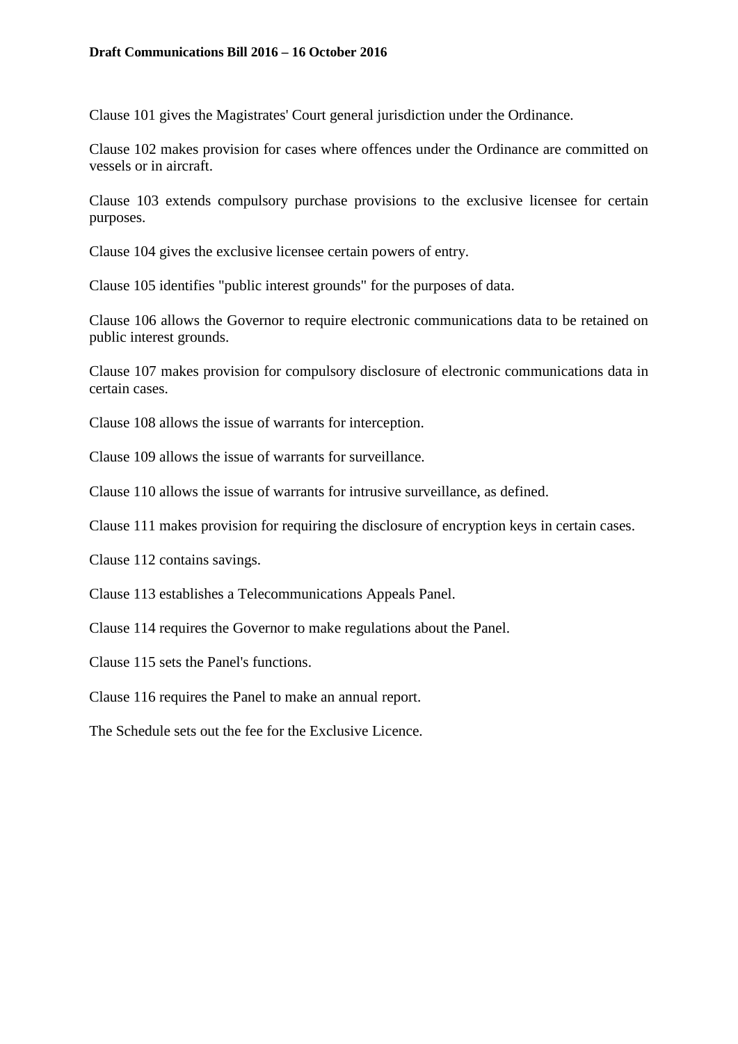Clause 101 gives the Magistrates' Court general jurisdiction under the Ordinance.

Clause 102 makes provision for cases where offences under the Ordinance are committed on vessels or in aircraft.

Clause 103 extends compulsory purchase provisions to the exclusive licensee for certain purposes.

Clause 104 gives the exclusive licensee certain powers of entry.

Clause 105 identifies "public interest grounds" for the purposes of data.

Clause 106 allows the Governor to require electronic communications data to be retained on public interest grounds.

Clause 107 makes provision for compulsory disclosure of electronic communications data in certain cases.

Clause 108 allows the issue of warrants for interception.

Clause 109 allows the issue of warrants for surveillance.

Clause 110 allows the issue of warrants for intrusive surveillance, as defined.

Clause 111 makes provision for requiring the disclosure of encryption keys in certain cases.

Clause 112 contains savings.

Clause 113 establishes a Telecommunications Appeals Panel.

Clause 114 requires the Governor to make regulations about the Panel.

Clause 115 sets the Panel's functions.

Clause 116 requires the Panel to make an annual report.

The Schedule sets out the fee for the Exclusive Licence.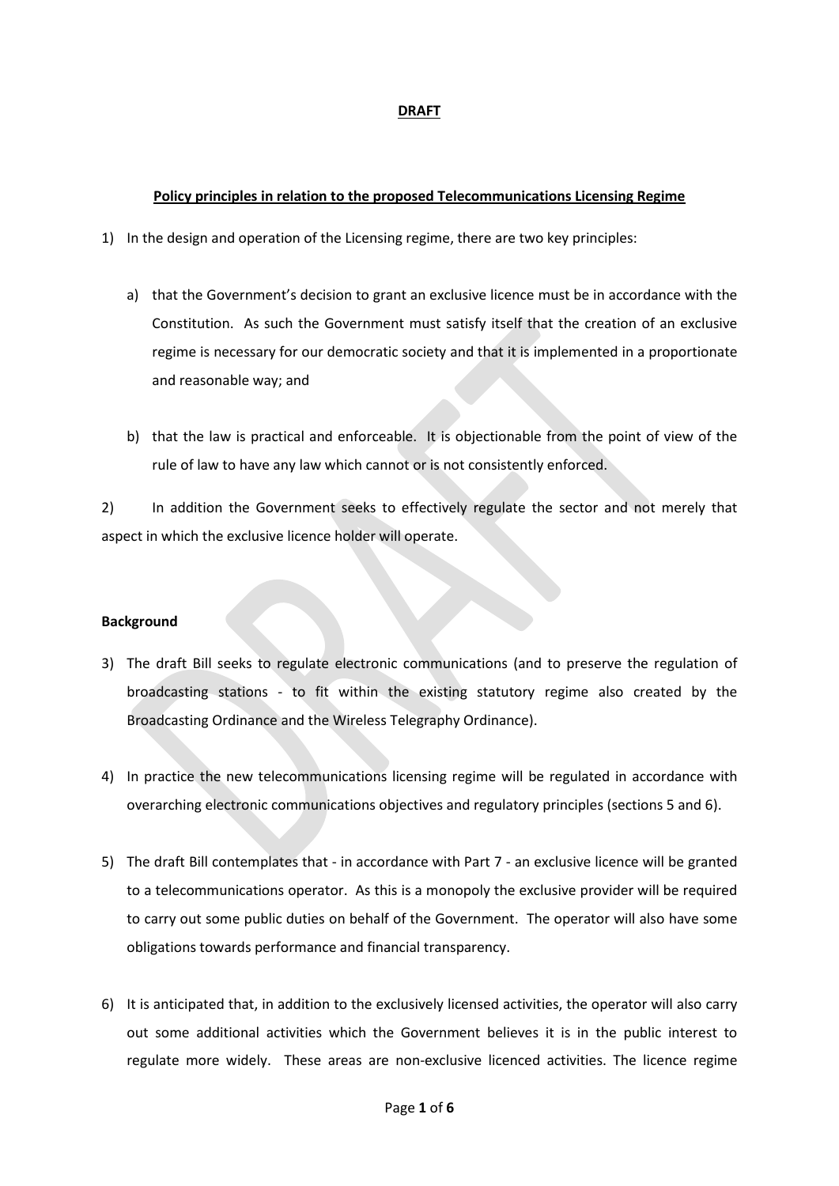**DRAFT**

**Policy principles in relation to the proposed Telecommunications Licensing Regime**

1) In the design and operation of the Licensing regime, there are two key principles:

   a) that the Government's decision to grant an exclusive licence must be in accordance with the Constitution. As such the Government must satisfy itself that the creation of an exclusive regime is necessary for our democratic society and that it is implemented in a proportionate and reasonable way; and

   b) that the law is practical and enforceable. It is objectionable from the point of view of the rule of law to have any law which cannot or is not consistently enforced.

2) In addition the Government seeks to effectively regulate the sector and not merely that aspect in which the exclusive licence holder will operate.

**Background**

3) The draft Bill seeks to regulate electronic communications (and to preserve the regulation of broadcasting stations - to fit within the existing statutory regime also created by the Broadcasting Ordinance and the Wireless Telegraphy Ordinance).

4) In practice the new telecommunications licensing regime will be regulated in accordance with overarching electronic communications objectives and regulatory principles (sections 5 and 6).

5) The draft Bill contemplates that - in accordance with Part 7 - an exclusive licence will be granted to a telecommunications operator. As this is a monopoly the exclusive provider will be required to carry out some public duties on behalf of the Government. The operator will also have some obligations towards performance and financial transparency.

6) It is anticipated that, in addition to the exclusively licensed activities, the operator will also carry out some additional activities which the Government believes it is in the public interest to regulate more widely. These areas are non-exclusive licenced activities. The licence regime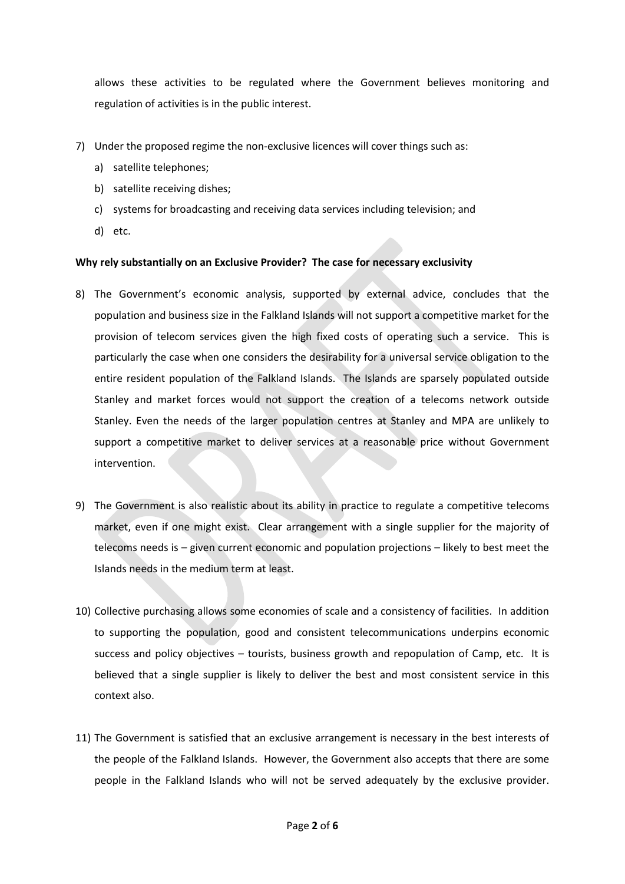allows these activities to be regulated where the Government believes monitoring and regulation of activities is in the public interest.

7) Under the proposed regime the non-exclusive licences will cover things such as:
   a) satellite telephones;
   b) satellite receiving dishes;
   c) systems for broadcasting and receiving data services including television; and
   d) etc.

**Why rely substantially on an Exclusive Provider? The case for necessary exclusivity**

8) The Government's economic analysis, supported by external advice, concludes that the population and business size in the Falkland Islands will not support a competitive market for the provision of telecom services given the high fixed costs of operating such a service. This is particularly the case when one considers the desirability for a universal service obligation to the entire resident population of the Falkland Islands. The Islands are sparsely populated outside Stanley and market forces would not support the creation of a telecoms network outside Stanley. Even the needs of the larger population centres at Stanley and MPA are unlikely to support a competitive market to deliver services at a reasonable price without Government intervention.

9) The Government is also realistic about its ability in practice to regulate a competitive telecoms market, even if one might exist. Clear arrangement with a single supplier for the majority of telecoms needs is – given current economic and population projections – likely to best meet the Islands needs in the medium term at least.

10) Collective purchasing allows some economies of scale and a consistency of facilities. In addition to supporting the population, good and consistent telecommunications underpins economic success and policy objectives – tourists, business growth and repopulation of Camp, etc. It is believed that a single supplier is likely to deliver the best and most consistent service in this context also.

11) The Government is satisfied that an exclusive arrangement is necessary in the best interests of the people of the Falkland Islands. However, the Government also accepts that there are some people in the Falkland Islands who will not be served adequately by the exclusive provider.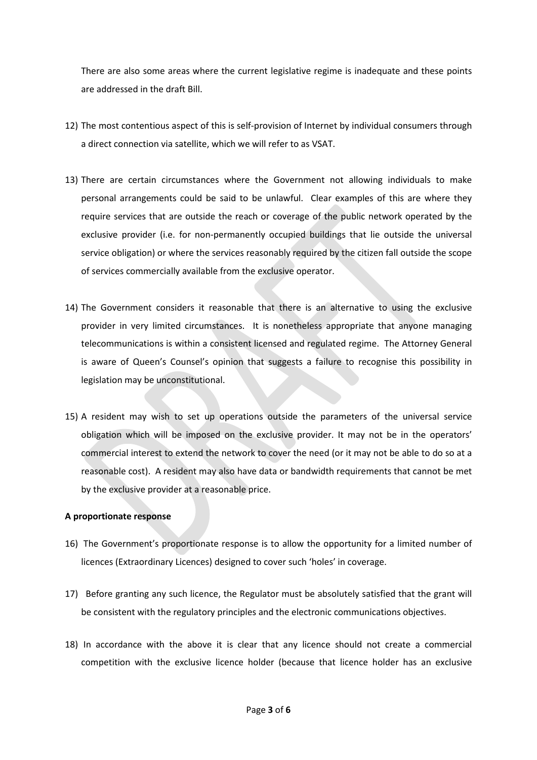There are also some areas where the current legislative regime is inadequate and these points are addressed in the draft Bill.

12) The most contentious aspect of this is self-provision of Internet by individual consumers through a direct connection via satellite, which we will refer to as VSAT.

13) There are certain circumstances where the Government not allowing individuals to make personal arrangements could be said to be unlawful. Clear examples of this are where they require services that are outside the reach or coverage of the public network operated by the exclusive provider (i.e. for non-permanently occupied buildings that lie outside the universal service obligation) or where the services reasonably required by the citizen fall outside the scope of services commercially available from the exclusive operator.

14) The Government considers it reasonable that there is an alternative to using the exclusive provider in very limited circumstances. It is nonetheless appropriate that anyone managing telecommunications is within a consistent licensed and regulated regime. The Attorney General is aware of Queen's Counsel's opinion that suggests a failure to recognise this possibility in legislation may be unconstitutional.

15) A resident may wish to set up operations outside the parameters of the universal service obligation which will be imposed on the exclusive provider. It may not be in the operators' commercial interest to extend the network to cover the need (or it may not be able to do so at a reasonable cost). A resident may also have data or bandwidth requirements that cannot be met by the exclusive provider at a reasonable price.

**A proportionate response**

16) The Government's proportionate response is to allow the opportunity for a limited number of licences (Extraordinary Licences) designed to cover such 'holes' in coverage.

17) Before granting any such licence, the Regulator must be absolutely satisfied that the grant will be consistent with the regulatory principles and the electronic communications objectives.

18) In accordance with the above it is clear that any licence should not create a commercial competition with the exclusive licence holder (because that licence holder has an exclusive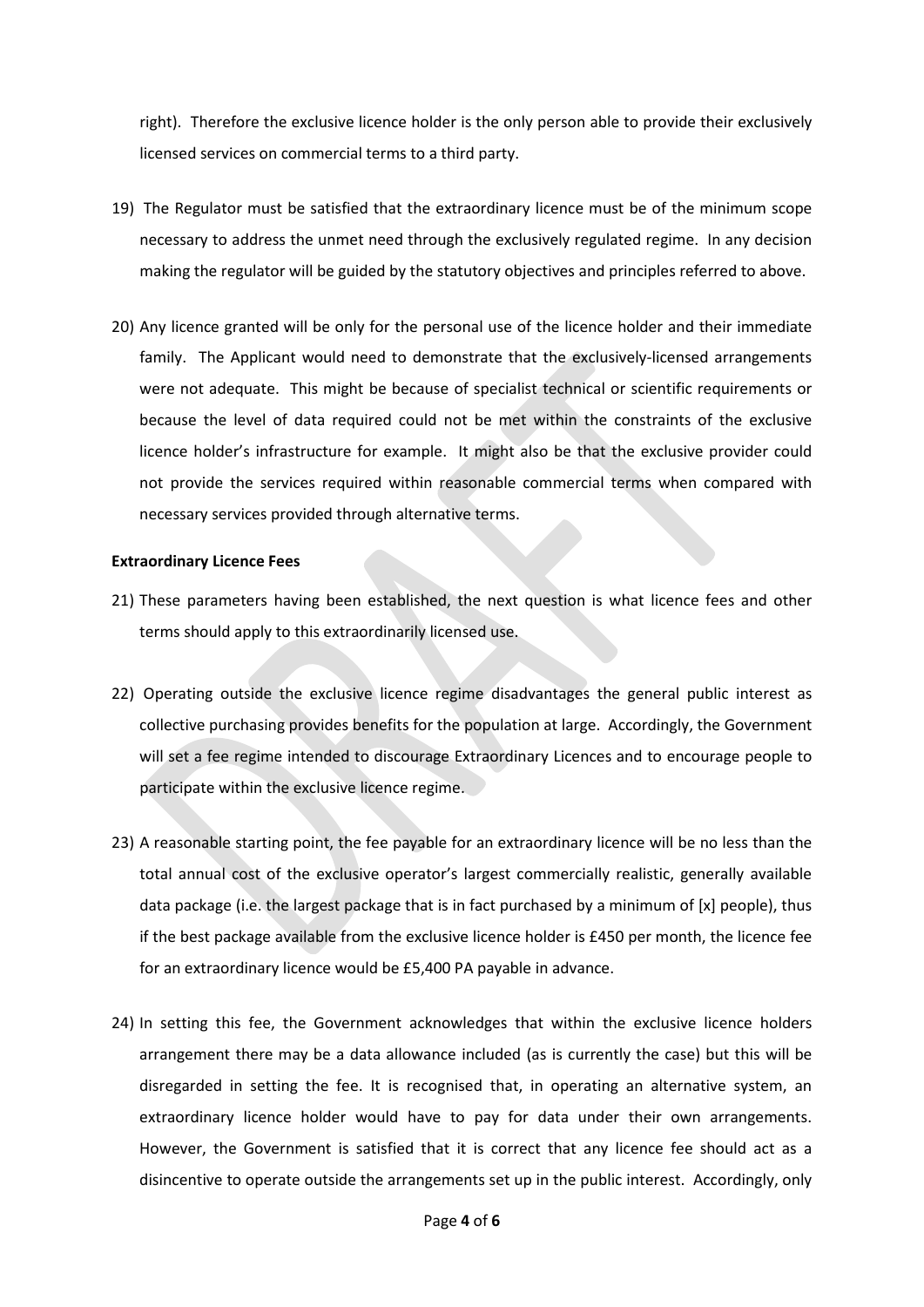right). Therefore the exclusive licence holder is the only person able to provide their exclusively licensed services on commercial terms to a third party.

19) The Regulator must be satisfied that the extraordinary licence must be of the minimum scope necessary to address the unmet need through the exclusively regulated regime. In any decision making the regulator will be guided by the statutory objectives and principles referred to above.

20) Any licence granted will be only for the personal use of the licence holder and their immediate family. The Applicant would need to demonstrate that the exclusively-licensed arrangements were not adequate. This might be because of specialist technical or scientific requirements or because the level of data required could not be met within the constraints of the exclusive licence holder's infrastructure for example. It might also be that the exclusive provider could not provide the services required within reasonable commercial terms when compared with necessary services provided through alternative terms.

**Extraordinary Licence Fees**

21) These parameters having been established, the next question is what licence fees and other terms should apply to this extraordinarily licensed use.

22) Operating outside the exclusive licence regime disadvantages the general public interest as collective purchasing provides benefits for the population at large. Accordingly, the Government will set a fee regime intended to discourage Extraordinary Licences and to encourage people to participate within the exclusive licence regime.

23) A reasonable starting point, the fee payable for an extraordinary licence will be no less than the total annual cost of the exclusive operator's largest commercially realistic, generally available data package (i.e. the largest package that is in fact purchased by a minimum of [x] people), thus if the best package available from the exclusive licence holder is £450 per month, the licence fee for an extraordinary licence would be £5,400 PA payable in advance.

24) In setting this fee, the Government acknowledges that within the exclusive licence holders arrangement there may be a data allowance included (as is currently the case) but this will be disregarded in setting the fee. It is recognised that, in operating an alternative system, an extraordinary licence holder would have to pay for data under their own arrangements. However, the Government is satisfied that it is correct that any licence fee should act as a disincentive to operate outside the arrangements set up in the public interest. Accordingly, only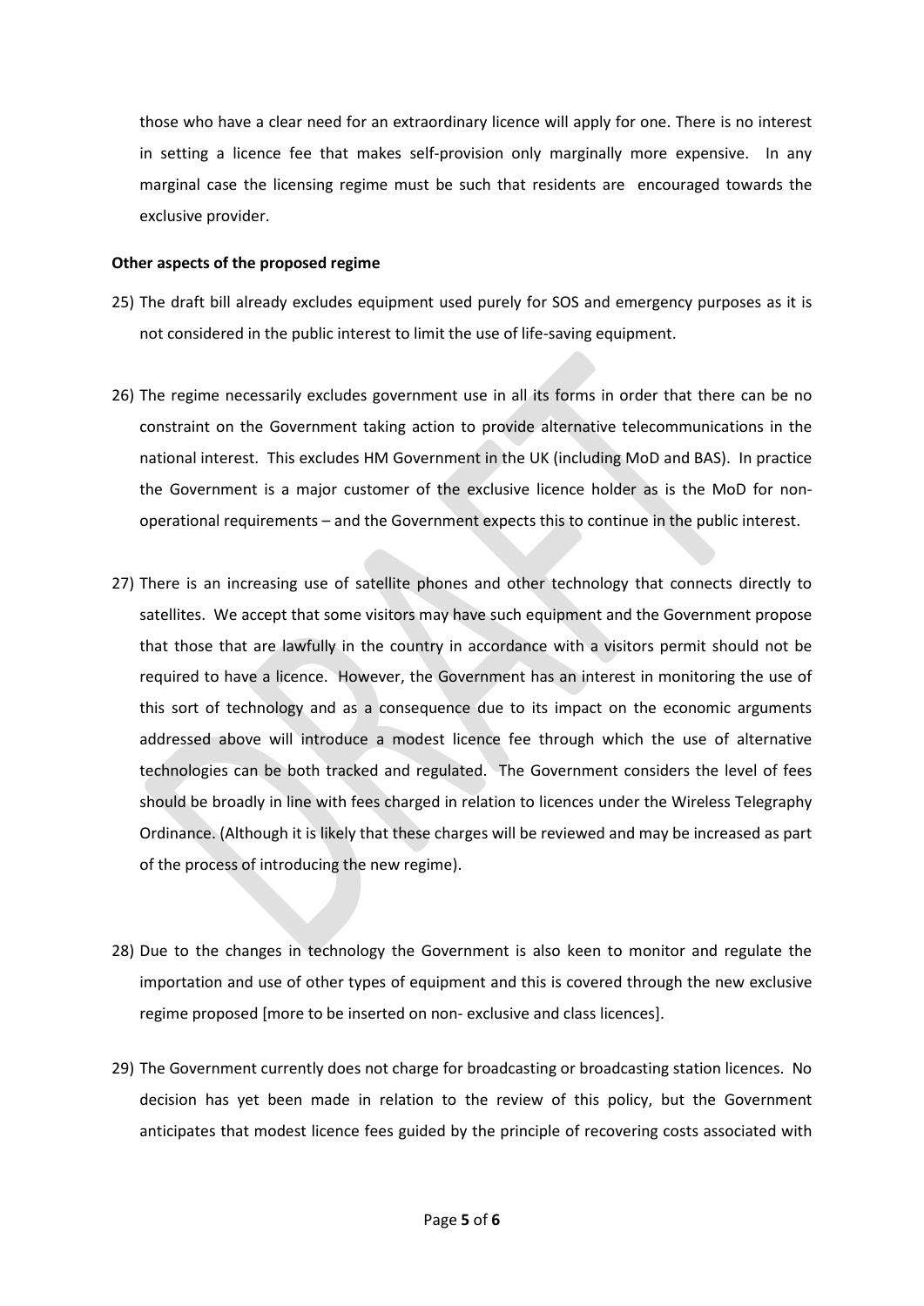those who have a clear need for an extraordinary licence will apply for one. There is no interest in setting a licence fee that makes self-provision only marginally more expensive. In any marginal case the licensing regime must be such that residents are encouraged towards the exclusive provider.

**Other aspects of the proposed regime**

25) The draft bill already excludes equipment used purely for SOS and emergency purposes as it is not considered in the public interest to limit the use of life-saving equipment.

26) The regime necessarily excludes government use in all its forms in order that there can be no constraint on the Government taking action to provide alternative telecommunications in the national interest. This excludes HM Government in the UK (including MoD and BAS). In practice the Government is a major customer of the exclusive licence holder as is the MoD for non-operational requirements – and the Government expects this to continue in the public interest.

27) There is an increasing use of satellite phones and other technology that connects directly to satellites. We accept that some visitors may have such equipment and the Government propose that those that are lawfully in the country in accordance with a visitors permit should not be required to have a licence. However, the Government has an interest in monitoring the use of this sort of technology and as a consequence due to its impact on the economic arguments addressed above will introduce a modest licence fee through which the use of alternative technologies can be both tracked and regulated. The Government considers the level of fees should be broadly in line with fees charged in relation to licences under the Wireless Telegraphy Ordinance. (Although it is likely that these charges will be reviewed and may be increased as part of the process of introducing the new regime).

28) Due to the changes in technology the Government is also keen to monitor and regulate the importation and use of other types of equipment and this is covered through the new exclusive regime proposed [more to be inserted on non- exclusive and class licences].

29) The Government currently does not charge for broadcasting or broadcasting station licences. No decision has yet been made in relation to the review of this policy, but the Government anticipates that modest licence fees guided by the principle of recovering costs associated with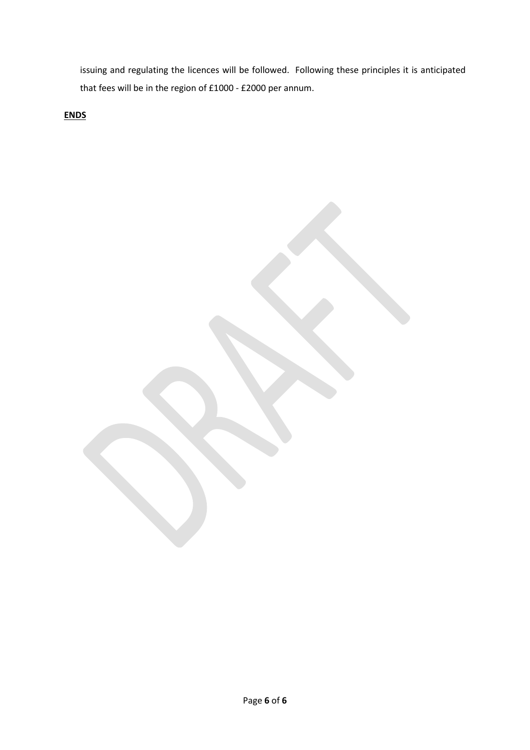issuing and regulating the licences will be followed. Following these principles it is anticipated that fees will be in the region of £1000 - £2000 per annum.

**ENDS**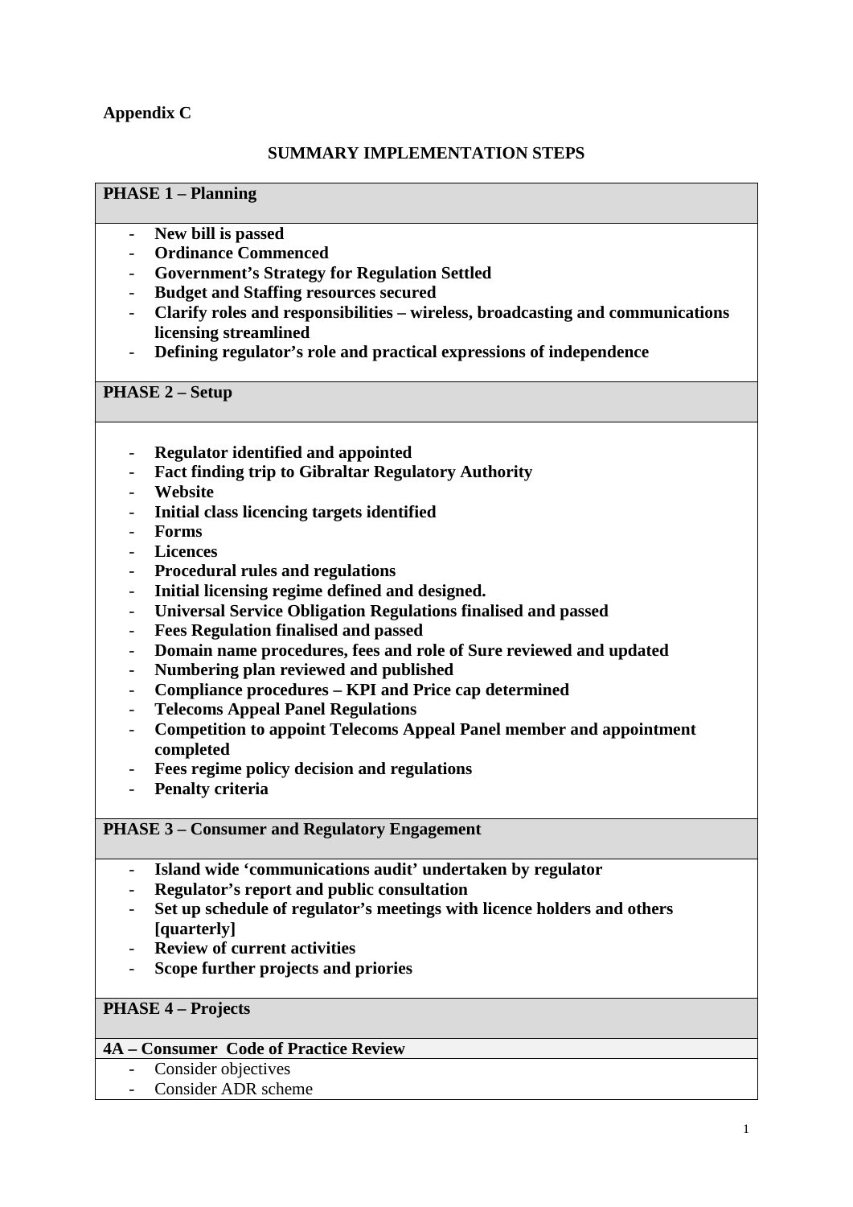**Appendix C**

**SUMMARY IMPLEMENTATION STEPS**

**PHASE 1 – Planning**

- **New bill is passed**
- **Ordinance Commenced**
- **Government's Strategy for Regulation Settled**
- **Budget and Staffing resources secured**
- **Clarify roles and responsibilities – wireless, broadcasting and communications licensing streamlined**
- **Defining regulator's role and practical expressions of independence**

**PHASE 2 – Setup**

- **Regulator identified and appointed**
- **Fact finding trip to Gibraltar Regulatory Authority**
- **Website**
- **Initial class licencing targets identified**
- **Forms**
- **Licences**
- **Procedural rules and regulations**
- **Initial licensing regime defined and designed.**
- **Universal Service Obligation Regulations finalised and passed**
- **Fees Regulation finalised and passed**
- **Domain name procedures, fees and role of Sure reviewed and updated**
- **Numbering plan reviewed and published**
- **Compliance procedures – KPI and Price cap determined**
- **Telecoms Appeal Panel Regulations**
- **Competition to appoint Telecoms Appeal Panel member and appointment completed**
- **Fees regime policy decision and regulations**
- **Penalty criteria**

**PHASE 3 – Consumer and Regulatory Engagement**

- **Island wide 'communications audit' undertaken by regulator**
- **Regulator's report and public consultation**
- **Set up schedule of regulator's meetings with licence holders and others [quarterly]**
- **Review of current activities**
- **Scope further projects and priories**

**PHASE 4 – Projects**

**4A – Consumer Code of Practice Review**

- Consider objectives
- Consider ADR scheme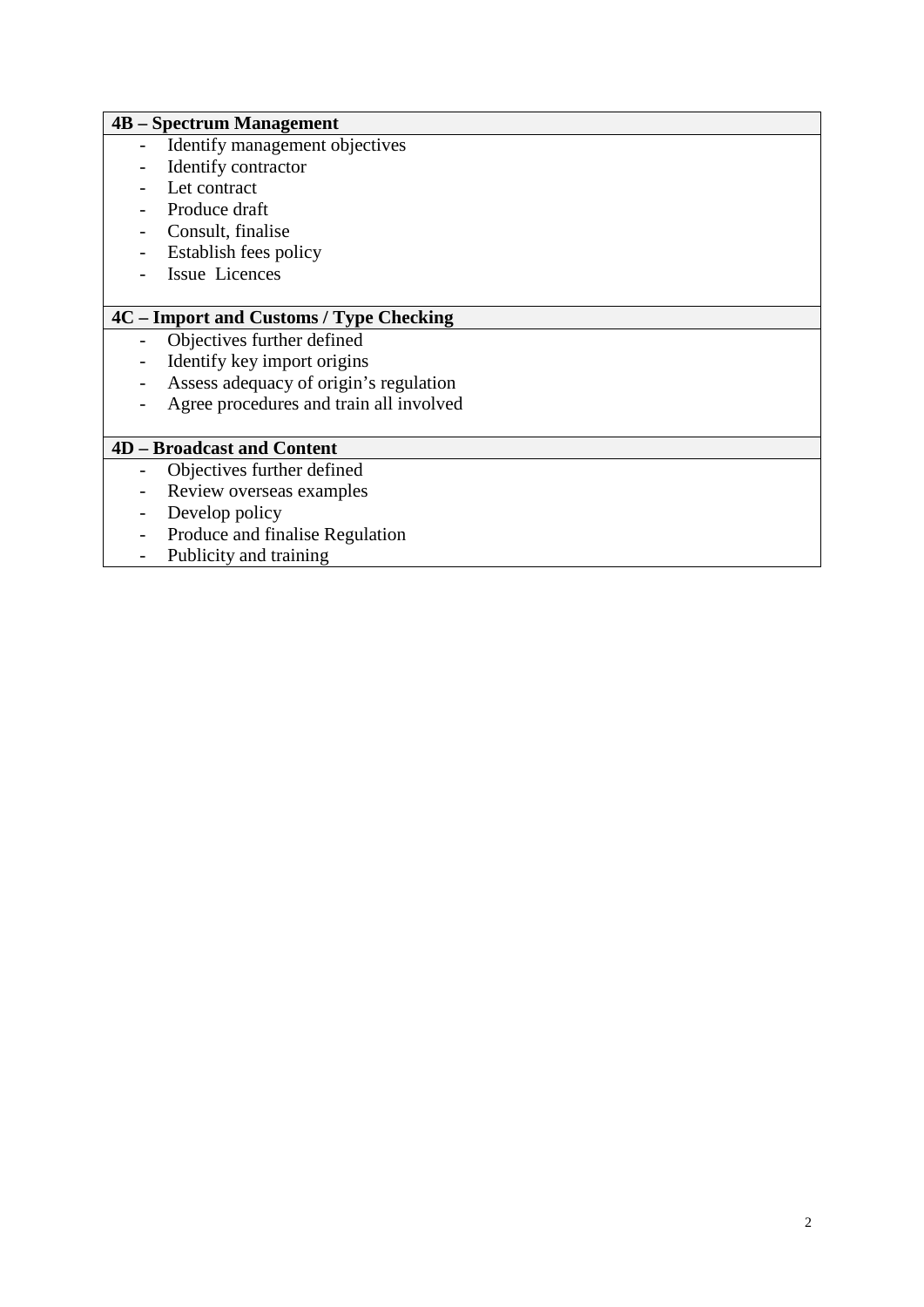| 4B – Spectrum Management |
| --- |
| - Identify management objectives<br>- Identify contractor<br>- Let contract<br>- Produce draft<br>- Consult, finalise<br>- Establish fees policy<br>- Issue Licences |
| **4C – Import and Customs / Type Checking** |
| - Objectives further defined<br>- Identify key import origins<br>- Assess adequacy of origin's regulation<br>- Agree procedures and train all involved |
| **4D – Broadcast and Content** |
| - Objectives further defined<br>- Review overseas examples<br>- Develop policy<br>- Produce and finalise Regulation<br>- Publicity and training |